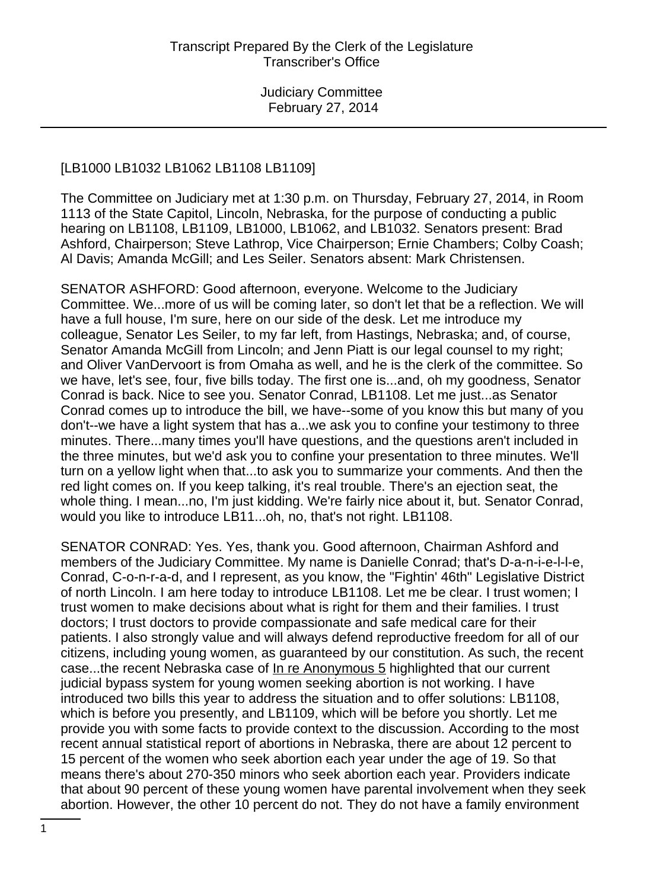[LB1000 LB1032 LB1062 LB1108 LB1109]

The Committee on Judiciary met at 1:30 p.m. on Thursday, February 27, 2014, in Room 1113 of the State Capitol, Lincoln, Nebraska, for the purpose of conducting a public hearing on LB1108, LB1109, LB1000, LB1062, and LB1032. Senators present: Brad Ashford, Chairperson; Steve Lathrop, Vice Chairperson; Ernie Chambers; Colby Coash; Al Davis; Amanda McGill; and Les Seiler. Senators absent: Mark Christensen.

SENATOR ASHFORD: Good afternoon, everyone. Welcome to the Judiciary Committee. We...more of us will be coming later, so don't let that be a reflection. We will have a full house, I'm sure, here on our side of the desk. Let me introduce my colleague, Senator Les Seiler, to my far left, from Hastings, Nebraska; and, of course, Senator Amanda McGill from Lincoln; and Jenn Piatt is our legal counsel to my right; and Oliver VanDervoort is from Omaha as well, and he is the clerk of the committee. So we have, let's see, four, five bills today. The first one is...and, oh my goodness, Senator Conrad is back. Nice to see you. Senator Conrad, LB1108. Let me just...as Senator Conrad comes up to introduce the bill, we have--some of you know this but many of you don't--we have a light system that has a...we ask you to confine your testimony to three minutes. There...many times you'll have questions, and the questions aren't included in the three minutes, but we'd ask you to confine your presentation to three minutes. We'll turn on a yellow light when that...to ask you to summarize your comments. And then the red light comes on. If you keep talking, it's real trouble. There's an ejection seat, the whole thing. I mean...no, I'm just kidding. We're fairly nice about it, but. Senator Conrad, would you like to introduce LB11...oh, no, that's not right. LB1108.

SENATOR CONRAD: Yes. Yes, thank you. Good afternoon, Chairman Ashford and members of the Judiciary Committee. My name is Danielle Conrad; that's D-a-n-i-e-l-l-e, Conrad, C-o-n-r-a-d, and I represent, as you know, the "Fightin' 46th" Legislative District of north Lincoln. I am here today to introduce LB1108. Let me be clear. I trust women; I trust women to make decisions about what is right for them and their families. I trust doctors; I trust doctors to provide compassionate and safe medical care for their patients. I also strongly value and will always defend reproductive freedom for all of our citizens, including young women, as guaranteed by our constitution. As such, the recent case...the recent Nebraska case of In re Anonymous 5 highlighted that our current judicial bypass system for young women seeking abortion is not working. I have introduced two bills this year to address the situation and to offer solutions: LB1108, which is before you presently, and LB1109, which will be before you shortly. Let me provide you with some facts to provide context to the discussion. According to the most recent annual statistical report of abortions in Nebraska, there are about 12 percent to 15 percent of the women who seek abortion each year under the age of 19. So that means there's about 270-350 minors who seek abortion each year. Providers indicate that about 90 percent of these young women have parental involvement when they seek abortion. However, the other 10 percent do not. They do not have a family environment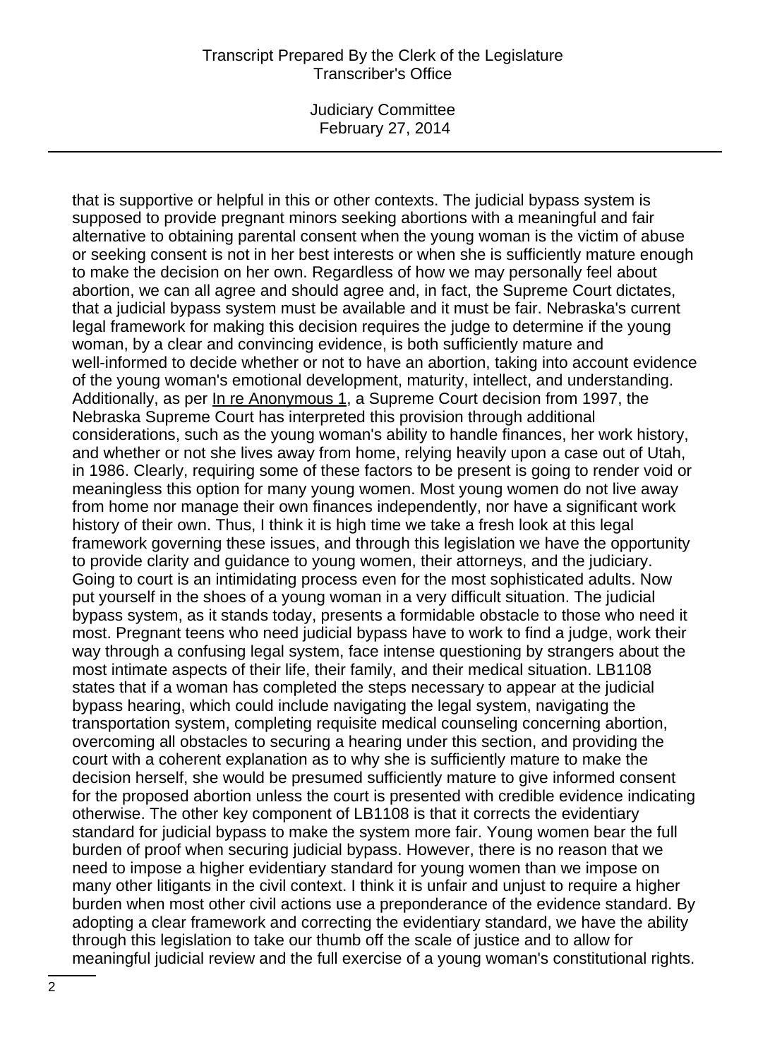that is supportive or helpful in this or other contexts. The judicial bypass system is supposed to provide pregnant minors seeking abortions with a meaningful and fair alternative to obtaining parental consent when the young woman is the victim of abuse or seeking consent is not in her best interests or when she is sufficiently mature enough to make the decision on her own. Regardless of how we may personally feel about abortion, we can all agree and should agree and, in fact, the Supreme Court dictates, that a judicial bypass system must be available and it must be fair. Nebraska's current legal framework for making this decision requires the judge to determine if the young woman, by a clear and convincing evidence, is both sufficiently mature and well-informed to decide whether or not to have an abortion, taking into account evidence of the young woman's emotional development, maturity, intellect, and understanding. Additionally, as per <u>In re Anonymous 1</u>, a Supreme Court decision from 1997, the Nebraska Supreme Court has interpreted this provision through additional considerations, such as the young woman's ability to handle finances, her work history, and whether or not she lives away from home, relying heavily upon a case out of Utah, in 1986. Clearly, requiring some of these factors to be present is going to render void or meaningless this option for many young women. Most young women do not live away from home nor manage their own finances independently, nor have a significant work history of their own. Thus, I think it is high time we take a fresh look at this legal framework governing these issues, and through this legislation we have the opportunity to provide clarity and guidance to young women, their attorneys, and the judiciary. Going to court is an intimidating process even for the most sophisticated adults. Now put yourself in the shoes of a young woman in a very difficult situation. The judicial bypass system, as it stands today, presents a formidable obstacle to those who need it most. Pregnant teens who need judicial bypass have to work to find a judge, work their way through a confusing legal system, face intense questioning by strangers about the most intimate aspects of their life, their family, and their medical situation. LB1108 states that if a woman has completed the steps necessary to appear at the judicial bypass hearing, which could include navigating the legal system, navigating the transportation system, completing requisite medical counseling concerning abortion, overcoming all obstacles to securing a hearing under this section, and providing the court with a coherent explanation as to why she is sufficiently mature to make the decision herself, she would be presumed sufficiently mature to give informed consent for the proposed abortion unless the court is presented with credible evidence indicating otherwise. The other key component of LB1108 is that it corrects the evidentiary standard for judicial bypass to make the system more fair. Young women bear the full burden of proof when securing judicial bypass. However, there is no reason that we need to impose a higher evidentiary standard for young women than we impose on many other litigants in the civil context. I think it is unfair and unjust to require a higher burden when most other civil actions use a preponderance of the evidence standard. By adopting a clear framework and correcting the evidentiary standard, we have the ability through this legislation to take our thumb off the scale of justice and to allow for meaningful judicial review and the full exercise of a young woman's constitutional rights.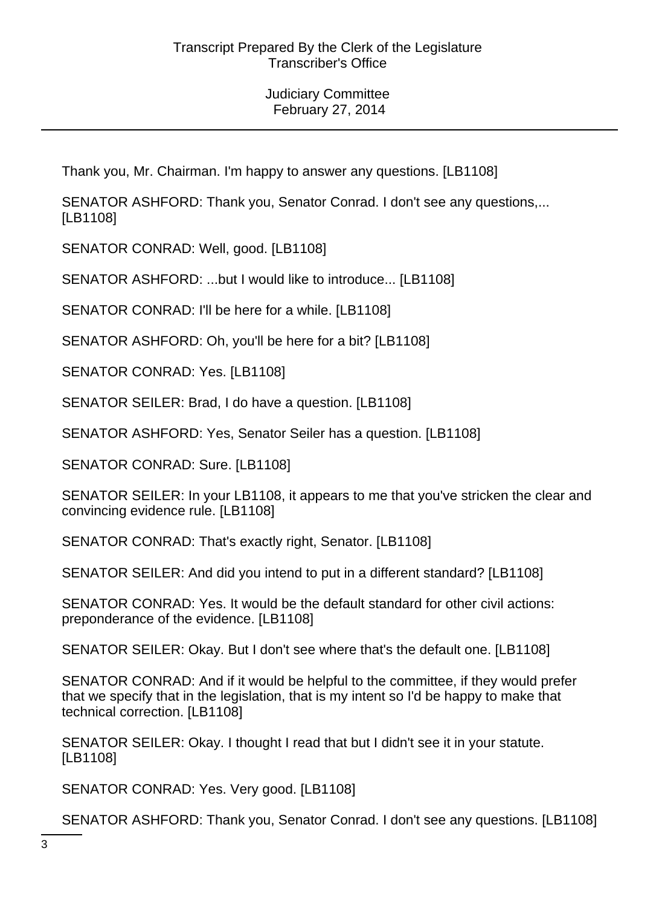Thank you, Mr. Chairman. I'm happy to answer any questions. [LB1108]

SENATOR ASHFORD: Thank you, Senator Conrad. I don't see any questions,... [LB1108]

SENATOR CONRAD: Well, good. [LB1108]

SENATOR ASHFORD: ...but I would like to introduce... [LB1108]

SENATOR CONRAD: I'll be here for a while. [LB1108]

SENATOR ASHFORD: Oh, you'll be here for a bit? [LB1108]

SENATOR CONRAD: Yes. [LB1108]

SENATOR SEILER: Brad, I do have a question. [LB1108]

SENATOR ASHFORD: Yes, Senator Seiler has a question. [LB1108]

SENATOR CONRAD: Sure. [LB1108]

SENATOR SEILER: In your LB1108, it appears to me that you've stricken the clear and convincing evidence rule. [LB1108]

SENATOR CONRAD: That's exactly right, Senator. [LB1108]

SENATOR SEILER: And did you intend to put in a different standard? [LB1108]

SENATOR CONRAD: Yes. It would be the default standard for other civil actions: preponderance of the evidence. [LB1108]

SENATOR SEILER: Okay. But I don't see where that's the default one. [LB1108]

SENATOR CONRAD: And if it would be helpful to the committee, if they would prefer that we specify that in the legislation, that is my intent so I'd be happy to make that technical correction. [LB1108]

SENATOR SEILER: Okay. I thought I read that but I didn't see it in your statute. [LB1108]

SENATOR CONRAD: Yes. Very good. [LB1108]

SENATOR ASHFORD: Thank you, Senator Conrad. I don't see any questions. [LB1108]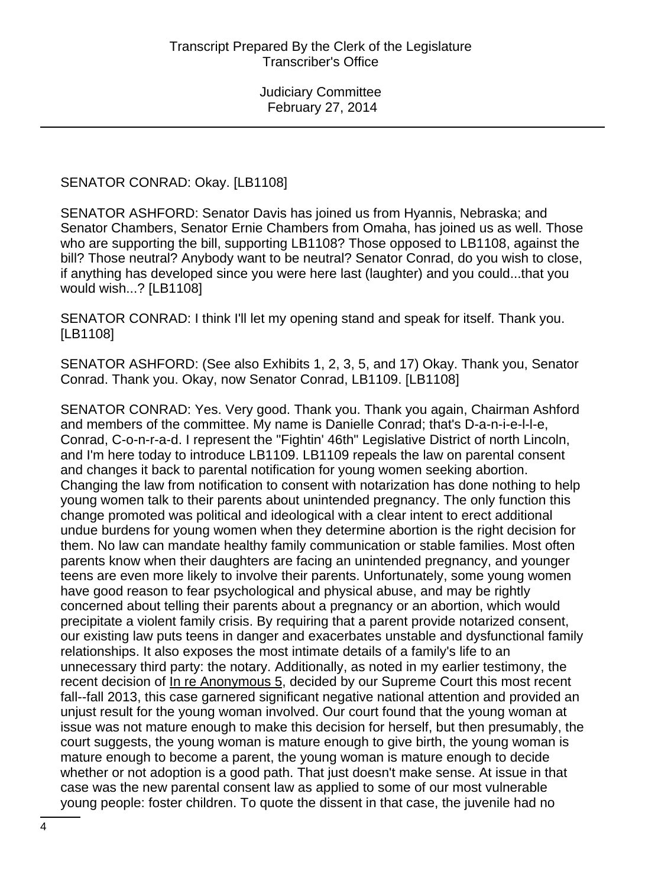SENATOR CONRAD: Okay. [LB1108]

SENATOR ASHFORD: Senator Davis has joined us from Hyannis, Nebraska; and Senator Chambers, Senator Ernie Chambers from Omaha, has joined us as well. Those who are supporting the bill, supporting LB1108? Those opposed to LB1108, against the bill? Those neutral? Anybody want to be neutral? Senator Conrad, do you wish to close, if anything has developed since you were here last (laughter) and you could...that you would wish...? [LB1108]

SENATOR CONRAD: I think I'll let my opening stand and speak for itself. Thank you. [LB1108]

SENATOR ASHFORD: (See also Exhibits 1, 2, 3, 5, and 17) Okay. Thank you, Senator Conrad. Thank you. Okay, now Senator Conrad, LB1109. [LB1108]

SENATOR CONRAD: Yes. Very good. Thank you. Thank you again, Chairman Ashford and members of the committee. My name is Danielle Conrad; that's D-a-n-i-e-l-l-e, Conrad, C-o-n-r-a-d. I represent the "Fightin' 46th" Legislative District of north Lincoln, and I'm here today to introduce LB1109. LB1109 repeals the law on parental consent and changes it back to parental notification for young women seeking abortion. Changing the law from notification to consent with notarization has done nothing to help young women talk to their parents about unintended pregnancy. The only function this change promoted was political and ideological with a clear intent to erect additional undue burdens for young women when they determine abortion is the right decision for them. No law can mandate healthy family communication or stable families. Most often parents know when their daughters are facing an unintended pregnancy, and younger teens are even more likely to involve their parents. Unfortunately, some young women have good reason to fear psychological and physical abuse, and may be rightly concerned about telling their parents about a pregnancy or an abortion, which would precipitate a violent family crisis. By requiring that a parent provide notarized consent, our existing law puts teens in danger and exacerbates unstable and dysfunctional family relationships. It also exposes the most intimate details of a family's life to an unnecessary third party: the notary. Additionally, as noted in my earlier testimony, the recent decision of <u>In re Anonymous 5</u>, decided by our Supreme Court this most recent fall--fall 2013, this case garnered significant negative national attention and provided an unjust result for the young woman involved. Our court found that the young woman at issue was not mature enough to make this decision for herself, but then presumably, the court suggests, the young woman is mature enough to give birth, the young woman is mature enough to become a parent, the young woman is mature enough to decide whether or not adoption is a good path. That just doesn't make sense. At issue in that case was the new parental consent law as applied to some of our most vulnerable young people: foster children. To quote the dissent in that case, the juvenile had no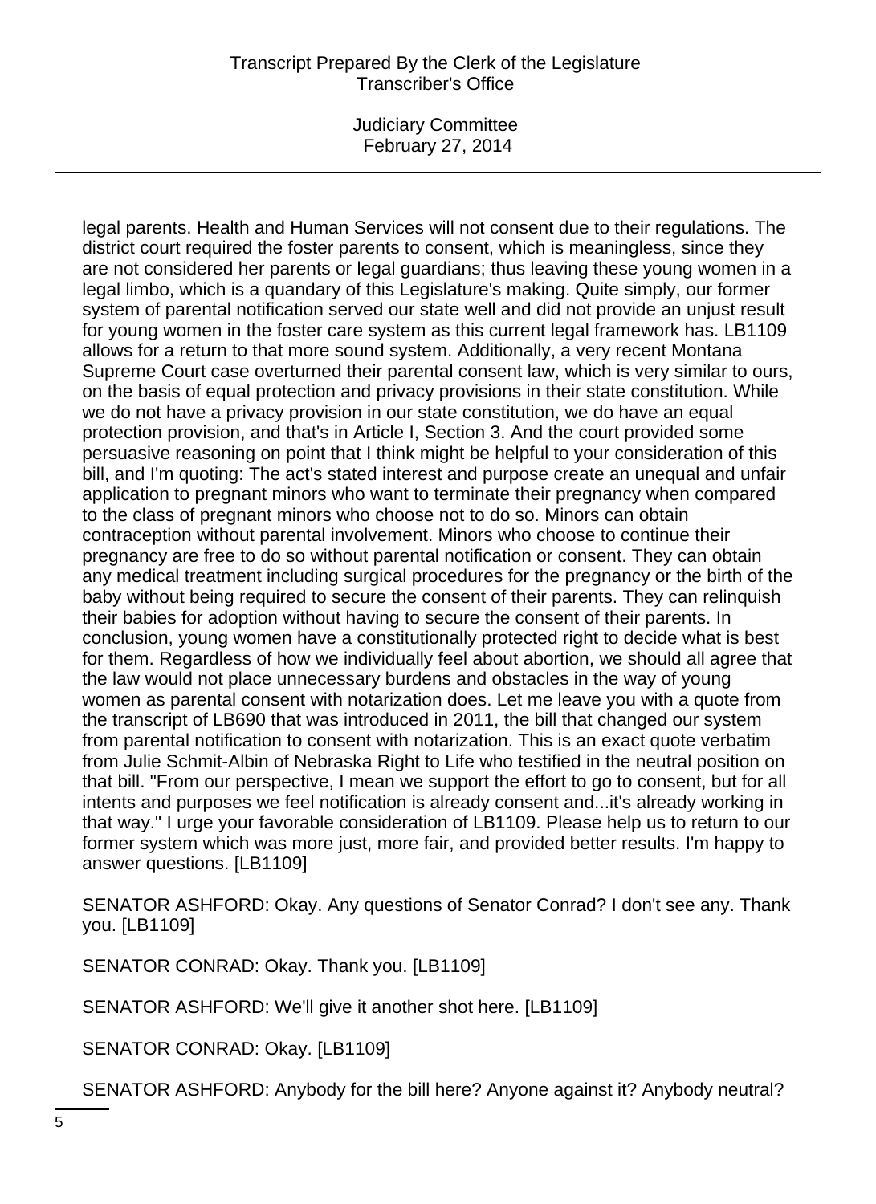legal parents. Health and Human Services will not consent due to their regulations. The district court required the foster parents to consent, which is meaningless, since they are not considered her parents or legal guardians; thus leaving these young women in a legal limbo, which is a quandary of this Legislature's making. Quite simply, our former system of parental notification served our state well and did not provide an unjust result for young women in the foster care system as this current legal framework has. LB1109 allows for a return to that more sound system. Additionally, a very recent Montana Supreme Court case overturned their parental consent law, which is very similar to ours, on the basis of equal protection and privacy provisions in their state constitution. While we do not have a privacy provision in our state constitution, we do have an equal protection provision, and that's in Article I, Section 3. And the court provided some persuasive reasoning on point that I think might be helpful to your consideration of this bill, and I'm quoting: The act's stated interest and purpose create an unequal and unfair application to pregnant minors who want to terminate their pregnancy when compared to the class of pregnant minors who choose not to do so. Minors can obtain contraception without parental involvement. Minors who choose to continue their pregnancy are free to do so without parental notification or consent. They can obtain any medical treatment including surgical procedures for the pregnancy or the birth of the baby without being required to secure the consent of their parents. They can relinquish their babies for adoption without having to secure the consent of their parents. In conclusion, young women have a constitutionally protected right to decide what is best for them. Regardless of how we individually feel about abortion, we should all agree that the law would not place unnecessary burdens and obstacles in the way of young women as parental consent with notarization does. Let me leave you with a quote from the transcript of LB690 that was introduced in 2011, the bill that changed our system from parental notification to consent with notarization. This is an exact quote verbatim from Julie Schmit-Albin of Nebraska Right to Life who testified in the neutral position on that bill. "From our perspective, I mean we support the effort to go to consent, but for all intents and purposes we feel notification is already consent and...it's already working in that way." I urge your favorable consideration of LB1109. Please help us to return to our former system which was more just, more fair, and provided better results. I'm happy to answer questions. [LB1109]

SENATOR ASHFORD: Okay. Any questions of Senator Conrad? I don't see any. Thank you. [LB1109]

SENATOR CONRAD: Okay. Thank you. [LB1109]

SENATOR ASHFORD: We'll give it another shot here. [LB1109]

SENATOR CONRAD: Okay. [LB1109]

SENATOR ASHFORD: Anybody for the bill here? Anyone against it? Anybody neutral?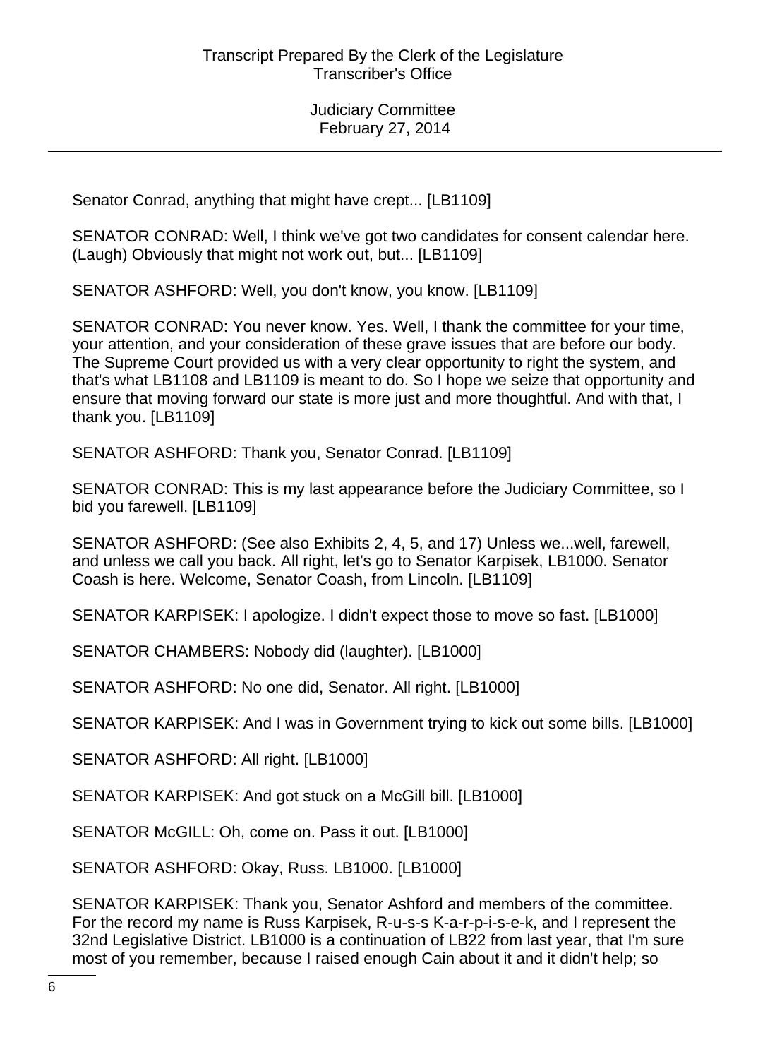Senator Conrad, anything that might have crept... [LB1109]

SENATOR CONRAD: Well, I think we've got two candidates for consent calendar here. (Laugh) Obviously that might not work out, but... [LB1109]

SENATOR ASHFORD: Well, you don't know, you know. [LB1109]

SENATOR CONRAD: You never know. Yes. Well, I thank the committee for your time, your attention, and your consideration of these grave issues that are before our body. The Supreme Court provided us with a very clear opportunity to right the system, and that's what LB1108 and LB1109 is meant to do. So I hope we seize that opportunity and ensure that moving forward our state is more just and more thoughtful. And with that, I thank you. [LB1109]

SENATOR ASHFORD: Thank you, Senator Conrad. [LB1109]

SENATOR CONRAD: This is my last appearance before the Judiciary Committee, so I bid you farewell. [LB1109]

SENATOR ASHFORD: (See also Exhibits 2, 4, 5, and 17) Unless we...well, farewell, and unless we call you back. All right, let's go to Senator Karpisek, LB1000. Senator Coash is here. Welcome, Senator Coash, from Lincoln. [LB1109]

SENATOR KARPISEK: I apologize. I didn't expect those to move so fast. [LB1000]

SENATOR CHAMBERS: Nobody did (laughter). [LB1000]

SENATOR ASHFORD: No one did, Senator. All right. [LB1000]

SENATOR KARPISEK: And I was in Government trying to kick out some bills. [LB1000]

SENATOR ASHFORD: All right. [LB1000]

SENATOR KARPISEK: And got stuck on a McGill bill. [LB1000]

SENATOR McGILL: Oh, come on. Pass it out. [LB1000]

SENATOR ASHFORD: Okay, Russ. LB1000. [LB1000]

SENATOR KARPISEK: Thank you, Senator Ashford and members of the committee. For the record my name is Russ Karpisek, R-u-s-s K-a-r-p-i-s-e-k, and I represent the 32nd Legislative District. LB1000 is a continuation of LB22 from last year, that I'm sure most of you remember, because I raised enough Cain about it and it didn't help; so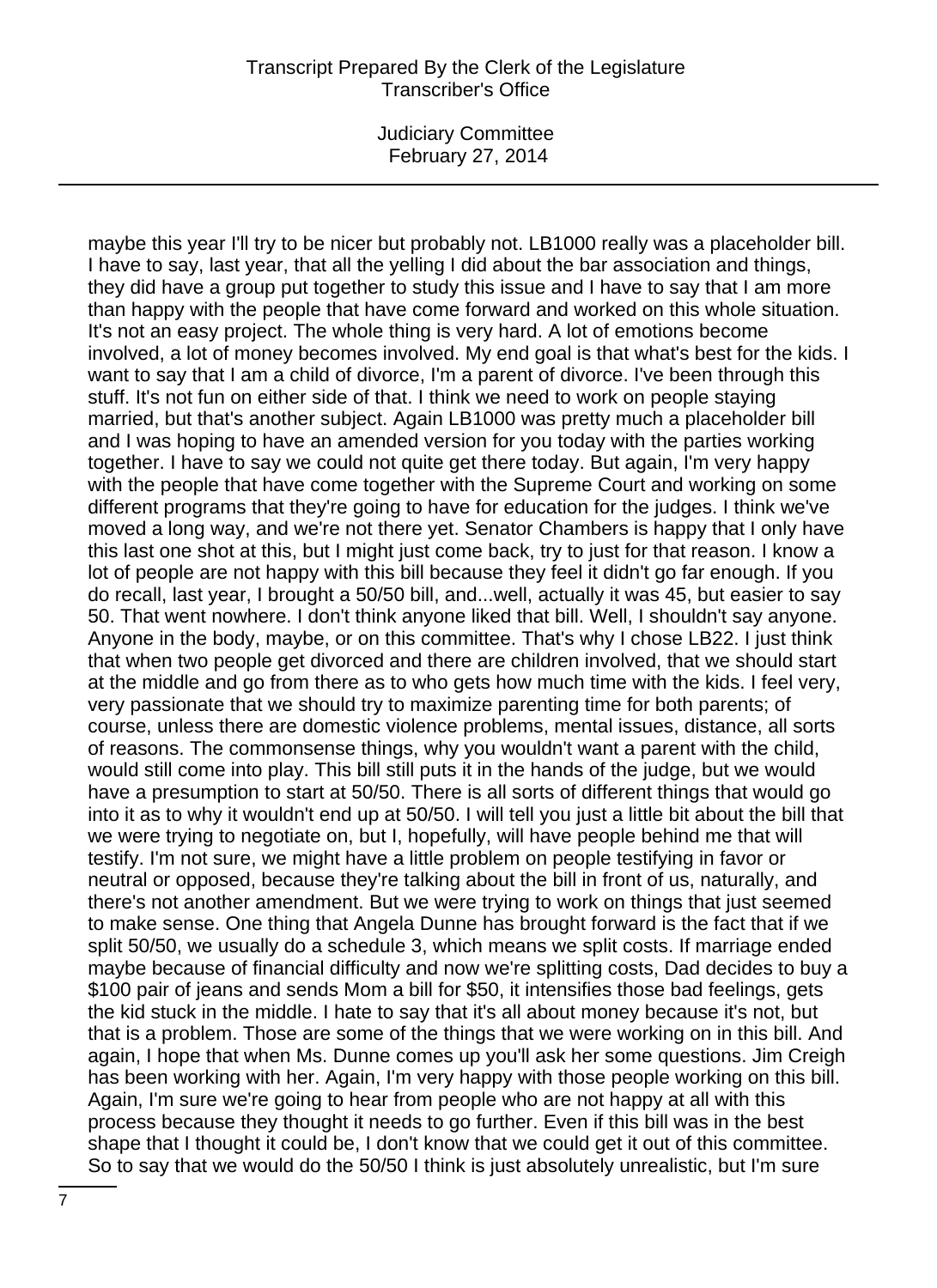maybe this year I'll try to be nicer but probably not. LB1000 really was a placeholder bill. I have to say, last year, that all the yelling I did about the bar association and things, they did have a group put together to study this issue and I have to say that I am more than happy with the people that have come forward and worked on this whole situation. It's not an easy project. The whole thing is very hard. A lot of emotions become involved, a lot of money becomes involved. My end goal is that what's best for the kids. I want to say that I am a child of divorce, I'm a parent of divorce. I've been through this stuff. It's not fun on either side of that. I think we need to work on people staying married, but that's another subject. Again LB1000 was pretty much a placeholder bill and I was hoping to have an amended version for you today with the parties working together. I have to say we could not quite get there today. But again, I'm very happy with the people that have come together with the Supreme Court and working on some different programs that they're going to have for education for the judges. I think we've moved a long way, and we're not there yet. Senator Chambers is happy that I only have this last one shot at this, but I might just come back, try to just for that reason. I know a lot of people are not happy with this bill because they feel it didn't go far enough. If you do recall, last year, I brought a 50/50 bill, and...well, actually it was 45, but easier to say 50. That went nowhere. I don't think anyone liked that bill. Well, I shouldn't say anyone. Anyone in the body, maybe, or on this committee. That's why I chose LB22. I just think that when two people get divorced and there are children involved, that we should start at the middle and go from there as to who gets how much time with the kids. I feel very, very passionate that we should try to maximize parenting time for both parents; of course, unless there are domestic violence problems, mental issues, distance, all sorts of reasons. The commonsense things, why you wouldn't want a parent with the child, would still come into play. This bill still puts it in the hands of the judge, but we would have a presumption to start at 50/50. There is all sorts of different things that would go into it as to why it wouldn't end up at 50/50. I will tell you just a little bit about the bill that we were trying to negotiate on, but I, hopefully, will have people behind me that will testify. I'm not sure, we might have a little problem on people testifying in favor or neutral or opposed, because they're talking about the bill in front of us, naturally, and there's not another amendment. But we were trying to work on things that just seemed to make sense. One thing that Angela Dunne has brought forward is the fact that if we split 50/50, we usually do a schedule 3, which means we split costs. If marriage ended maybe because of financial difficulty and now we're splitting costs, Dad decides to buy a $100 pair of jeans and sends Mom a bill for $50, it intensifies those bad feelings, gets the kid stuck in the middle. I hate to say that it's all about money because it's not, but that is a problem. Those are some of the things that we were working on in this bill. And again, I hope that when Ms. Dunne comes up you'll ask her some questions. Jim Creigh has been working with her. Again, I'm very happy with those people working on this bill. Again, I'm sure we're going to hear from people who are not happy at all with this process because they thought it needs to go further. Even if this bill was in the best shape that I thought it could be, I don't know that we could get it out of this committee. So to say that we would do the 50/50 I think is just absolutely unrealistic, but I'm sure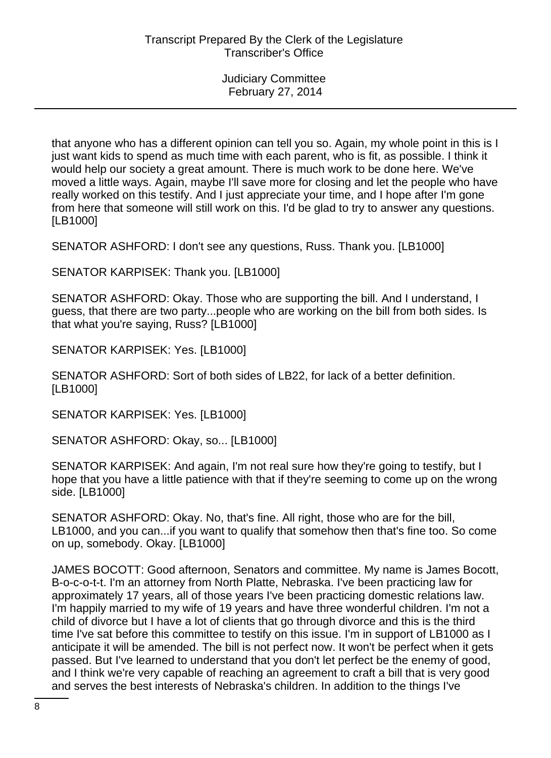that anyone who has a different opinion can tell you so. Again, my whole point in this is I just want kids to spend as much time with each parent, who is fit, as possible. I think it would help our society a great amount. There is much work to be done here. We've moved a little ways. Again, maybe I'll save more for closing and let the people who have really worked on this testify. And I just appreciate your time, and I hope after I'm gone from here that someone will still work on this. I'd be glad to try to answer any questions. [LB1000]

SENATOR ASHFORD: I don't see any questions, Russ. Thank you. [LB1000]

SENATOR KARPISEK: Thank you. [LB1000]

SENATOR ASHFORD: Okay. Those who are supporting the bill. And I understand, I guess, that there are two party...people who are working on the bill from both sides. Is that what you're saying, Russ? [LB1000]

SENATOR KARPISEK: Yes. [LB1000]

SENATOR ASHFORD: Sort of both sides of LB22, for lack of a better definition. [LB1000]

SENATOR KARPISEK: Yes. [LB1000]

SENATOR ASHFORD: Okay, so... [LB1000]

SENATOR KARPISEK: And again, I'm not real sure how they're going to testify, but I hope that you have a little patience with that if they're seeming to come up on the wrong side. [LB1000]

SENATOR ASHFORD: Okay. No, that's fine. All right, those who are for the bill, LB1000, and you can...if you want to qualify that somehow then that's fine too. So come on up, somebody. Okay. [LB1000]

JAMES BOCOTT: Good afternoon, Senators and committee. My name is James Bocott, B-o-c-o-t-t. I'm an attorney from North Platte, Nebraska. I've been practicing law for approximately 17 years, all of those years I've been practicing domestic relations law. I'm happily married to my wife of 19 years and have three wonderful children. I'm not a child of divorce but I have a lot of clients that go through divorce and this is the third time I've sat before this committee to testify on this issue. I'm in support of LB1000 as I anticipate it will be amended. The bill is not perfect now. It won't be perfect when it gets passed. But I've learned to understand that you don't let perfect be the enemy of good, and I think we're very capable of reaching an agreement to craft a bill that is very good and serves the best interests of Nebraska's children. In addition to the things I've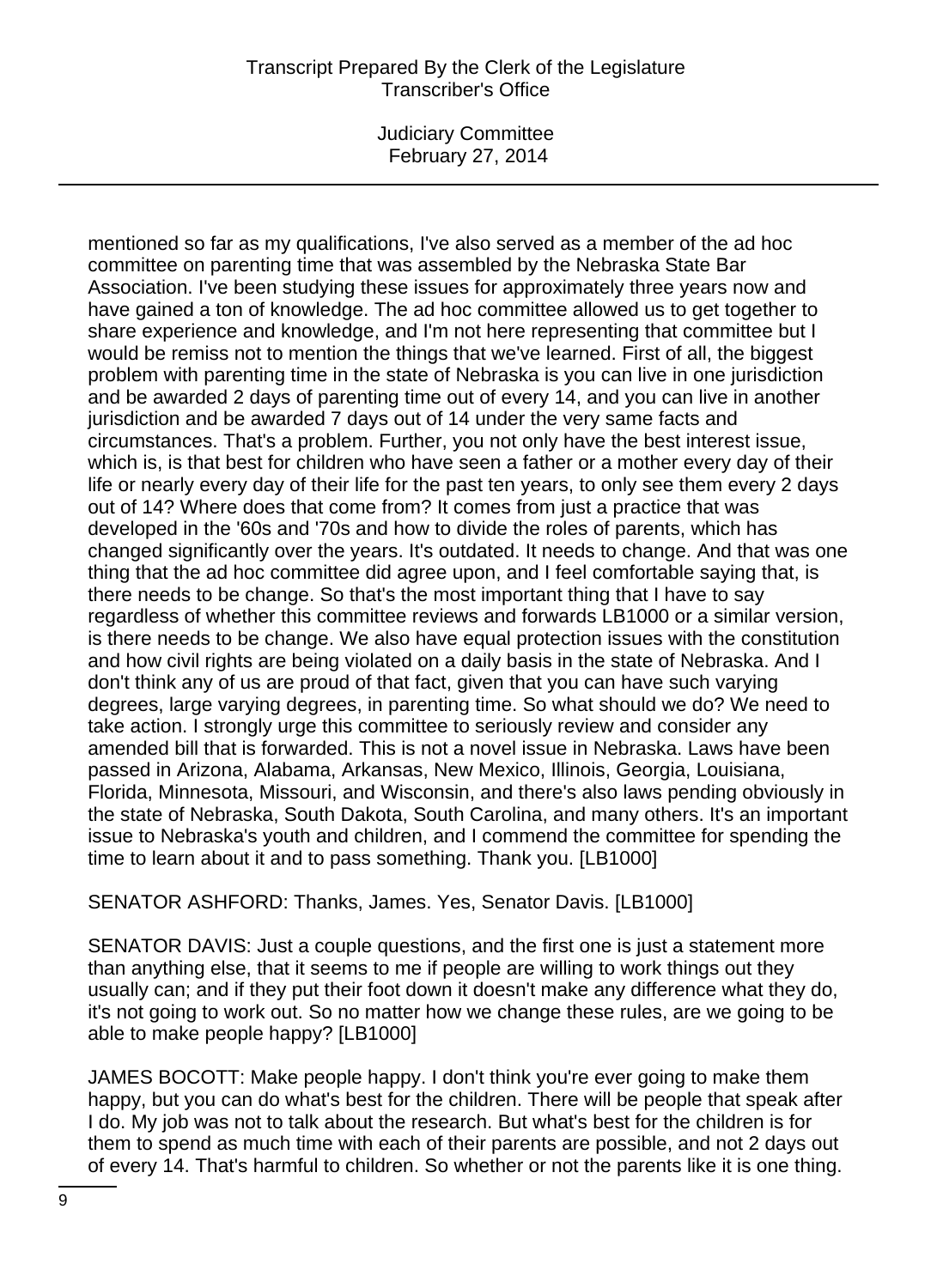mentioned so far as my qualifications, I've also served as a member of the ad hoc committee on parenting time that was assembled by the Nebraska State Bar Association. I've been studying these issues for approximately three years now and have gained a ton of knowledge. The ad hoc committee allowed us to get together to share experience and knowledge, and I'm not here representing that committee but I would be remiss not to mention the things that we've learned. First of all, the biggest problem with parenting time in the state of Nebraska is you can live in one jurisdiction and be awarded 2 days of parenting time out of every 14, and you can live in another jurisdiction and be awarded 7 days out of 14 under the very same facts and circumstances. That's a problem. Further, you not only have the best interest issue, which is, is that best for children who have seen a father or a mother every day of their life or nearly every day of their life for the past ten years, to only see them every 2 days out of 14? Where does that come from? It comes from just a practice that was developed in the '60s and '70s and how to divide the roles of parents, which has changed significantly over the years. It's outdated. It needs to change. And that was one thing that the ad hoc committee did agree upon, and I feel comfortable saying that, is there needs to be change. So that's the most important thing that I have to say regardless of whether this committee reviews and forwards LB1000 or a similar version, is there needs to be change. We also have equal protection issues with the constitution and how civil rights are being violated on a daily basis in the state of Nebraska. And I don't think any of us are proud of that fact, given that you can have such varying degrees, large varying degrees, in parenting time. So what should we do? We need to take action. I strongly urge this committee to seriously review and consider any amended bill that is forwarded. This is not a novel issue in Nebraska. Laws have been passed in Arizona, Alabama, Arkansas, New Mexico, Illinois, Georgia, Louisiana, Florida, Minnesota, Missouri, and Wisconsin, and there's also laws pending obviously in the state of Nebraska, South Dakota, South Carolina, and many others. It's an important issue to Nebraska's youth and children, and I commend the committee for spending the time to learn about it and to pass something. Thank you. [LB1000]

SENATOR ASHFORD: Thanks, James. Yes, Senator Davis. [LB1000]

SENATOR DAVIS: Just a couple questions, and the first one is just a statement more than anything else, that it seems to me if people are willing to work things out they usually can; and if they put their foot down it doesn't make any difference what they do, it's not going to work out. So no matter how we change these rules, are we going to be able to make people happy? [LB1000]

JAMES BOCOTT: Make people happy. I don't think you're ever going to make them happy, but you can do what's best for the children. There will be people that speak after I do. My job was not to talk about the research. But what's best for the children is for them to spend as much time with each of their parents are possible, and not 2 days out of every 14. That's harmful to children. So whether or not the parents like it is one thing.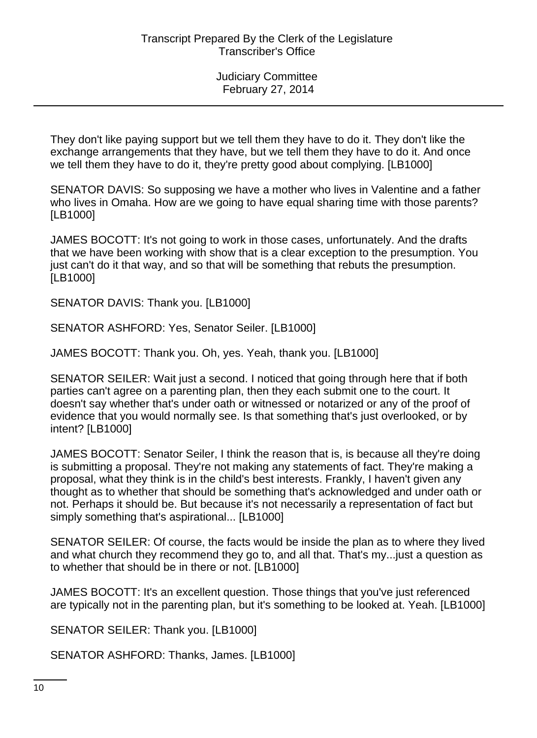They don't like paying support but we tell them they have to do it. They don't like the exchange arrangements that they have, but we tell them they have to do it. And once we tell them they have to do it, they're pretty good about complying. [LB1000]

SENATOR DAVIS: So supposing we have a mother who lives in Valentine and a father who lives in Omaha. How are we going to have equal sharing time with those parents? [LB1000]

JAMES BOCOTT: It's not going to work in those cases, unfortunately. And the drafts that we have been working with show that is a clear exception to the presumption. You just can't do it that way, and so that will be something that rebuts the presumption. [LB1000]

SENATOR DAVIS: Thank you. [LB1000]

SENATOR ASHFORD: Yes, Senator Seiler. [LB1000]

JAMES BOCOTT: Thank you. Oh, yes. Yeah, thank you. [LB1000]

SENATOR SEILER: Wait just a second. I noticed that going through here that if both parties can't agree on a parenting plan, then they each submit one to the court. It doesn't say whether that's under oath or witnessed or notarized or any of the proof of evidence that you would normally see. Is that something that's just overlooked, or by intent? [LB1000]

JAMES BOCOTT: Senator Seiler, I think the reason that is, is because all they're doing is submitting a proposal. They're not making any statements of fact. They're making a proposal, what they think is in the child's best interests. Frankly, I haven't given any thought as to whether that should be something that's acknowledged and under oath or not. Perhaps it should be. But because it's not necessarily a representation of fact but simply something that's aspirational... [LB1000]

SENATOR SEILER: Of course, the facts would be inside the plan as to where they lived and what church they recommend they go to, and all that. That's my...just a question as to whether that should be in there or not. [LB1000]

JAMES BOCOTT: It's an excellent question. Those things that you've just referenced are typically not in the parenting plan, but it's something to be looked at. Yeah. [LB1000]

SENATOR SEILER: Thank you. [LB1000]

SENATOR ASHFORD: Thanks, James. [LB1000]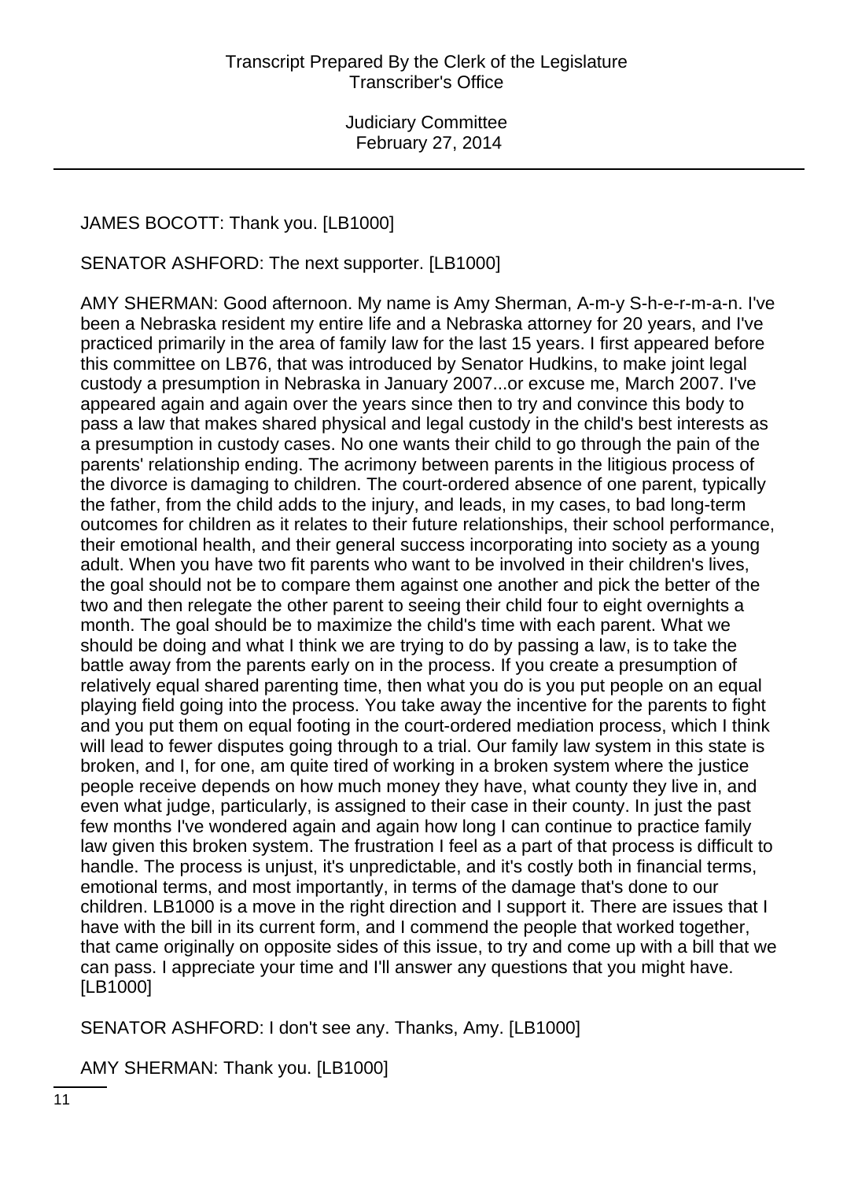JAMES BOCOTT: Thank you. [LB1000]

SENATOR ASHFORD: The next supporter. [LB1000]

AMY SHERMAN: Good afternoon. My name is Amy Sherman, A-m-y S-h-e-r-m-a-n. I've been a Nebraska resident my entire life and a Nebraska attorney for 20 years, and I've practiced primarily in the area of family law for the last 15 years. I first appeared before this committee on LB76, that was introduced by Senator Hudkins, to make joint legal custody a presumption in Nebraska in January 2007...or excuse me, March 2007. I've appeared again and again over the years since then to try and convince this body to pass a law that makes shared physical and legal custody in the child's best interests as a presumption in custody cases. No one wants their child to go through the pain of the parents' relationship ending. The acrimony between parents in the litigious process of the divorce is damaging to children. The court-ordered absence of one parent, typically the father, from the child adds to the injury, and leads, in my cases, to bad long-term outcomes for children as it relates to their future relationships, their school performance, their emotional health, and their general success incorporating into society as a young adult. When you have two fit parents who want to be involved in their children's lives, the goal should not be to compare them against one another and pick the better of the two and then relegate the other parent to seeing their child four to eight overnights a month. The goal should be to maximize the child's time with each parent. What we should be doing and what I think we are trying to do by passing a law, is to take the battle away from the parents early on in the process. If you create a presumption of relatively equal shared parenting time, then what you do is you put people on an equal playing field going into the process. You take away the incentive for the parents to fight and you put them on equal footing in the court-ordered mediation process, which I think will lead to fewer disputes going through to a trial. Our family law system in this state is broken, and I, for one, am quite tired of working in a broken system where the justice people receive depends on how much money they have, what county they live in, and even what judge, particularly, is assigned to their case in their county. In just the past few months I've wondered again and again how long I can continue to practice family law given this broken system. The frustration I feel as a part of that process is difficult to handle. The process is unjust, it's unpredictable, and it's costly both in financial terms, emotional terms, and most importantly, in terms of the damage that's done to our children. LB1000 is a move in the right direction and I support it. There are issues that I have with the bill in its current form, and I commend the people that worked together, that came originally on opposite sides of this issue, to try and come up with a bill that we can pass. I appreciate your time and I'll answer any questions that you might have. [LB1000]

SENATOR ASHFORD: I don't see any. Thanks, Amy. [LB1000]

AMY SHERMAN: Thank you. [LB1000]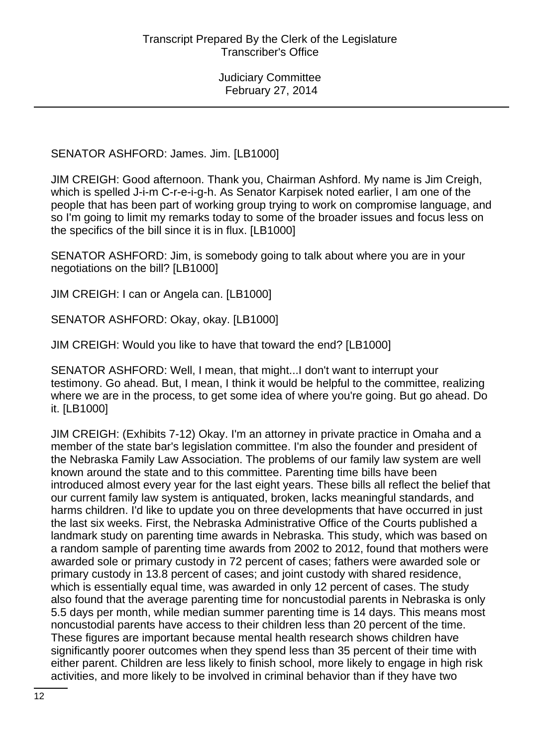SENATOR ASHFORD: James. Jim. [LB1000]

JIM CREIGH: Good afternoon. Thank you, Chairman Ashford. My name is Jim Creigh, which is spelled J-i-m C-r-e-i-g-h. As Senator Karpisek noted earlier, I am one of the people that has been part of working group trying to work on compromise language, and so I'm going to limit my remarks today to some of the broader issues and focus less on the specifics of the bill since it is in flux. [LB1000]

SENATOR ASHFORD: Jim, is somebody going to talk about where you are in your negotiations on the bill? [LB1000]

JIM CREIGH: I can or Angela can. [LB1000]

SENATOR ASHFORD: Okay, okay. [LB1000]

JIM CREIGH: Would you like to have that toward the end? [LB1000]

SENATOR ASHFORD: Well, I mean, that might...I don't want to interrupt your testimony. Go ahead. But, I mean, I think it would be helpful to the committee, realizing where we are in the process, to get some idea of where you're going. But go ahead. Do it. [LB1000]

JIM CREIGH: (Exhibits 7-12) Okay. I'm an attorney in private practice in Omaha and a member of the state bar's legislation committee. I'm also the founder and president of the Nebraska Family Law Association. The problems of our family law system are well known around the state and to this committee. Parenting time bills have been introduced almost every year for the last eight years. These bills all reflect the belief that our current family law system is antiquated, broken, lacks meaningful standards, and harms children. I'd like to update you on three developments that have occurred in just the last six weeks. First, the Nebraska Administrative Office of the Courts published a landmark study on parenting time awards in Nebraska. This study, which was based on a random sample of parenting time awards from 2002 to 2012, found that mothers were awarded sole or primary custody in 72 percent of cases; fathers were awarded sole or primary custody in 13.8 percent of cases; and joint custody with shared residence, which is essentially equal time, was awarded in only 12 percent of cases. The study also found that the average parenting time for noncustodial parents in Nebraska is only 5.5 days per month, while median summer parenting time is 14 days. This means most noncustodial parents have access to their children less than 20 percent of the time. These figures are important because mental health research shows children have significantly poorer outcomes when they spend less than 35 percent of their time with either parent. Children are less likely to finish school, more likely to engage in high risk activities, and more likely to be involved in criminal behavior than if they have two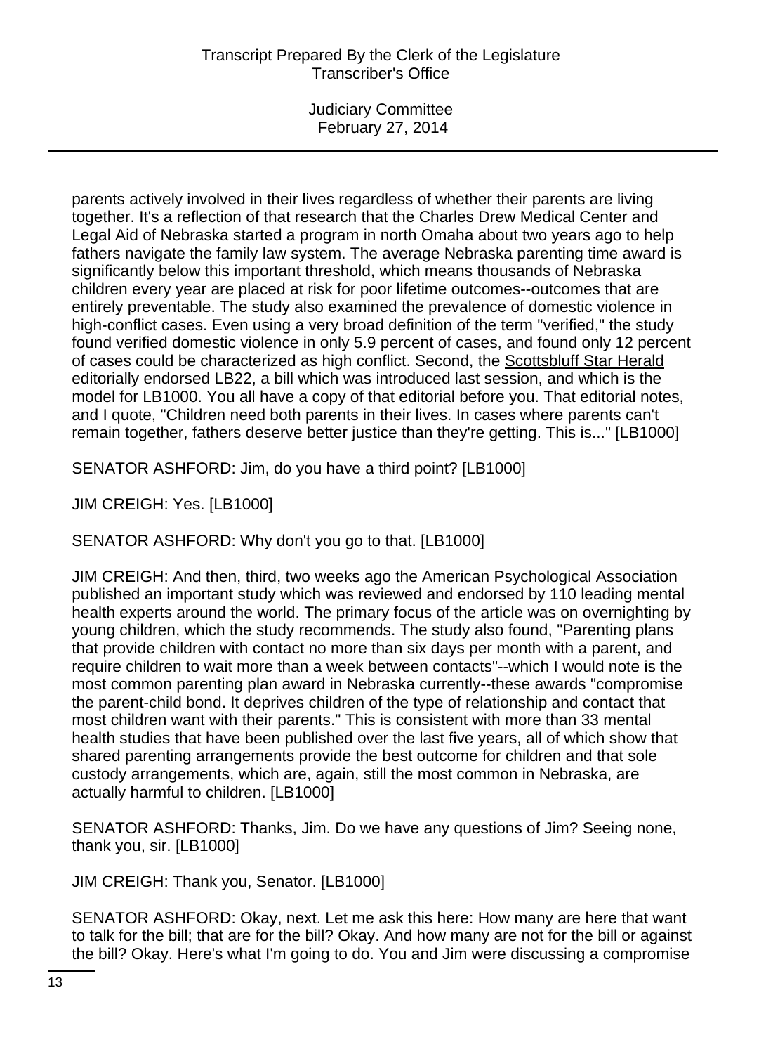parents actively involved in their lives regardless of whether their parents are living together. It's a reflection of that research that the Charles Drew Medical Center and Legal Aid of Nebraska started a program in north Omaha about two years ago to help fathers navigate the family law system. The average Nebraska parenting time award is significantly below this important threshold, which means thousands of Nebraska children every year are placed at risk for poor lifetime outcomes--outcomes that are entirely preventable. The study also examined the prevalence of domestic violence in high-conflict cases. Even using a very broad definition of the term "verified," the study found verified domestic violence in only 5.9 percent of cases, and found only 12 percent of cases could be characterized as high conflict. Second, the Scottsbluff Star Herald editorially endorsed LB22, a bill which was introduced last session, and which is the model for LB1000. You all have a copy of that editorial before you. That editorial notes, and I quote, "Children need both parents in their lives. In cases where parents can't remain together, fathers deserve better justice than they're getting. This is..." [LB1000]

SENATOR ASHFORD: Jim, do you have a third point? [LB1000]

JIM CREIGH: Yes. [LB1000]

SENATOR ASHFORD: Why don't you go to that. [LB1000]

JIM CREIGH: And then, third, two weeks ago the American Psychological Association published an important study which was reviewed and endorsed by 110 leading mental health experts around the world. The primary focus of the article was on overnighting by young children, which the study recommends. The study also found, "Parenting plans that provide children with contact no more than six days per month with a parent, and require children to wait more than a week between contacts"--which I would note is the most common parenting plan award in Nebraska currently--these awards "compromise the parent-child bond. It deprives children of the type of relationship and contact that most children want with their parents." This is consistent with more than 33 mental health studies that have been published over the last five years, all of which show that shared parenting arrangements provide the best outcome for children and that sole custody arrangements, which are, again, still the most common in Nebraska, are actually harmful to children. [LB1000]

SENATOR ASHFORD: Thanks, Jim. Do we have any questions of Jim? Seeing none, thank you, sir. [LB1000]

JIM CREIGH: Thank you, Senator. [LB1000]

SENATOR ASHFORD: Okay, next. Let me ask this here: How many are here that want to talk for the bill; that are for the bill? Okay. And how many are not for the bill or against the bill? Okay. Here's what I'm going to do. You and Jim were discussing a compromise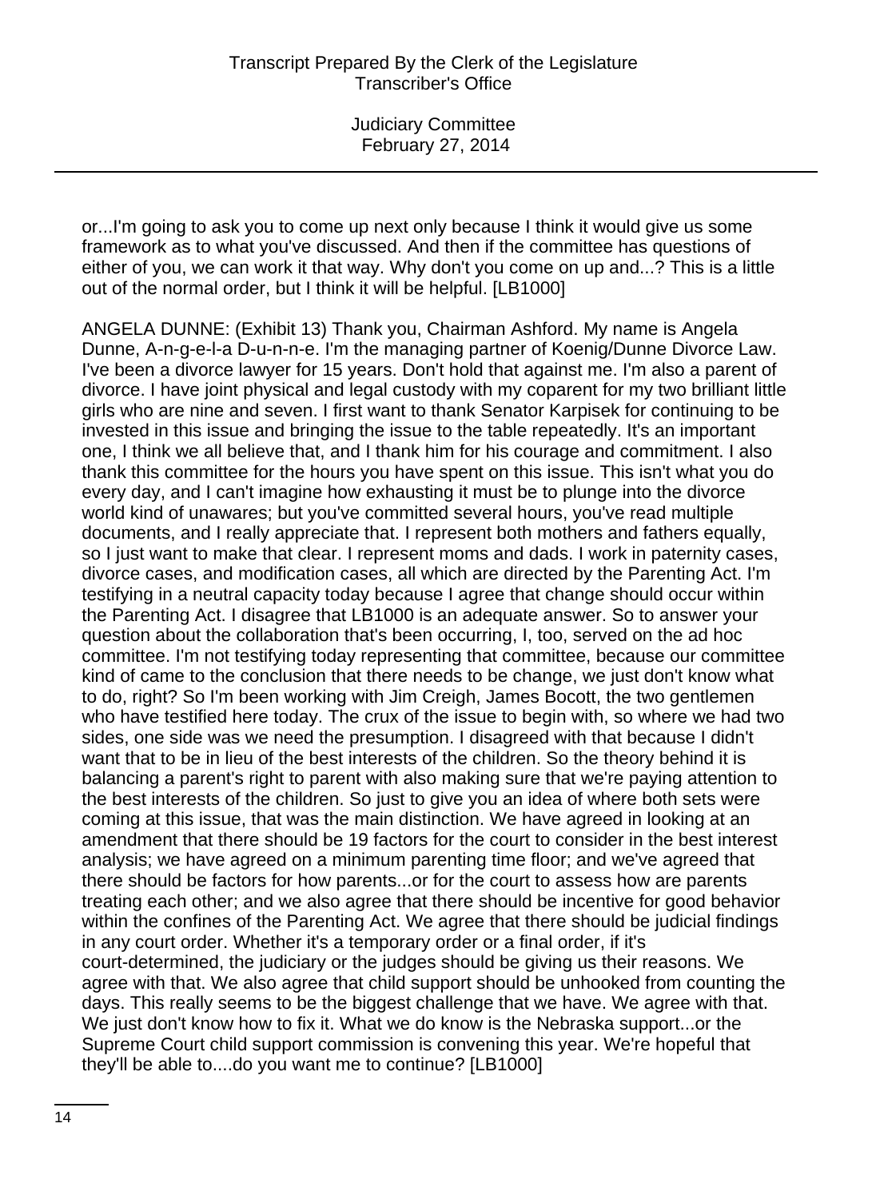or...I'm going to ask you to come up next only because I think it would give us some framework as to what you've discussed. And then if the committee has questions of either of you, we can work it that way. Why don't you come on up and...? This is a little out of the normal order, but I think it will be helpful. [LB1000]

ANGELA DUNNE: (Exhibit 13) Thank you, Chairman Ashford. My name is Angela Dunne, A-n-g-e-l-a D-u-n-n-e. I'm the managing partner of Koenig/Dunne Divorce Law. I've been a divorce lawyer for 15 years. Don't hold that against me. I'm also a parent of divorce. I have joint physical and legal custody with my coparent for my two brilliant little girls who are nine and seven. I first want to thank Senator Karpisek for continuing to be invested in this issue and bringing the issue to the table repeatedly. It's an important one, I think we all believe that, and I thank him for his courage and commitment. I also thank this committee for the hours you have spent on this issue. This isn't what you do every day, and I can't imagine how exhausting it must be to plunge into the divorce world kind of unawares; but you've committed several hours, you've read multiple documents, and I really appreciate that. I represent both mothers and fathers equally, so I just want to make that clear. I represent moms and dads. I work in paternity cases, divorce cases, and modification cases, all which are directed by the Parenting Act. I'm testifying in a neutral capacity today because I agree that change should occur within the Parenting Act. I disagree that LB1000 is an adequate answer. So to answer your question about the collaboration that's been occurring, I, too, served on the ad hoc committee. I'm not testifying today representing that committee, because our committee kind of came to the conclusion that there needs to be change, we just don't know what to do, right? So I'm been working with Jim Creigh, James Bocott, the two gentlemen who have testified here today. The crux of the issue to begin with, so where we had two sides, one side was we need the presumption. I disagreed with that because I didn't want that to be in lieu of the best interests of the children. So the theory behind it is balancing a parent's right to parent with also making sure that we're paying attention to the best interests of the children. So just to give you an idea of where both sets were coming at this issue, that was the main distinction. We have agreed in looking at an amendment that there should be 19 factors for the court to consider in the best interest analysis; we have agreed on a minimum parenting time floor; and we've agreed that there should be factors for how parents...or for the court to assess how are parents treating each other; and we also agree that there should be incentive for good behavior within the confines of the Parenting Act. We agree that there should be judicial findings in any court order. Whether it's a temporary order or a final order, if it's court-determined, the judiciary or the judges should be giving us their reasons. We agree with that. We also agree that child support should be unhooked from counting the days. This really seems to be the biggest challenge that we have. We agree with that. We just don't know how to fix it. What we do know is the Nebraska support...or the Supreme Court child support commission is convening this year. We're hopeful that they'll be able to....do you want me to continue? [LB1000]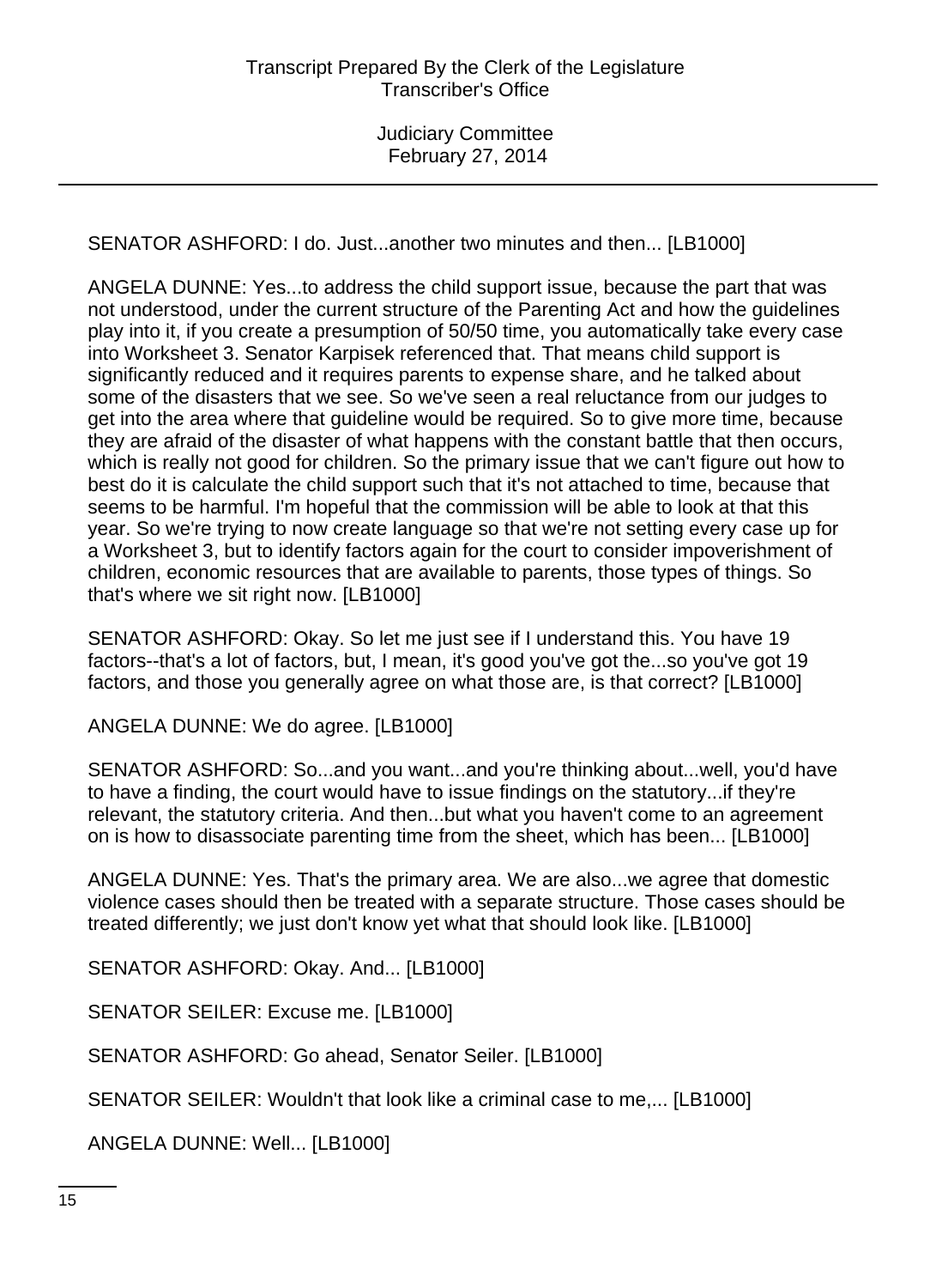SENATOR ASHFORD: I do. Just...another two minutes and then... [LB1000]

ANGELA DUNNE: Yes...to address the child support issue, because the part that was not understood, under the current structure of the Parenting Act and how the guidelines play into it, if you create a presumption of 50/50 time, you automatically take every case into Worksheet 3. Senator Karpisek referenced that. That means child support is significantly reduced and it requires parents to expense share, and he talked about some of the disasters that we see. So we've seen a real reluctance from our judges to get into the area where that guideline would be required. So to give more time, because they are afraid of the disaster of what happens with the constant battle that then occurs, which is really not good for children. So the primary issue that we can't figure out how to best do it is calculate the child support such that it's not attached to time, because that seems to be harmful. I'm hopeful that the commission will be able to look at that this year. So we're trying to now create language so that we're not setting every case up for a Worksheet 3, but to identify factors again for the court to consider impoverishment of children, economic resources that are available to parents, those types of things. So that's where we sit right now. [LB1000]

SENATOR ASHFORD: Okay. So let me just see if I understand this. You have 19 factors--that's a lot of factors, but, I mean, it's good you've got the...so you've got 19 factors, and those you generally agree on what those are, is that correct? [LB1000]

ANGELA DUNNE: We do agree. [LB1000]

SENATOR ASHFORD: So...and you want...and you're thinking about...well, you'd have to have a finding, the court would have to issue findings on the statutory...if they're relevant, the statutory criteria. And then...but what you haven't come to an agreement on is how to disassociate parenting time from the sheet, which has been... [LB1000]

ANGELA DUNNE: Yes. That's the primary area. We are also...we agree that domestic violence cases should then be treated with a separate structure. Those cases should be treated differently; we just don't know yet what that should look like. [LB1000]

SENATOR ASHFORD: Okay. And... [LB1000]

SENATOR SEILER: Excuse me. [LB1000]

SENATOR ASHFORD: Go ahead, Senator Seiler. [LB1000]

SENATOR SEILER: Wouldn't that look like a criminal case to me,... [LB1000]

ANGELA DUNNE: Well... [LB1000]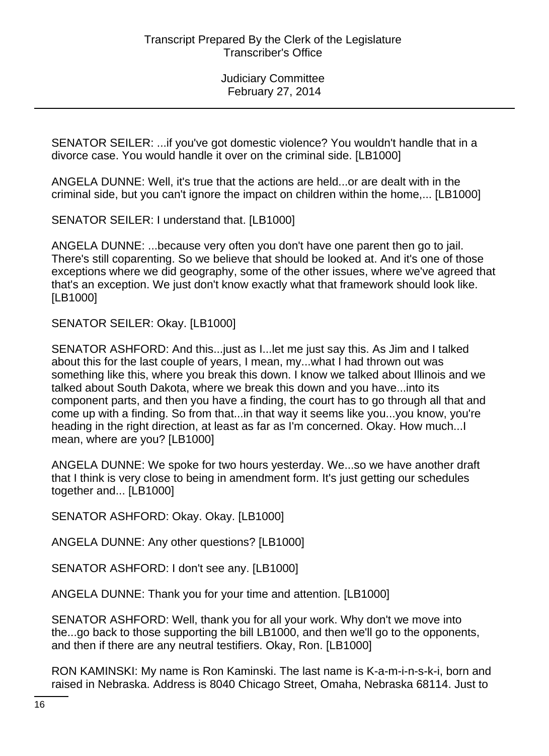SENATOR SEILER: ...if you've got domestic violence? You wouldn't handle that in a divorce case. You would handle it over on the criminal side. [LB1000]

ANGELA DUNNE: Well, it's true that the actions are held...or are dealt with in the criminal side, but you can't ignore the impact on children within the home,... [LB1000]

SENATOR SEILER: I understand that. [LB1000]

ANGELA DUNNE: ...because very often you don't have one parent then go to jail. There's still coparenting. So we believe that should be looked at. And it's one of those exceptions where we did geography, some of the other issues, where we've agreed that that's an exception. We just don't know exactly what that framework should look like. [LB1000]

SENATOR SEILER: Okay. [LB1000]

SENATOR ASHFORD: And this...just as I...let me just say this. As Jim and I talked about this for the last couple of years, I mean, my...what I had thrown out was something like this, where you break this down. I know we talked about Illinois and we talked about South Dakota, where we break this down and you have...into its component parts, and then you have a finding, the court has to go through all that and come up with a finding. So from that...in that way it seems like you...you know, you're heading in the right direction, at least as far as I'm concerned. Okay. How much...I mean, where are you? [LB1000]

ANGELA DUNNE: We spoke for two hours yesterday. We...so we have another draft that I think is very close to being in amendment form. It's just getting our schedules together and... [LB1000]

SENATOR ASHFORD: Okay. Okay. [LB1000]

ANGELA DUNNE: Any other questions? [LB1000]

SENATOR ASHFORD: I don't see any. [LB1000]

ANGELA DUNNE: Thank you for your time and attention. [LB1000]

SENATOR ASHFORD: Well, thank you for all your work. Why don't we move into the...go back to those supporting the bill LB1000, and then we'll go to the opponents, and then if there are any neutral testifiers. Okay, Ron. [LB1000]

RON KAMINSKI: My name is Ron Kaminski. The last name is K-a-m-i-n-s-k-i, born and raised in Nebraska. Address is 8040 Chicago Street, Omaha, Nebraska 68114. Just to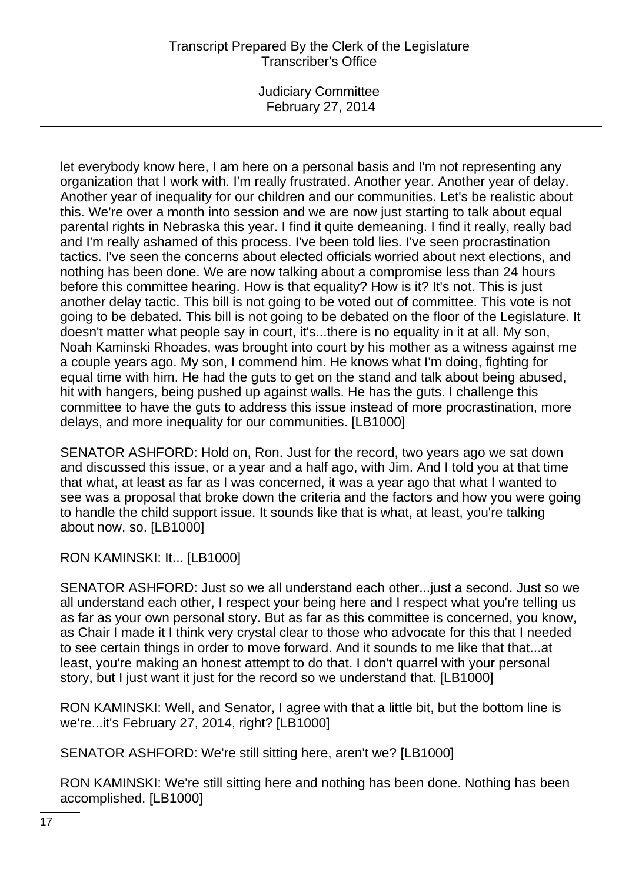let everybody know here, I am here on a personal basis and I'm not representing any organization that I work with. I'm really frustrated. Another year. Another year of delay. Another year of inequality for our children and our communities. Let's be realistic about this. We're over a month into session and we are now just starting to talk about equal parental rights in Nebraska this year. I find it quite demeaning. I find it really, really bad and I'm really ashamed of this process. I've been told lies. I've seen procrastination tactics. I've seen the concerns about elected officials worried about next elections, and nothing has been done. We are now talking about a compromise less than 24 hours before this committee hearing. How is that equality? How is it? It's not. This is just another delay tactic. This bill is not going to be voted out of committee. This vote is not going to be debated. This bill is not going to be debated on the floor of the Legislature. It doesn't matter what people say in court, it's...there is no equality in it at all. My son, Noah Kaminski Rhoades, was brought into court by his mother as a witness against me a couple years ago. My son, I commend him. He knows what I'm doing, fighting for equal time with him. He had the guts to get on the stand and talk about being abused, hit with hangers, being pushed up against walls. He has the guts. I challenge this committee to have the guts to address this issue instead of more procrastination, more delays, and more inequality for our communities. [LB1000]

SENATOR ASHFORD: Hold on, Ron. Just for the record, two years ago we sat down and discussed this issue, or a year and a half ago, with Jim. And I told you at that time that what, at least as far as I was concerned, it was a year ago that what I wanted to see was a proposal that broke down the criteria and the factors and how you were going to handle the child support issue. It sounds like that is what, at least, you're talking about now, so. [LB1000]

RON KAMINSKI: It... [LB1000]

SENATOR ASHFORD: Just so we all understand each other...just a second. Just so we all understand each other, I respect your being here and I respect what you're telling us as far as your own personal story. But as far as this committee is concerned, you know, as Chair I made it I think very crystal clear to those who advocate for this that I needed to see certain things in order to move forward. And it sounds to me like that that...at least, you're making an honest attempt to do that. I don't quarrel with your personal story, but I just want it just for the record so we understand that. [LB1000]

RON KAMINSKI: Well, and Senator, I agree with that a little bit, but the bottom line is we're...it's February 27, 2014, right? [LB1000]

SENATOR ASHFORD: We're still sitting here, aren't we? [LB1000]

RON KAMINSKI: We're still sitting here and nothing has been done. Nothing has been accomplished. [LB1000]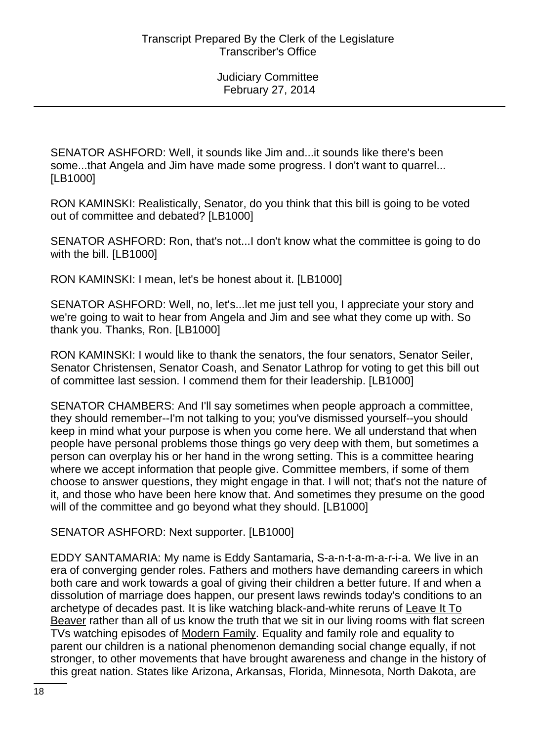SENATOR ASHFORD: Well, it sounds like Jim and...it sounds like there's been some...that Angela and Jim have made some progress. I don't want to quarrel... [LB1000]

RON KAMINSKI: Realistically, Senator, do you think that this bill is going to be voted out of committee and debated? [LB1000]

SENATOR ASHFORD: Ron, that's not...I don't know what the committee is going to do with the bill. [LB1000]

RON KAMINSKI: I mean, let's be honest about it. [LB1000]

SENATOR ASHFORD: Well, no, let's...let me just tell you, I appreciate your story and we're going to wait to hear from Angela and Jim and see what they come up with. So thank you. Thanks, Ron. [LB1000]

RON KAMINSKI: I would like to thank the senators, the four senators, Senator Seiler, Senator Christensen, Senator Coash, and Senator Lathrop for voting to get this bill out of committee last session. I commend them for their leadership. [LB1000]

SENATOR CHAMBERS: And I'll say sometimes when people approach a committee, they should remember--I'm not talking to you; you've dismissed yourself--you should keep in mind what your purpose is when you come here. We all understand that when people have personal problems those things go very deep with them, but sometimes a person can overplay his or her hand in the wrong setting. This is a committee hearing where we accept information that people give. Committee members, if some of them choose to answer questions, they might engage in that. I will not; that's not the nature of it, and those who have been here know that. And sometimes they presume on the good will of the committee and go beyond what they should. [LB1000]

SENATOR ASHFORD: Next supporter. [LB1000]

EDDY SANTAMARIA: My name is Eddy Santamaria, S-a-n-t-a-m-a-r-i-a. We live in an era of converging gender roles. Fathers and mothers have demanding careers in which both care and work towards a goal of giving their children a better future. If and when a dissolution of marriage does happen, our present laws rewinds today's conditions to an archetype of decades past. It is like watching black-and-white reruns of Leave It To Beaver rather than all of us know the truth that we sit in our living rooms with flat screen TVs watching episodes of Modern Family. Equality and family role and equality to parent our children is a national phenomenon demanding social change equally, if not stronger, to other movements that have brought awareness and change in the history of this great nation. States like Arizona, Arkansas, Florida, Minnesota, North Dakota, are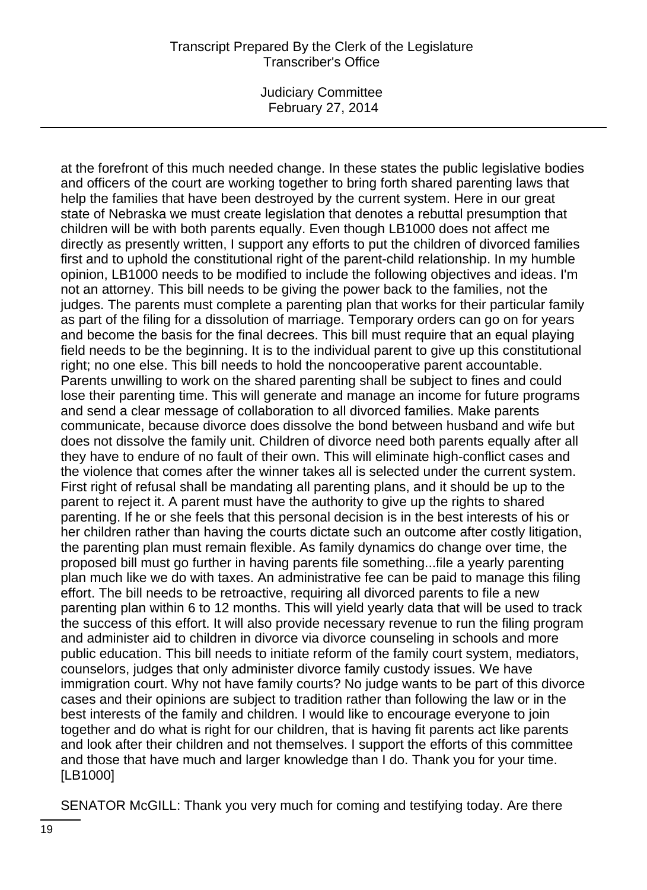at the forefront of this much needed change. In these states the public legislative bodies and officers of the court are working together to bring forth shared parenting laws that help the families that have been destroyed by the current system. Here in our great state of Nebraska we must create legislation that denotes a rebuttal presumption that children will be with both parents equally. Even though LB1000 does not affect me directly as presently written, I support any efforts to put the children of divorced families first and to uphold the constitutional right of the parent-child relationship. In my humble opinion, LB1000 needs to be modified to include the following objectives and ideas. I'm not an attorney. This bill needs to be giving the power back to the families, not the judges. The parents must complete a parenting plan that works for their particular family as part of the filing for a dissolution of marriage. Temporary orders can go on for years and become the basis for the final decrees. This bill must require that an equal playing field needs to be the beginning. It is to the individual parent to give up this constitutional right; no one else. This bill needs to hold the noncooperative parent accountable. Parents unwilling to work on the shared parenting shall be subject to fines and could lose their parenting time. This will generate and manage an income for future programs and send a clear message of collaboration to all divorced families. Make parents communicate, because divorce does dissolve the bond between husband and wife but does not dissolve the family unit. Children of divorce need both parents equally after all they have to endure of no fault of their own. This will eliminate high-conflict cases and the violence that comes after the winner takes all is selected under the current system. First right of refusal shall be mandating all parenting plans, and it should be up to the parent to reject it. A parent must have the authority to give up the rights to shared parenting. If he or she feels that this personal decision is in the best interests of his or her children rather than having the courts dictate such an outcome after costly litigation, the parenting plan must remain flexible. As family dynamics do change over time, the proposed bill must go further in having parents file something...file a yearly parenting plan much like we do with taxes. An administrative fee can be paid to manage this filing effort. The bill needs to be retroactive, requiring all divorced parents to file a new parenting plan within 6 to 12 months. This will yield yearly data that will be used to track the success of this effort. It will also provide necessary revenue to run the filing program and administer aid to children in divorce via divorce counseling in schools and more public education. This bill needs to initiate reform of the family court system, mediators, counselors, judges that only administer divorce family custody issues. We have immigration court. Why not have family courts? No judge wants to be part of this divorce cases and their opinions are subject to tradition rather than following the law or in the best interests of the family and children. I would like to encourage everyone to join together and do what is right for our children, that is having fit parents act like parents and look after their children and not themselves. I support the efforts of this committee and those that have much and larger knowledge than I do. Thank you for your time. [LB1000]

SENATOR McGILL: Thank you very much for coming and testifying today. Are there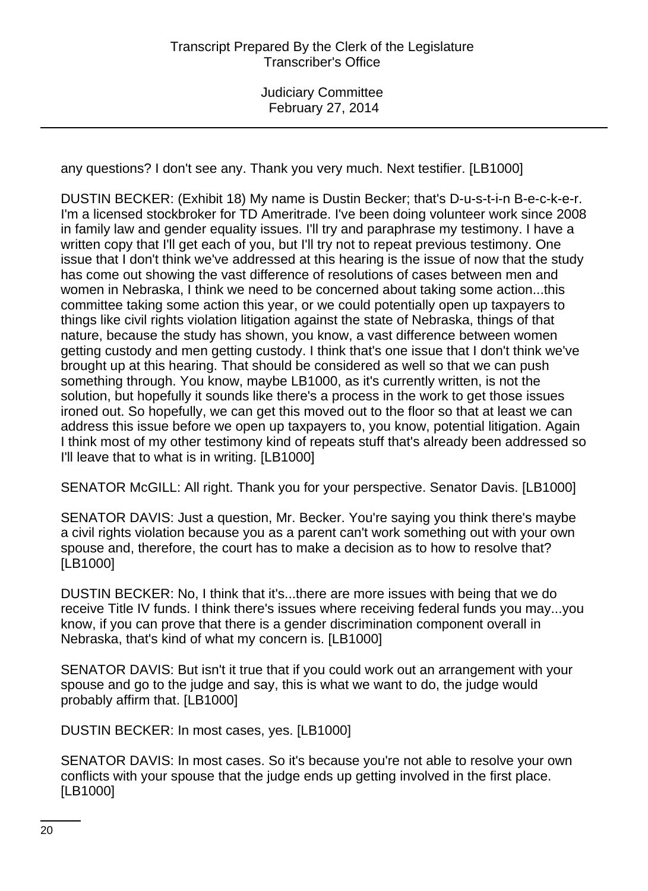any questions? I don't see any. Thank you very much. Next testifier. [LB1000]

DUSTIN BECKER: (Exhibit 18) My name is Dustin Becker; that's D-u-s-t-i-n B-e-c-k-e-r. I'm a licensed stockbroker for TD Ameritrade. I've been doing volunteer work since 2008 in family law and gender equality issues. I'll try and paraphrase my testimony. I have a written copy that I'll get each of you, but I'll try not to repeat previous testimony. One issue that I don't think we've addressed at this hearing is the issue of now that the study has come out showing the vast difference of resolutions of cases between men and women in Nebraska, I think we need to be concerned about taking some action...this committee taking some action this year, or we could potentially open up taxpayers to things like civil rights violation litigation against the state of Nebraska, things of that nature, because the study has shown, you know, a vast difference between women getting custody and men getting custody. I think that's one issue that I don't think we've brought up at this hearing. That should be considered as well so that we can push something through. You know, maybe LB1000, as it's currently written, is not the solution, but hopefully it sounds like there's a process in the work to get those issues ironed out. So hopefully, we can get this moved out to the floor so that at least we can address this issue before we open up taxpayers to, you know, potential litigation. Again I think most of my other testimony kind of repeats stuff that's already been addressed so I'll leave that to what is in writing. [LB1000]

SENATOR McGILL: All right. Thank you for your perspective. Senator Davis. [LB1000]

SENATOR DAVIS: Just a question, Mr. Becker. You're saying you think there's maybe a civil rights violation because you as a parent can't work something out with your own spouse and, therefore, the court has to make a decision as to how to resolve that? [LB1000]

DUSTIN BECKER: No, I think that it's...there are more issues with being that we do receive Title IV funds. I think there's issues where receiving federal funds you may...you know, if you can prove that there is a gender discrimination component overall in Nebraska, that's kind of what my concern is. [LB1000]

SENATOR DAVIS: But isn't it true that if you could work out an arrangement with your spouse and go to the judge and say, this is what we want to do, the judge would probably affirm that. [LB1000]

DUSTIN BECKER: In most cases, yes. [LB1000]

SENATOR DAVIS: In most cases. So it's because you're not able to resolve your own conflicts with your spouse that the judge ends up getting involved in the first place. [LB1000]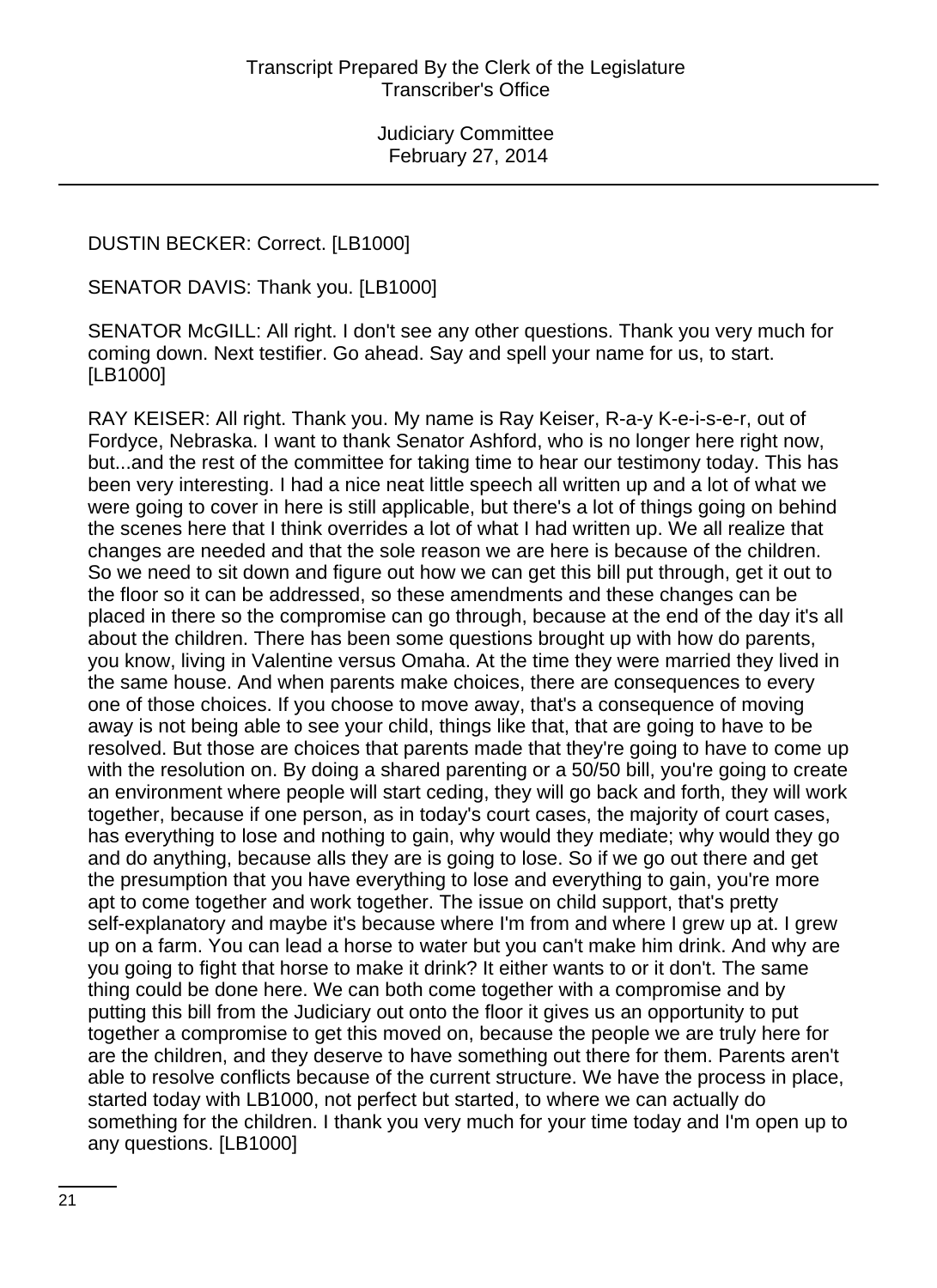DUSTIN BECKER: Correct. [LB1000]

SENATOR DAVIS: Thank you. [LB1000]

SENATOR McGILL: All right. I don't see any other questions. Thank you very much for coming down. Next testifier. Go ahead. Say and spell your name for us, to start. [LB1000]

RAY KEISER: All right. Thank you. My name is Ray Keiser, R-a-y K-e-i-s-e-r, out of Fordyce, Nebraska. I want to thank Senator Ashford, who is no longer here right now, but...and the rest of the committee for taking time to hear our testimony today. This has been very interesting. I had a nice neat little speech all written up and a lot of what we were going to cover in here is still applicable, but there's a lot of things going on behind the scenes here that I think overrides a lot of what I had written up. We all realize that changes are needed and that the sole reason we are here is because of the children. So we need to sit down and figure out how we can get this bill put through, get it out to the floor so it can be addressed, so these amendments and these changes can be placed in there so the compromise can go through, because at the end of the day it's all about the children. There has been some questions brought up with how do parents, you know, living in Valentine versus Omaha. At the time they were married they lived in the same house. And when parents make choices, there are consequences to every one of those choices. If you choose to move away, that's a consequence of moving away is not being able to see your child, things like that, that are going to have to be resolved. But those are choices that parents made that they're going to have to come up with the resolution on. By doing a shared parenting or a 50/50 bill, you're going to create an environment where people will start ceding, they will go back and forth, they will work together, because if one person, as in today's court cases, the majority of court cases, has everything to lose and nothing to gain, why would they mediate; why would they go and do anything, because alls they are is going to lose. So if we go out there and get the presumption that you have everything to lose and everything to gain, you're more apt to come together and work together. The issue on child support, that's pretty self-explanatory and maybe it's because where I'm from and where I grew up at. I grew up on a farm. You can lead a horse to water but you can't make him drink. And why are you going to fight that horse to make it drink? It either wants to or it don't. The same thing could be done here. We can both come together with a compromise and by putting this bill from the Judiciary out onto the floor it gives us an opportunity to put together a compromise to get this moved on, because the people we are truly here for are the children, and they deserve to have something out there for them. Parents aren't able to resolve conflicts because of the current structure. We have the process in place, started today with LB1000, not perfect but started, to where we can actually do something for the children. I thank you very much for your time today and I'm open up to any questions. [LB1000]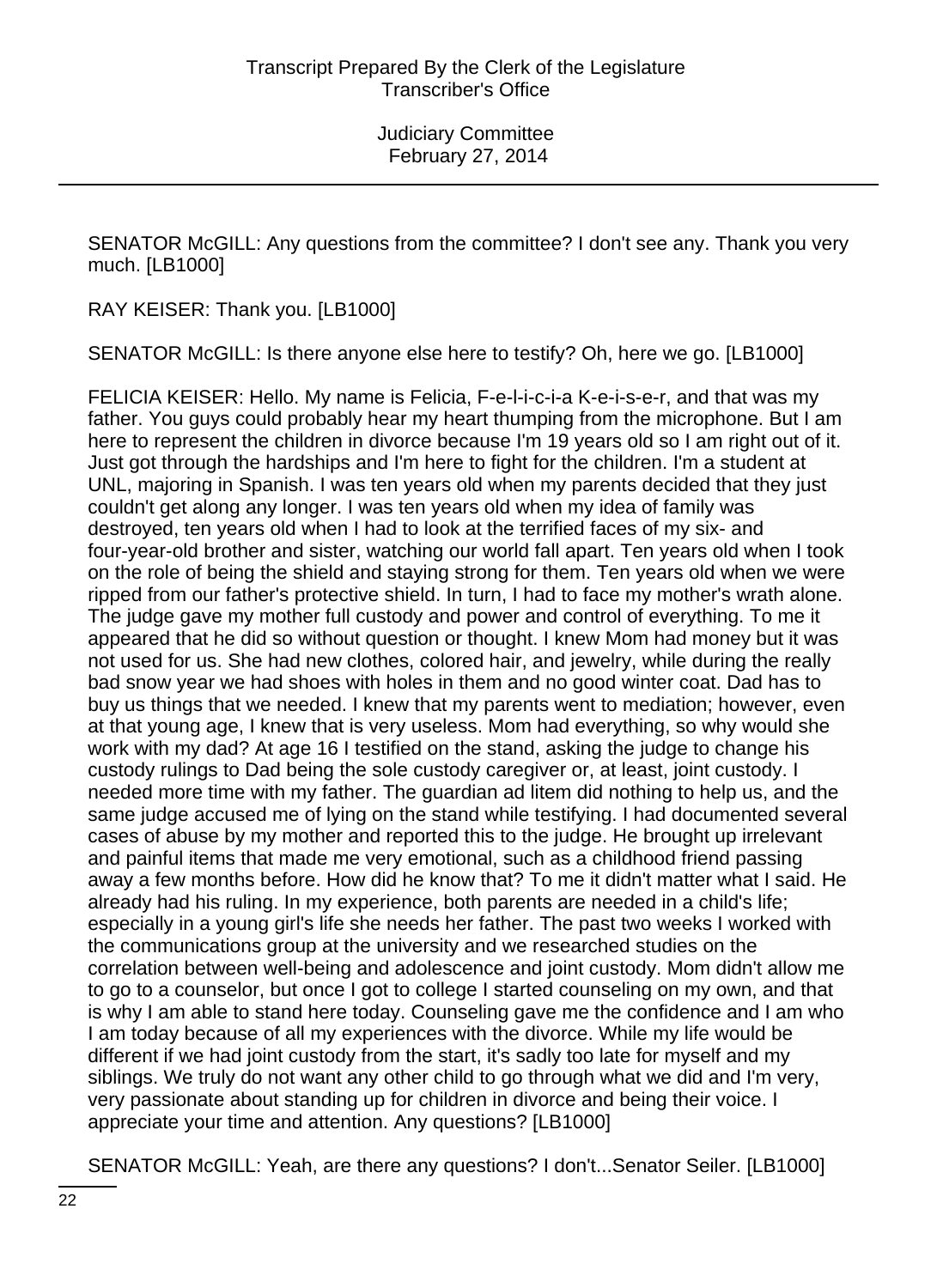SENATOR McGILL: Any questions from the committee? I don't see any. Thank you very much. [LB1000]

RAY KEISER: Thank you. [LB1000]

SENATOR McGILL: Is there anyone else here to testify? Oh, here we go. [LB1000]

FELICIA KEISER: Hello. My name is Felicia, F-e-l-i-c-i-a K-e-i-s-e-r, and that was my father. You guys could probably hear my heart thumping from the microphone. But I am here to represent the children in divorce because I'm 19 years old so I am right out of it. Just got through the hardships and I'm here to fight for the children. I'm a student at UNL, majoring in Spanish. I was ten years old when my parents decided that they just couldn't get along any longer. I was ten years old when my idea of family was destroyed, ten years old when I had to look at the terrified faces of my six- and four-year-old brother and sister, watching our world fall apart. Ten years old when I took on the role of being the shield and staying strong for them. Ten years old when we were ripped from our father's protective shield. In turn, I had to face my mother's wrath alone. The judge gave my mother full custody and power and control of everything. To me it appeared that he did so without question or thought. I knew Mom had money but it was not used for us. She had new clothes, colored hair, and jewelry, while during the really bad snow year we had shoes with holes in them and no good winter coat. Dad has to buy us things that we needed. I knew that my parents went to mediation; however, even at that young age, I knew that is very useless. Mom had everything, so why would she work with my dad? At age 16 I testified on the stand, asking the judge to change his custody rulings to Dad being the sole custody caregiver or, at least, joint custody. I needed more time with my father. The guardian ad litem did nothing to help us, and the same judge accused me of lying on the stand while testifying. I had documented several cases of abuse by my mother and reported this to the judge. He brought up irrelevant and painful items that made me very emotional, such as a childhood friend passing away a few months before. How did he know that? To me it didn't matter what I said. He already had his ruling. In my experience, both parents are needed in a child's life; especially in a young girl's life she needs her father. The past two weeks I worked with the communications group at the university and we researched studies on the correlation between well-being and adolescence and joint custody. Mom didn't allow me to go to a counselor, but once I got to college I started counseling on my own, and that is why I am able to stand here today. Counseling gave me the confidence and I am who I am today because of all my experiences with the divorce. While my life would be different if we had joint custody from the start, it's sadly too late for myself and my siblings. We truly do not want any other child to go through what we did and I'm very, very passionate about standing up for children in divorce and being their voice. I appreciate your time and attention. Any questions? [LB1000]

SENATOR McGILL: Yeah, are there any questions? I don't...Senator Seiler. [LB1000]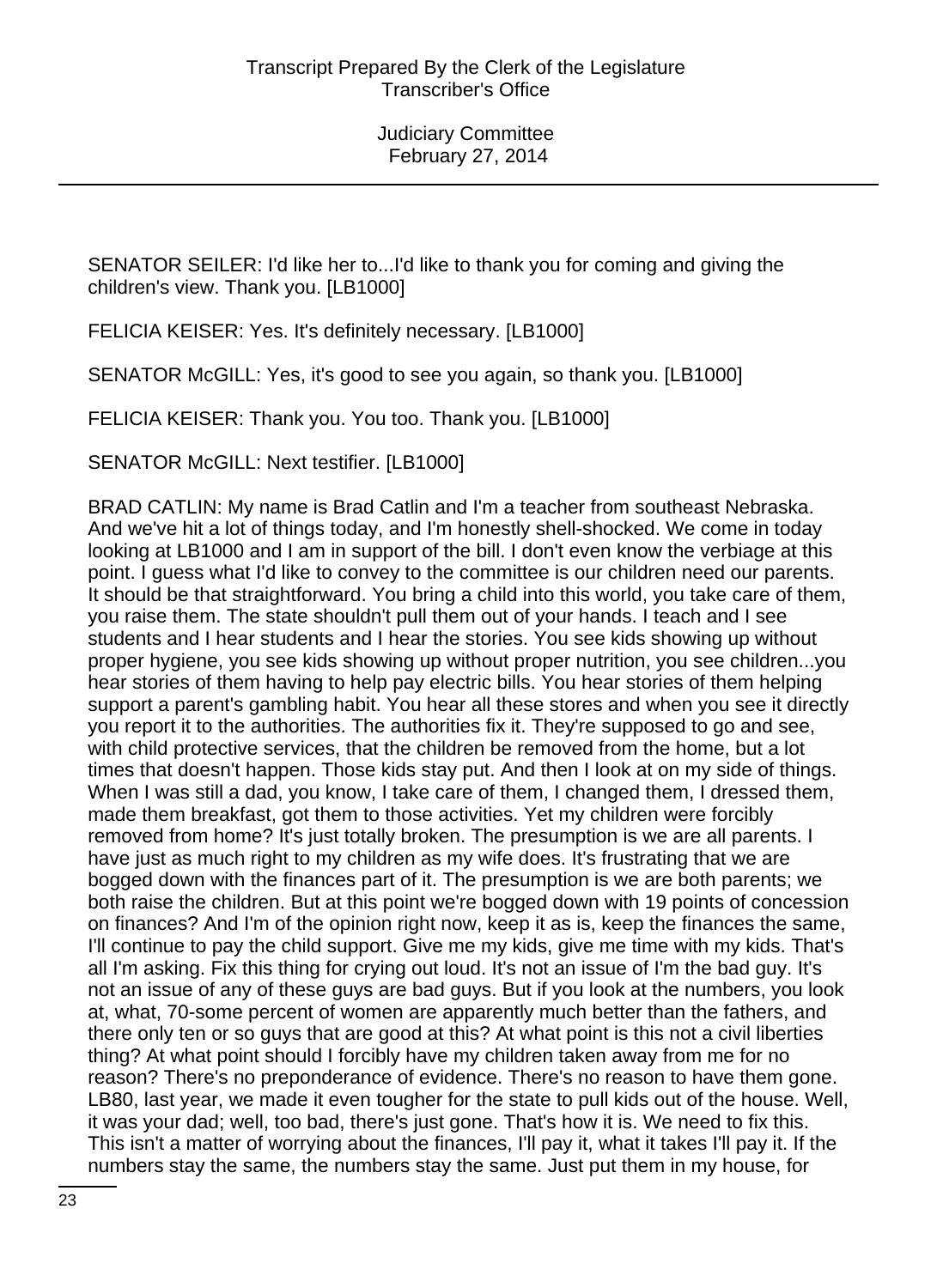SENATOR SEILER: I'd like her to...I'd like to thank you for coming and giving the children's view. Thank you. [LB1000]

FELICIA KEISER: Yes. It's definitely necessary. [LB1000]

SENATOR McGILL: Yes, it's good to see you again, so thank you. [LB1000]

FELICIA KEISER: Thank you. You too. Thank you. [LB1000]

SENATOR McGILL: Next testifier. [LB1000]

BRAD CATLIN: My name is Brad Catlin and I'm a teacher from southeast Nebraska. And we've hit a lot of things today, and I'm honestly shell-shocked. We come in today looking at LB1000 and I am in support of the bill. I don't even know the verbiage at this point. I guess what I'd like to convey to the committee is our children need our parents. It should be that straightforward. You bring a child into this world, you take care of them, you raise them. The state shouldn't pull them out of your hands. I teach and I see students and I hear students and I hear the stories. You see kids showing up without proper hygiene, you see kids showing up without proper nutrition, you see children...you hear stories of them having to help pay electric bills. You hear stories of them helping support a parent's gambling habit. You hear all these stores and when you see it directly you report it to the authorities. The authorities fix it. They're supposed to go and see, with child protective services, that the children be removed from the home, but a lot times that doesn't happen. Those kids stay put. And then I look at on my side of things. When I was still a dad, you know, I take care of them, I changed them, I dressed them, made them breakfast, got them to those activities. Yet my children were forcibly removed from home? It's just totally broken. The presumption is we are all parents. I have just as much right to my children as my wife does. It's frustrating that we are bogged down with the finances part of it. The presumption is we are both parents; we both raise the children. But at this point we're bogged down with 19 points of concession on finances? And I'm of the opinion right now, keep it as is, keep the finances the same, I'll continue to pay the child support. Give me my kids, give me time with my kids. That's all I'm asking. Fix this thing for crying out loud. It's not an issue of I'm the bad guy. It's not an issue of any of these guys are bad guys. But if you look at the numbers, you look at, what, 70-some percent of women are apparently much better than the fathers, and there only ten or so guys that are good at this? At what point is this not a civil liberties thing? At what point should I forcibly have my children taken away from me for no reason? There's no preponderance of evidence. There's no reason to have them gone. LB80, last year, we made it even tougher for the state to pull kids out of the house. Well, it was your dad; well, too bad, there's just gone. That's how it is. We need to fix this. This isn't a matter of worrying about the finances, I'll pay it, what it takes I'll pay it. If the numbers stay the same, the numbers stay the same. Just put them in my house, for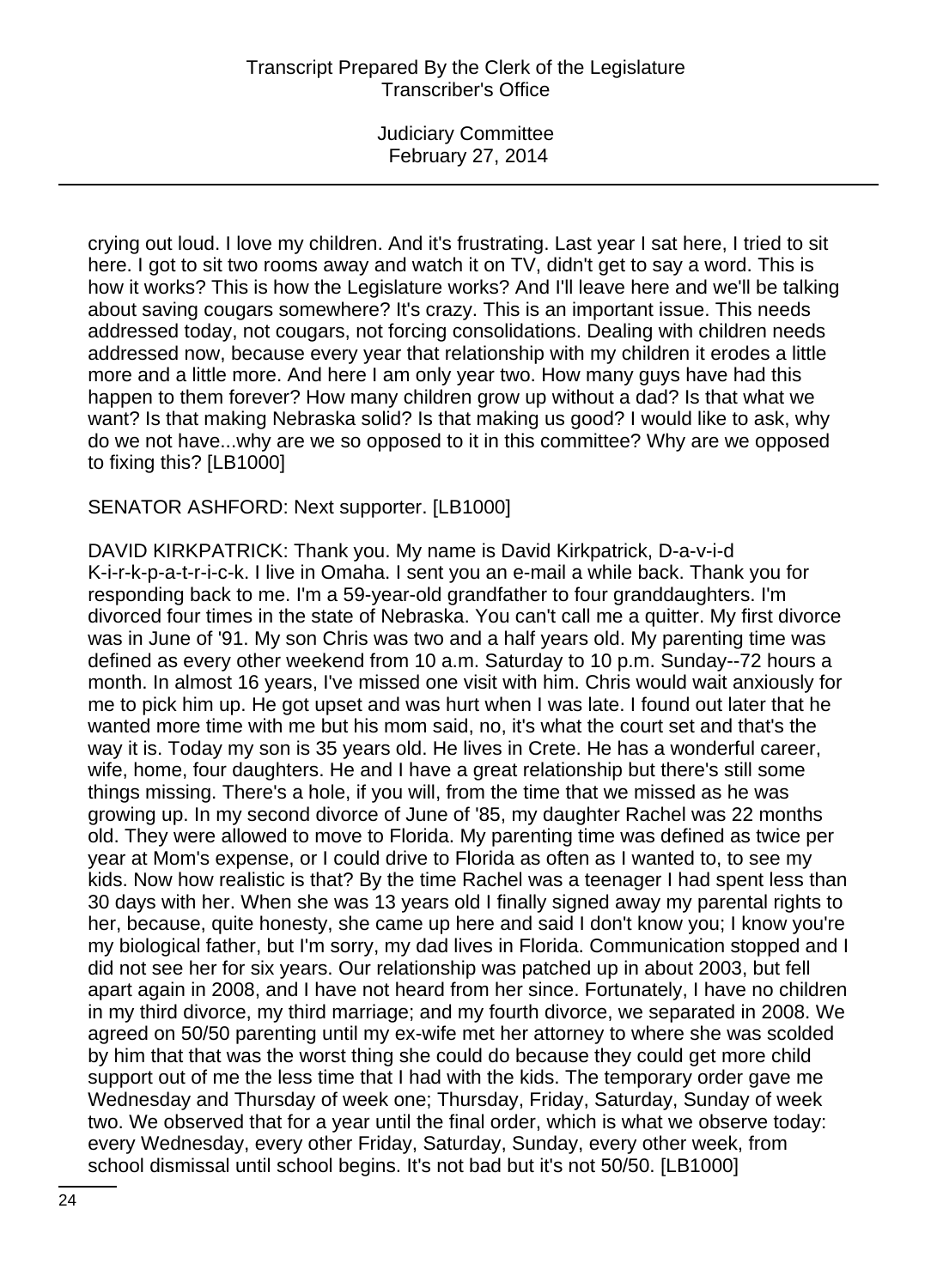crying out loud. I love my children. And it's frustrating. Last year I sat here, I tried to sit here. I got to sit two rooms away and watch it on TV, didn't get to say a word. This is how it works? This is how the Legislature works? And I'll leave here and we'll be talking about saving cougars somewhere? It's crazy. This is an important issue. This needs addressed today, not cougars, not forcing consolidations. Dealing with children needs addressed now, because every year that relationship with my children it erodes a little more and a little more. And here I am only year two. How many guys have had this happen to them forever? How many children grow up without a dad? Is that what we want? Is that making Nebraska solid? Is that making us good? I would like to ask, why do we not have...why are we so opposed to it in this committee? Why are we opposed to fixing this? [LB1000]

SENATOR ASHFORD: Next supporter. [LB1000]

DAVID KIRKPATRICK: Thank you. My name is David Kirkpatrick, D-a-v-i-d K-i-r-k-p-a-t-r-i-c-k. I live in Omaha. I sent you an e-mail a while back. Thank you for responding back to me. I'm a 59-year-old grandfather to four granddaughters. I'm divorced four times in the state of Nebraska. You can't call me a quitter. My first divorce was in June of '91. My son Chris was two and a half years old. My parenting time was defined as every other weekend from 10 a.m. Saturday to 10 p.m. Sunday--72 hours a month. In almost 16 years, I've missed one visit with him. Chris would wait anxiously for me to pick him up. He got upset and was hurt when I was late. I found out later that he wanted more time with me but his mom said, no, it's what the court set and that's the way it is. Today my son is 35 years old. He lives in Crete. He has a wonderful career, wife, home, four daughters. He and I have a great relationship but there's still some things missing. There's a hole, if you will, from the time that we missed as he was growing up. In my second divorce of June of '85, my daughter Rachel was 22 months old. They were allowed to move to Florida. My parenting time was defined as twice per year at Mom's expense, or I could drive to Florida as often as I wanted to, to see my kids. Now how realistic is that? By the time Rachel was a teenager I had spent less than 30 days with her. When she was 13 years old I finally signed away my parental rights to her, because, quite honesty, she came up here and said I don't know you; I know you're my biological father, but I'm sorry, my dad lives in Florida. Communication stopped and I did not see her for six years. Our relationship was patched up in about 2003, but fell apart again in 2008, and I have not heard from her since. Fortunately, I have no children in my third divorce, my third marriage; and my fourth divorce, we separated in 2008. We agreed on 50/50 parenting until my ex-wife met her attorney to where she was scolded by him that that was the worst thing she could do because they could get more child support out of me the less time that I had with the kids. The temporary order gave me Wednesday and Thursday of week one; Thursday, Friday, Saturday, Sunday of week two. We observed that for a year until the final order, which is what we observe today: every Wednesday, every other Friday, Saturday, Sunday, every other week, from school dismissal until school begins. It's not bad but it's not 50/50. [LB1000]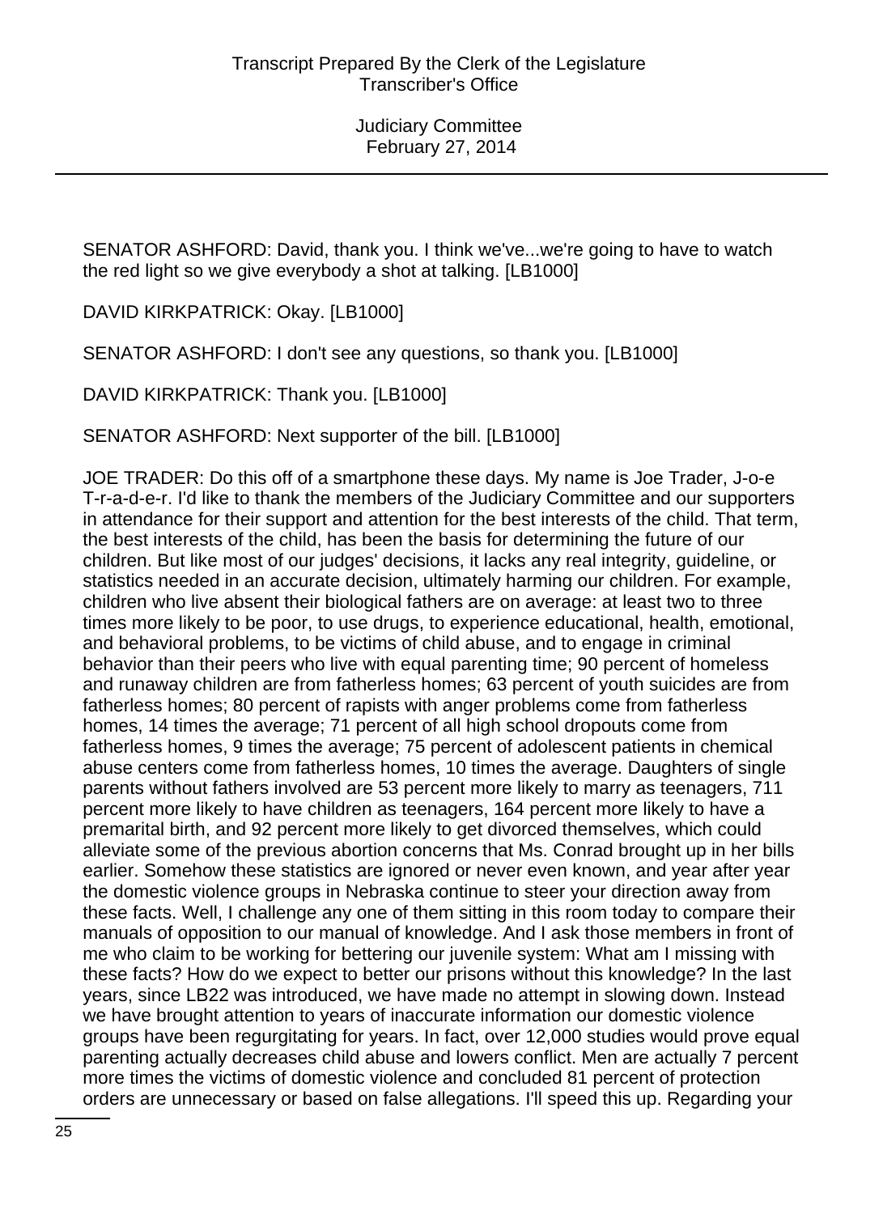SENATOR ASHFORD: David, thank you. I think we've...we're going to have to watch the red light so we give everybody a shot at talking. [LB1000]

DAVID KIRKPATRICK: Okay. [LB1000]

SENATOR ASHFORD: I don't see any questions, so thank you. [LB1000]

DAVID KIRKPATRICK: Thank you. [LB1000]

SENATOR ASHFORD: Next supporter of the bill. [LB1000]

JOE TRADER: Do this off of a smartphone these days. My name is Joe Trader, J-o-e T-r-a-d-e-r. I'd like to thank the members of the Judiciary Committee and our supporters in attendance for their support and attention for the best interests of the child. That term, the best interests of the child, has been the basis for determining the future of our children. But like most of our judges' decisions, it lacks any real integrity, guideline, or statistics needed in an accurate decision, ultimately harming our children. For example, children who live absent their biological fathers are on average: at least two to three times more likely to be poor, to use drugs, to experience educational, health, emotional, and behavioral problems, to be victims of child abuse, and to engage in criminal behavior than their peers who live with equal parenting time; 90 percent of homeless and runaway children are from fatherless homes; 63 percent of youth suicides are from fatherless homes; 80 percent of rapists with anger problems come from fatherless homes, 14 times the average; 71 percent of all high school dropouts come from fatherless homes, 9 times the average; 75 percent of adolescent patients in chemical abuse centers come from fatherless homes, 10 times the average. Daughters of single parents without fathers involved are 53 percent more likely to marry as teenagers, 711 percent more likely to have children as teenagers, 164 percent more likely to have a premarital birth, and 92 percent more likely to get divorced themselves, which could alleviate some of the previous abortion concerns that Ms. Conrad brought up in her bills earlier. Somehow these statistics are ignored or never even known, and year after year the domestic violence groups in Nebraska continue to steer your direction away from these facts. Well, I challenge any one of them sitting in this room today to compare their manuals of opposition to our manual of knowledge. And I ask those members in front of me who claim to be working for bettering our juvenile system: What am I missing with these facts? How do we expect to better our prisons without this knowledge? In the last years, since LB22 was introduced, we have made no attempt in slowing down. Instead we have brought attention to years of inaccurate information our domestic violence groups have been regurgitating for years. In fact, over 12,000 studies would prove equal parenting actually decreases child abuse and lowers conflict. Men are actually 7 percent more times the victims of domestic violence and concluded 81 percent of protection orders are unnecessary or based on false allegations. I'll speed this up. Regarding your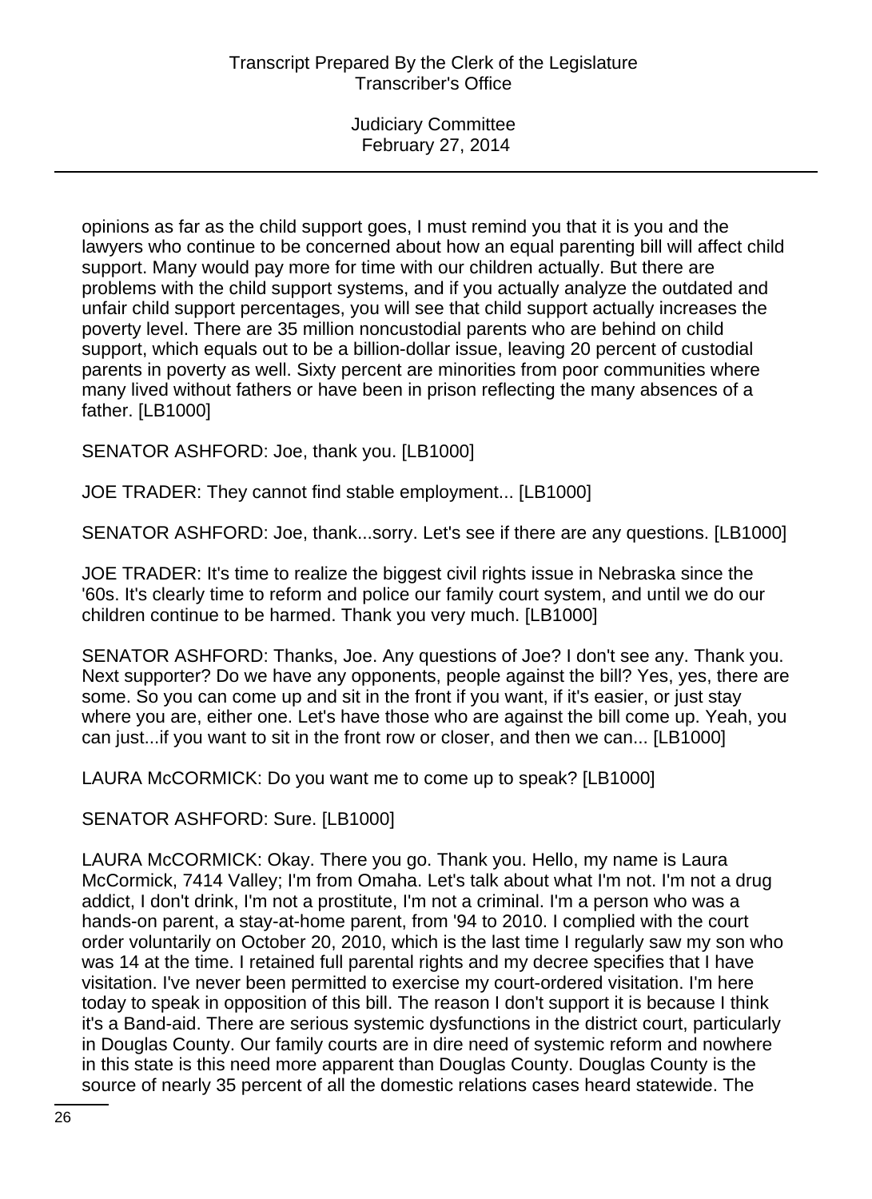opinions as far as the child support goes, I must remind you that it is you and the lawyers who continue to be concerned about how an equal parenting bill will affect child support. Many would pay more for time with our children actually. But there are problems with the child support systems, and if you actually analyze the outdated and unfair child support percentages, you will see that child support actually increases the poverty level. There are 35 million noncustodial parents who are behind on child support, which equals out to be a billion-dollar issue, leaving 20 percent of custodial parents in poverty as well. Sixty percent are minorities from poor communities where many lived without fathers or have been in prison reflecting the many absences of a father. [LB1000]

SENATOR ASHFORD: Joe, thank you. [LB1000]

JOE TRADER: They cannot find stable employment... [LB1000]

SENATOR ASHFORD: Joe, thank...sorry. Let's see if there are any questions. [LB1000]

JOE TRADER: It's time to realize the biggest civil rights issue in Nebraska since the '60s. It's clearly time to reform and police our family court system, and until we do our children continue to be harmed. Thank you very much. [LB1000]

SENATOR ASHFORD: Thanks, Joe. Any questions of Joe? I don't see any. Thank you. Next supporter? Do we have any opponents, people against the bill? Yes, yes, there are some. So you can come up and sit in the front if you want, if it's easier, or just stay where you are, either one. Let's have those who are against the bill come up. Yeah, you can just...if you want to sit in the front row or closer, and then we can... [LB1000]

LAURA McCORMICK: Do you want me to come up to speak? [LB1000]

SENATOR ASHFORD: Sure. [LB1000]

LAURA McCORMICK: Okay. There you go. Thank you. Hello, my name is Laura McCormick, 7414 Valley; I'm from Omaha. Let's talk about what I'm not. I'm not a drug addict, I don't drink, I'm not a prostitute, I'm not a criminal. I'm a person who was a hands-on parent, a stay-at-home parent, from '94 to 2010. I complied with the court order voluntarily on October 20, 2010, which is the last time I regularly saw my son who was 14 at the time. I retained full parental rights and my decree specifies that I have visitation. I've never been permitted to exercise my court-ordered visitation. I'm here today to speak in opposition of this bill. The reason I don't support it is because I think it's a Band-aid. There are serious systemic dysfunctions in the district court, particularly in Douglas County. Our family courts are in dire need of systemic reform and nowhere in this state is this need more apparent than Douglas County. Douglas County is the source of nearly 35 percent of all the domestic relations cases heard statewide. The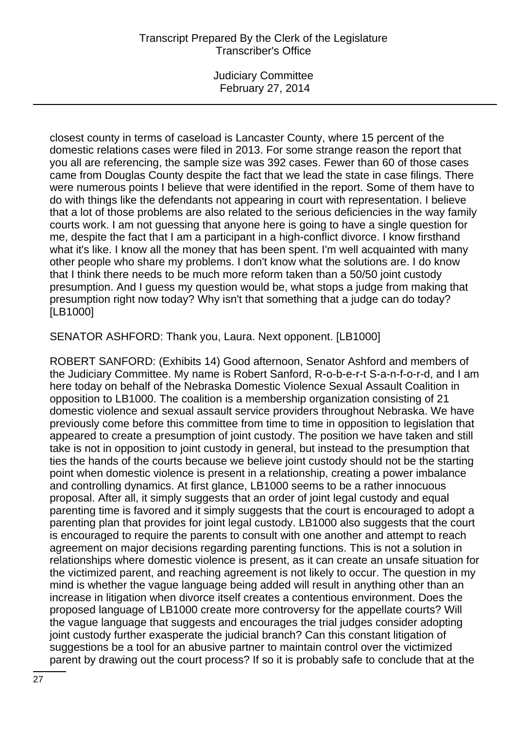closest county in terms of caseload is Lancaster County, where 15 percent of the domestic relations cases were filed in 2013. For some strange reason the report that you all are referencing, the sample size was 392 cases. Fewer than 60 of those cases came from Douglas County despite the fact that we lead the state in case filings. There were numerous points I believe that were identified in the report. Some of them have to do with things like the defendants not appearing in court with representation. I believe that a lot of those problems are also related to the serious deficiencies in the way family courts work. I am not guessing that anyone here is going to have a single question for me, despite the fact that I am a participant in a high-conflict divorce. I know firsthand what it's like. I know all the money that has been spent. I'm well acquainted with many other people who share my problems. I don't know what the solutions are. I do know that I think there needs to be much more reform taken than a 50/50 joint custody presumption. And I guess my question would be, what stops a judge from making that presumption right now today? Why isn't that something that a judge can do today? [LB1000]

SENATOR ASHFORD: Thank you, Laura. Next opponent. [LB1000]

ROBERT SANFORD: (Exhibits 14) Good afternoon, Senator Ashford and members of the Judiciary Committee. My name is Robert Sanford, R-o-b-e-r-t S-a-n-f-o-r-d, and I am here today on behalf of the Nebraska Domestic Violence Sexual Assault Coalition in opposition to LB1000. The coalition is a membership organization consisting of 21 domestic violence and sexual assault service providers throughout Nebraska. We have previously come before this committee from time to time in opposition to legislation that appeared to create a presumption of joint custody. The position we have taken and still take is not in opposition to joint custody in general, but instead to the presumption that ties the hands of the courts because we believe joint custody should not be the starting point when domestic violence is present in a relationship, creating a power imbalance and controlling dynamics. At first glance, LB1000 seems to be a rather innocuous proposal. After all, it simply suggests that an order of joint legal custody and equal parenting time is favored and it simply suggests that the court is encouraged to adopt a parenting plan that provides for joint legal custody. LB1000 also suggests that the court is encouraged to require the parents to consult with one another and attempt to reach agreement on major decisions regarding parenting functions. This is not a solution in relationships where domestic violence is present, as it can create an unsafe situation for the victimized parent, and reaching agreement is not likely to occur. The question in my mind is whether the vague language being added will result in anything other than an increase in litigation when divorce itself creates a contentious environment. Does the proposed language of LB1000 create more controversy for the appellate courts? Will the vague language that suggests and encourages the trial judges consider adopting joint custody further exasperate the judicial branch? Can this constant litigation of suggestions be a tool for an abusive partner to maintain control over the victimized parent by drawing out the court process? If so it is probably safe to conclude that at the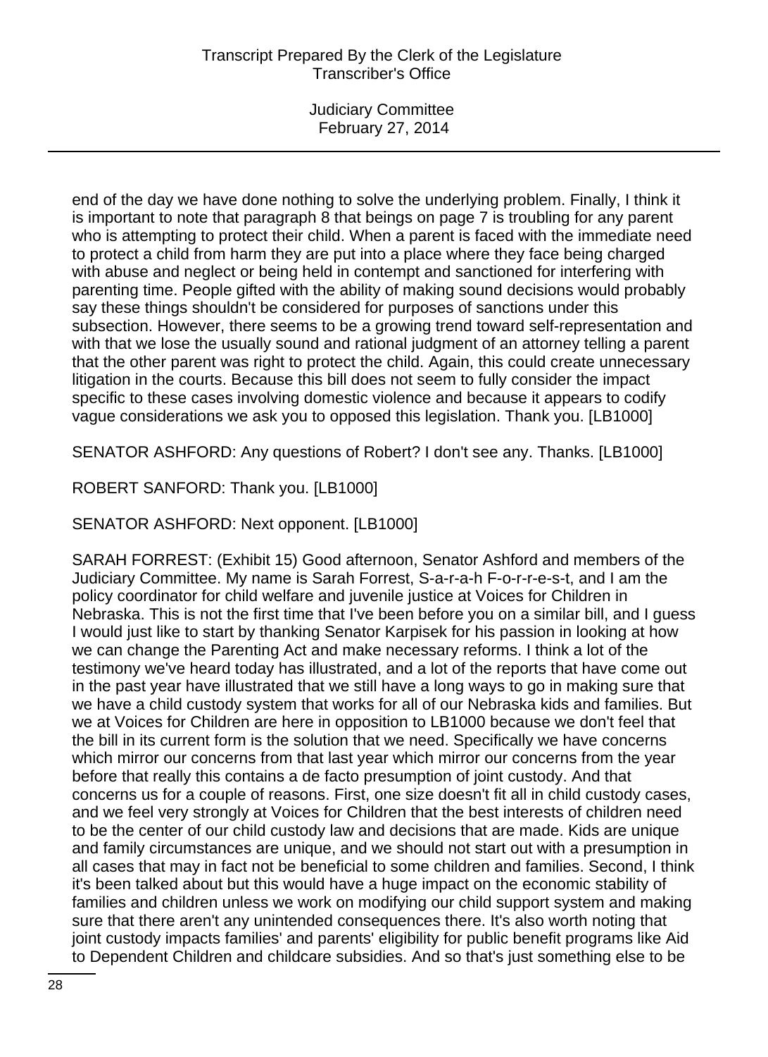end of the day we have done nothing to solve the underlying problem. Finally, I think it is important to note that paragraph 8 that beings on page 7 is troubling for any parent who is attempting to protect their child. When a parent is faced with the immediate need to protect a child from harm they are put into a place where they face being charged with abuse and neglect or being held in contempt and sanctioned for interfering with parenting time. People gifted with the ability of making sound decisions would probably say these things shouldn't be considered for purposes of sanctions under this subsection. However, there seems to be a growing trend toward self-representation and with that we lose the usually sound and rational judgment of an attorney telling a parent that the other parent was right to protect the child. Again, this could create unnecessary litigation in the courts. Because this bill does not seem to fully consider the impact specific to these cases involving domestic violence and because it appears to codify vague considerations we ask you to opposed this legislation. Thank you. [LB1000]

SENATOR ASHFORD: Any questions of Robert? I don't see any. Thanks. [LB1000]

ROBERT SANFORD: Thank you. [LB1000]

SENATOR ASHFORD: Next opponent. [LB1000]

SARAH FORREST: (Exhibit 15) Good afternoon, Senator Ashford and members of the Judiciary Committee. My name is Sarah Forrest, S-a-r-a-h F-o-r-r-e-s-t, and I am the policy coordinator for child welfare and juvenile justice at Voices for Children in Nebraska. This is not the first time that I've been before you on a similar bill, and I guess I would just like to start by thanking Senator Karpisek for his passion in looking at how we can change the Parenting Act and make necessary reforms. I think a lot of the testimony we've heard today has illustrated, and a lot of the reports that have come out in the past year have illustrated that we still have a long ways to go in making sure that we have a child custody system that works for all of our Nebraska kids and families. But we at Voices for Children are here in opposition to LB1000 because we don't feel that the bill in its current form is the solution that we need. Specifically we have concerns which mirror our concerns from that last year which mirror our concerns from the year before that really this contains a de facto presumption of joint custody. And that concerns us for a couple of reasons. First, one size doesn't fit all in child custody cases, and we feel very strongly at Voices for Children that the best interests of children need to be the center of our child custody law and decisions that are made. Kids are unique and family circumstances are unique, and we should not start out with a presumption in all cases that may in fact not be beneficial to some children and families. Second, I think it's been talked about but this would have a huge impact on the economic stability of families and children unless we work on modifying our child support system and making sure that there aren't any unintended consequences there. It's also worth noting that joint custody impacts families' and parents' eligibility for public benefit programs like Aid to Dependent Children and childcare subsidies. And so that's just something else to be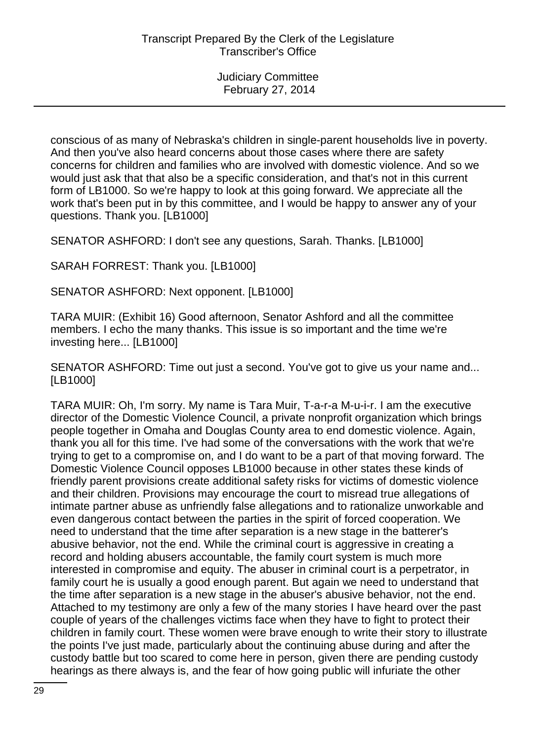conscious of as many of Nebraska's children in single-parent households live in poverty. And then you've also heard concerns about those cases where there are safety concerns for children and families who are involved with domestic violence. And so we would just ask that that also be a specific consideration, and that's not in this current form of LB1000. So we're happy to look at this going forward. We appreciate all the work that's been put in by this committee, and I would be happy to answer any of your questions. Thank you. [LB1000]

SENATOR ASHFORD: I don't see any questions, Sarah. Thanks. [LB1000]

SARAH FORREST: Thank you. [LB1000]

SENATOR ASHFORD: Next opponent. [LB1000]

TARA MUIR: (Exhibit 16) Good afternoon, Senator Ashford and all the committee members. I echo the many thanks. This issue is so important and the time we're investing here... [LB1000]

SENATOR ASHFORD: Time out just a second. You've got to give us your name and... [LB1000]

TARA MUIR: Oh, I'm sorry. My name is Tara Muir, T-a-r-a M-u-i-r. I am the executive director of the Domestic Violence Council, a private nonprofit organization which brings people together in Omaha and Douglas County area to end domestic violence. Again, thank you all for this time. I've had some of the conversations with the work that we're trying to get to a compromise on, and I do want to be a part of that moving forward. The Domestic Violence Council opposes LB1000 because in other states these kinds of friendly parent provisions create additional safety risks for victims of domestic violence and their children. Provisions may encourage the court to misread true allegations of intimate partner abuse as unfriendly false allegations and to rationalize unworkable and even dangerous contact between the parties in the spirit of forced cooperation. We need to understand that the time after separation is a new stage in the batterer's abusive behavior, not the end. While the criminal court is aggressive in creating a record and holding abusers accountable, the family court system is much more interested in compromise and equity. The abuser in criminal court is a perpetrator, in family court he is usually a good enough parent. But again we need to understand that the time after separation is a new stage in the abuser's abusive behavior, not the end. Attached to my testimony are only a few of the many stories I have heard over the past couple of years of the challenges victims face when they have to fight to protect their children in family court. These women were brave enough to write their story to illustrate the points I've just made, particularly about the continuing abuse during and after the custody battle but too scared to come here in person, given there are pending custody hearings as there always is, and the fear of how going public will infuriate the other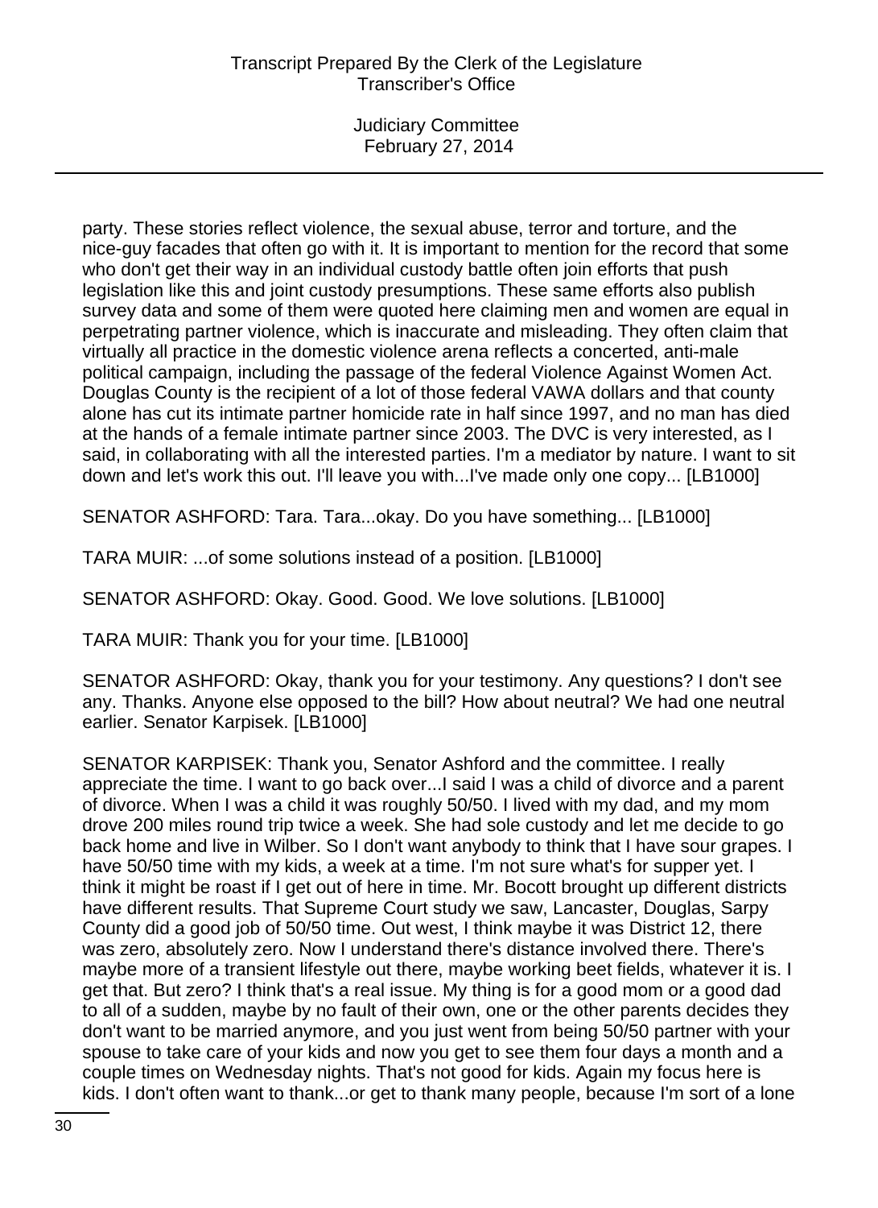party. These stories reflect violence, the sexual abuse, terror and torture, and the nice-guy facades that often go with it. It is important to mention for the record that some who don't get their way in an individual custody battle often join efforts that push legislation like this and joint custody presumptions. These same efforts also publish survey data and some of them were quoted here claiming men and women are equal in perpetrating partner violence, which is inaccurate and misleading. They often claim that virtually all practice in the domestic violence arena reflects a concerted, anti-male political campaign, including the passage of the federal Violence Against Women Act. Douglas County is the recipient of a lot of those federal VAWA dollars and that county alone has cut its intimate partner homicide rate in half since 1997, and no man has died at the hands of a female intimate partner since 2003. The DVC is very interested, as I said, in collaborating with all the interested parties. I'm a mediator by nature. I want to sit down and let's work this out. I'll leave you with...I've made only one copy... [LB1000]

SENATOR ASHFORD: Tara. Tara...okay. Do you have something... [LB1000]

TARA MUIR: ...of some solutions instead of a position. [LB1000]

SENATOR ASHFORD: Okay. Good. Good. We love solutions. [LB1000]

TARA MUIR: Thank you for your time. [LB1000]

SENATOR ASHFORD: Okay, thank you for your testimony. Any questions? I don't see any. Thanks. Anyone else opposed to the bill? How about neutral? We had one neutral earlier. Senator Karpisek. [LB1000]

SENATOR KARPISEK: Thank you, Senator Ashford and the committee. I really appreciate the time. I want to go back over...I said I was a child of divorce and a parent of divorce. When I was a child it was roughly 50/50. I lived with my dad, and my mom drove 200 miles round trip twice a week. She had sole custody and let me decide to go back home and live in Wilber. So I don't want anybody to think that I have sour grapes. I have 50/50 time with my kids, a week at a time. I'm not sure what's for supper yet. I think it might be roast if I get out of here in time. Mr. Bocott brought up different districts have different results. That Supreme Court study we saw, Lancaster, Douglas, Sarpy County did a good job of 50/50 time. Out west, I think maybe it was District 12, there was zero, absolutely zero. Now I understand there's distance involved there. There's maybe more of a transient lifestyle out there, maybe working beet fields, whatever it is. I get that. But zero? I think that's a real issue. My thing is for a good mom or a good dad to all of a sudden, maybe by no fault of their own, one or the other parents decides they don't want to be married anymore, and you just went from being 50/50 partner with your spouse to take care of your kids and now you get to see them four days a month and a couple times on Wednesday nights. That's not good for kids. Again my focus here is kids. I don't often want to thank...or get to thank many people, because I'm sort of a lone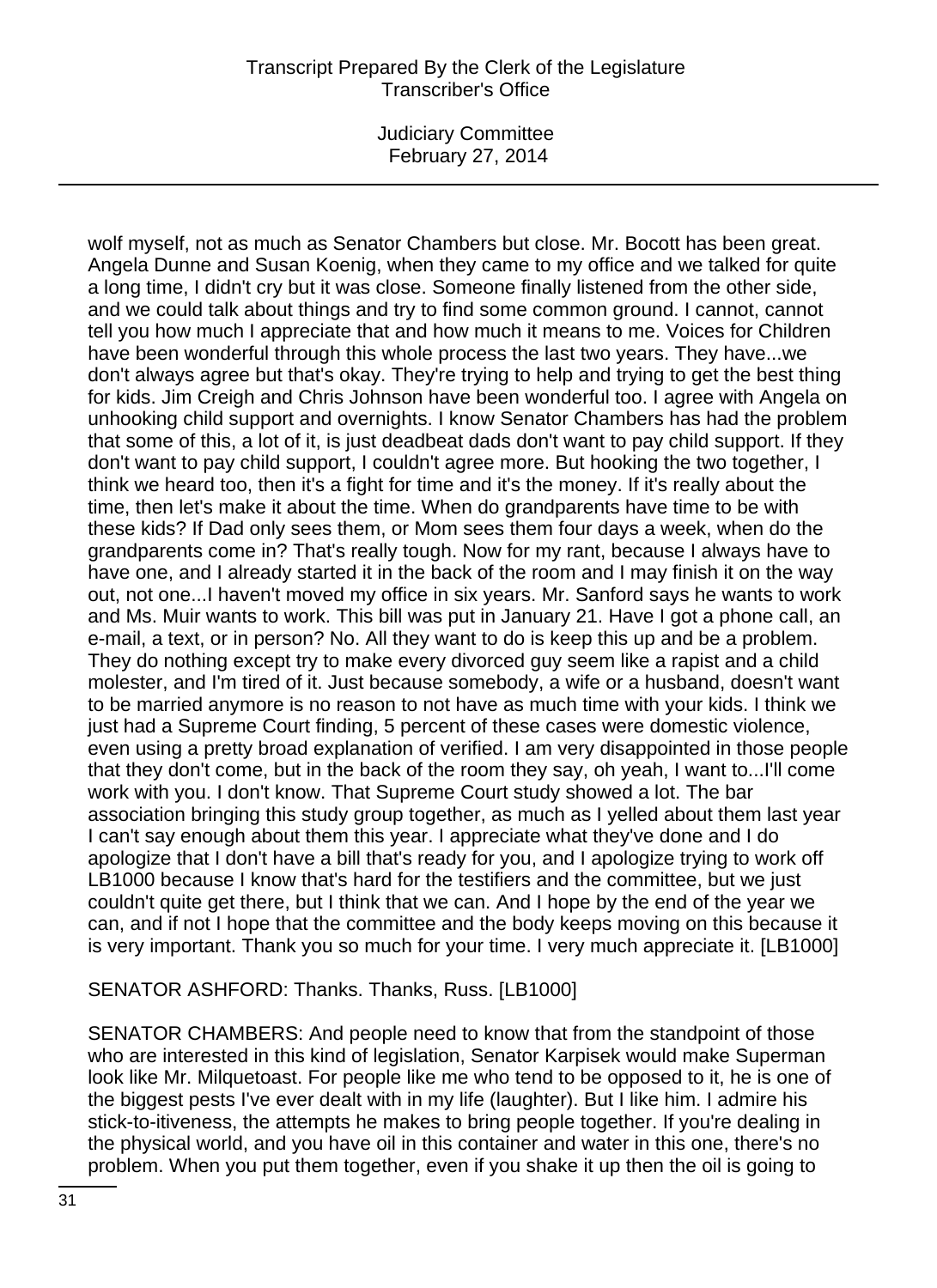wolf myself, not as much as Senator Chambers but close. Mr. Bocott has been great. Angela Dunne and Susan Koenig, when they came to my office and we talked for quite a long time, I didn't cry but it was close. Someone finally listened from the other side, and we could talk about things and try to find some common ground. I cannot, cannot tell you how much I appreciate that and how much it means to me. Voices for Children have been wonderful through this whole process the last two years. They have...we don't always agree but that's okay. They're trying to help and trying to get the best thing for kids. Jim Creigh and Chris Johnson have been wonderful too. I agree with Angela on unhooking child support and overnights. I know Senator Chambers has had the problem that some of this, a lot of it, is just deadbeat dads don't want to pay child support. If they don't want to pay child support, I couldn't agree more. But hooking the two together, I think we heard too, then it's a fight for time and it's the money. If it's really about the time, then let's make it about the time. When do grandparents have time to be with these kids? If Dad only sees them, or Mom sees them four days a week, when do the grandparents come in? That's really tough. Now for my rant, because I always have to have one, and I already started it in the back of the room and I may finish it on the way out, not one...I haven't moved my office in six years. Mr. Sanford says he wants to work and Ms. Muir wants to work. This bill was put in January 21. Have I got a phone call, an e-mail, a text, or in person? No. All they want to do is keep this up and be a problem. They do nothing except try to make every divorced guy seem like a rapist and a child molester, and I'm tired of it. Just because somebody, a wife or a husband, doesn't want to be married anymore is no reason to not have as much time with your kids. I think we just had a Supreme Court finding, 5 percent of these cases were domestic violence, even using a pretty broad explanation of verified. I am very disappointed in those people that they don't come, but in the back of the room they say, oh yeah, I want to...I'll come work with you. I don't know. That Supreme Court study showed a lot. The bar association bringing this study group together, as much as I yelled about them last year I can't say enough about them this year. I appreciate what they've done and I do apologize that I don't have a bill that's ready for you, and I apologize trying to work off LB1000 because I know that's hard for the testifiers and the committee, but we just couldn't quite get there, but I think that we can. And I hope by the end of the year we can, and if not I hope that the committee and the body keeps moving on this because it is very important. Thank you so much for your time. I very much appreciate it. [LB1000]

SENATOR ASHFORD: Thanks. Thanks, Russ. [LB1000]

SENATOR CHAMBERS: And people need to know that from the standpoint of those who are interested in this kind of legislation, Senator Karpisek would make Superman look like Mr. Milquetoast. For people like me who tend to be opposed to it, he is one of the biggest pests I've ever dealt with in my life (laughter). But I like him. I admire his stick-to-itiveness, the attempts he makes to bring people together. If you're dealing in the physical world, and you have oil in this container and water in this one, there's no problem. When you put them together, even if you shake it up then the oil is going to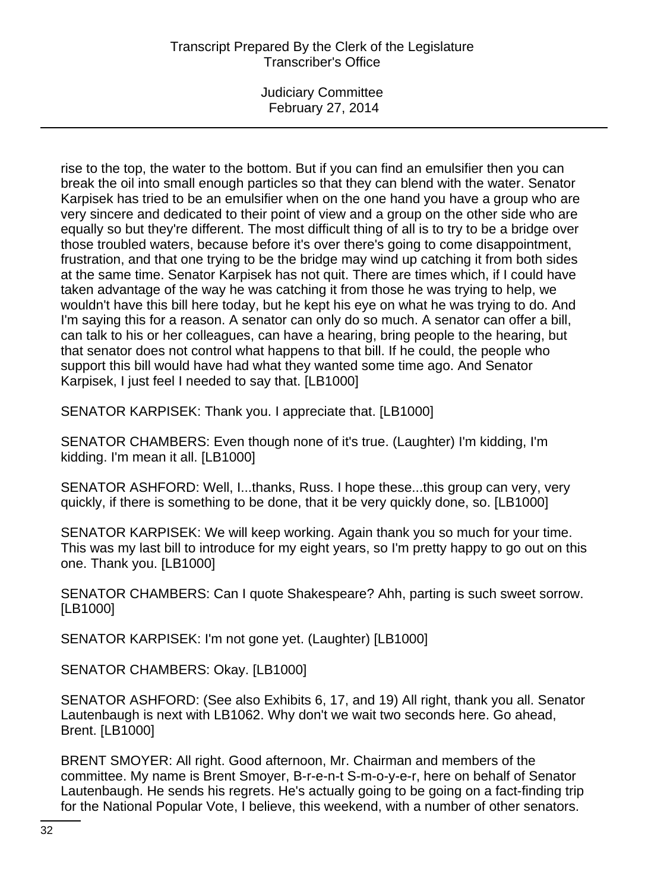rise to the top, the water to the bottom. But if you can find an emulsifier then you can break the oil into small enough particles so that they can blend with the water. Senator Karpisek has tried to be an emulsifier when on the one hand you have a group who are very sincere and dedicated to their point of view and a group on the other side who are equally so but they're different. The most difficult thing of all is to try to be a bridge over those troubled waters, because before it's over there's going to come disappointment, frustration, and that one trying to be the bridge may wind up catching it from both sides at the same time. Senator Karpisek has not quit. There are times which, if I could have taken advantage of the way he was catching it from those he was trying to help, we wouldn't have this bill here today, but he kept his eye on what he was trying to do. And I'm saying this for a reason. A senator can only do so much. A senator can offer a bill, can talk to his or her colleagues, can have a hearing, bring people to the hearing, but that senator does not control what happens to that bill. If he could, the people who support this bill would have had what they wanted some time ago. And Senator Karpisek, I just feel I needed to say that. [LB1000]

SENATOR KARPISEK: Thank you. I appreciate that. [LB1000]

SENATOR CHAMBERS: Even though none of it's true. (Laughter) I'm kidding, I'm kidding. I'm mean it all. [LB1000]

SENATOR ASHFORD: Well, I...thanks, Russ. I hope these...this group can very, very quickly, if there is something to be done, that it be very quickly done, so. [LB1000]

SENATOR KARPISEK: We will keep working. Again thank you so much for your time. This was my last bill to introduce for my eight years, so I'm pretty happy to go out on this one. Thank you. [LB1000]

SENATOR CHAMBERS: Can I quote Shakespeare? Ahh, parting is such sweet sorrow. [LB1000]

SENATOR KARPISEK: I'm not gone yet. (Laughter) [LB1000]

SENATOR CHAMBERS: Okay. [LB1000]

SENATOR ASHFORD: (See also Exhibits 6, 17, and 19) All right, thank you all. Senator Lautenbaugh is next with LB1062. Why don't we wait two seconds here. Go ahead, Brent. [LB1000]

BRENT SMOYER: All right. Good afternoon, Mr. Chairman and members of the committee. My name is Brent Smoyer, B-r-e-n-t S-m-o-y-e-r, here on behalf of Senator Lautenbaugh. He sends his regrets. He's actually going to be going on a fact-finding trip for the National Popular Vote, I believe, this weekend, with a number of other senators.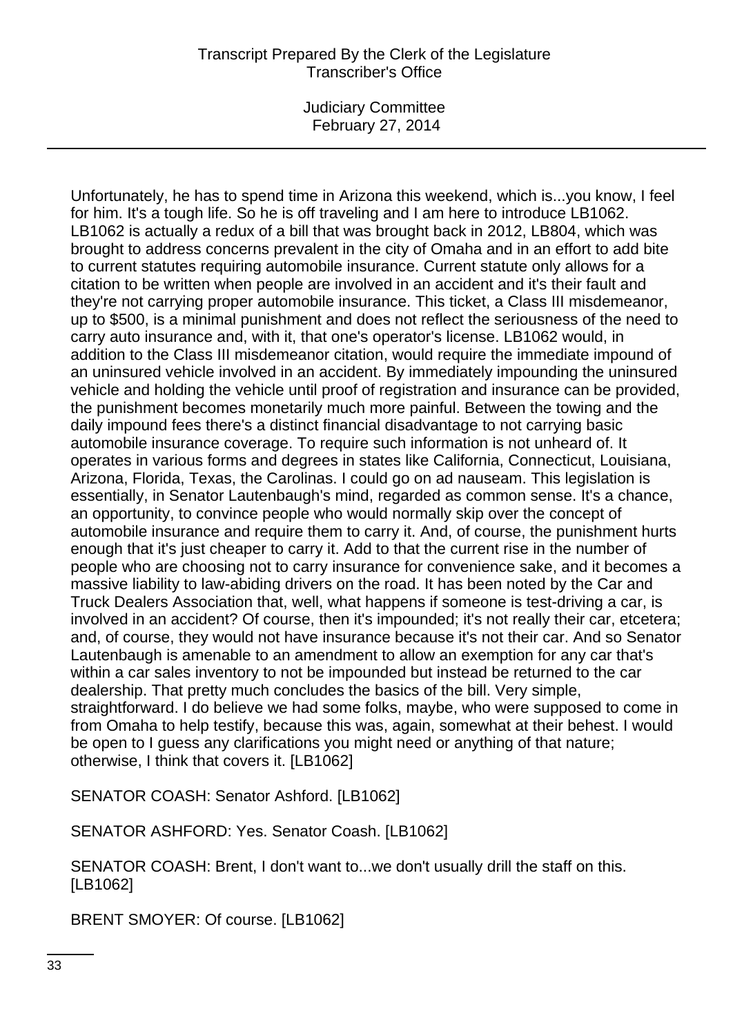Unfortunately, he has to spend time in Arizona this weekend, which is...you know, I feel for him. It's a tough life. So he is off traveling and I am here to introduce LB1062. LB1062 is actually a redux of a bill that was brought back in 2012, LB804, which was brought to address concerns prevalent in the city of Omaha and in an effort to add bite to current statutes requiring automobile insurance. Current statute only allows for a citation to be written when people are involved in an accident and it's their fault and they're not carrying proper automobile insurance. This ticket, a Class III misdemeanor, up to $500, is a minimal punishment and does not reflect the seriousness of the need to carry auto insurance and, with it, that one's operator's license. LB1062 would, in addition to the Class III misdemeanor citation, would require the immediate impound of an uninsured vehicle involved in an accident. By immediately impounding the uninsured vehicle and holding the vehicle until proof of registration and insurance can be provided, the punishment becomes monetarily much more painful. Between the towing and the daily impound fees there's a distinct financial disadvantage to not carrying basic automobile insurance coverage. To require such information is not unheard of. It operates in various forms and degrees in states like California, Connecticut, Louisiana, Arizona, Florida, Texas, the Carolinas. I could go on ad nauseam. This legislation is essentially, in Senator Lautenbaugh's mind, regarded as common sense. It's a chance, an opportunity, to convince people who would normally skip over the concept of automobile insurance and require them to carry it. And, of course, the punishment hurts enough that it's just cheaper to carry it. Add to that the current rise in the number of people who are choosing not to carry insurance for convenience sake, and it becomes a massive liability to law-abiding drivers on the road. It has been noted by the Car and Truck Dealers Association that, well, what happens if someone is test-driving a car, is involved in an accident? Of course, then it's impounded; it's not really their car, etcetera; and, of course, they would not have insurance because it's not their car. And so Senator Lautenbaugh is amenable to an amendment to allow an exemption for any car that's within a car sales inventory to not be impounded but instead be returned to the car dealership. That pretty much concludes the basics of the bill. Very simple, straightforward. I do believe we had some folks, maybe, who were supposed to come in from Omaha to help testify, because this was, again, somewhat at their behest. I would be open to I guess any clarifications you might need or anything of that nature; otherwise, I think that covers it. [LB1062]

SENATOR COASH: Senator Ashford. [LB1062]

SENATOR ASHFORD: Yes. Senator Coash. [LB1062]

SENATOR COASH: Brent, I don't want to...we don't usually drill the staff on this. [LB1062]

BRENT SMOYER: Of course. [LB1062]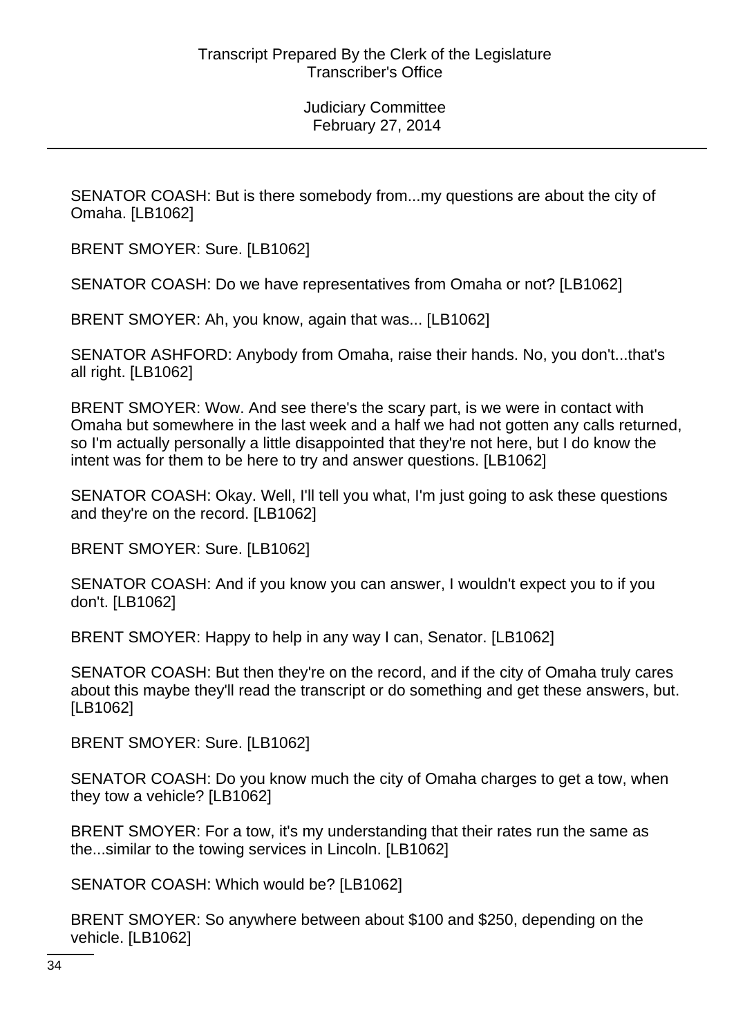SENATOR COASH: But is there somebody from...my questions are about the city of Omaha. [LB1062]

BRENT SMOYER: Sure. [LB1062]

SENATOR COASH: Do we have representatives from Omaha or not? [LB1062]

BRENT SMOYER: Ah, you know, again that was... [LB1062]

SENATOR ASHFORD: Anybody from Omaha, raise their hands. No, you don't...that's all right. [LB1062]

BRENT SMOYER: Wow. And see there's the scary part, is we were in contact with Omaha but somewhere in the last week and a half we had not gotten any calls returned, so I'm actually personally a little disappointed that they're not here, but I do know the intent was for them to be here to try and answer questions. [LB1062]

SENATOR COASH: Okay. Well, I'll tell you what, I'm just going to ask these questions and they're on the record. [LB1062]

BRENT SMOYER: Sure. [LB1062]

SENATOR COASH: And if you know you can answer, I wouldn't expect you to if you don't. [LB1062]

BRENT SMOYER: Happy to help in any way I can, Senator. [LB1062]

SENATOR COASH: But then they're on the record, and if the city of Omaha truly cares about this maybe they'll read the transcript or do something and get these answers, but. [LB1062]

BRENT SMOYER: Sure. [LB1062]

SENATOR COASH: Do you know much the city of Omaha charges to get a tow, when they tow a vehicle? [LB1062]

BRENT SMOYER: For a tow, it's my understanding that their rates run the same as the...similar to the towing services in Lincoln. [LB1062]

SENATOR COASH: Which would be? [LB1062]

BRENT SMOYER: So anywhere between about $100 and $250, depending on the vehicle. [LB1062]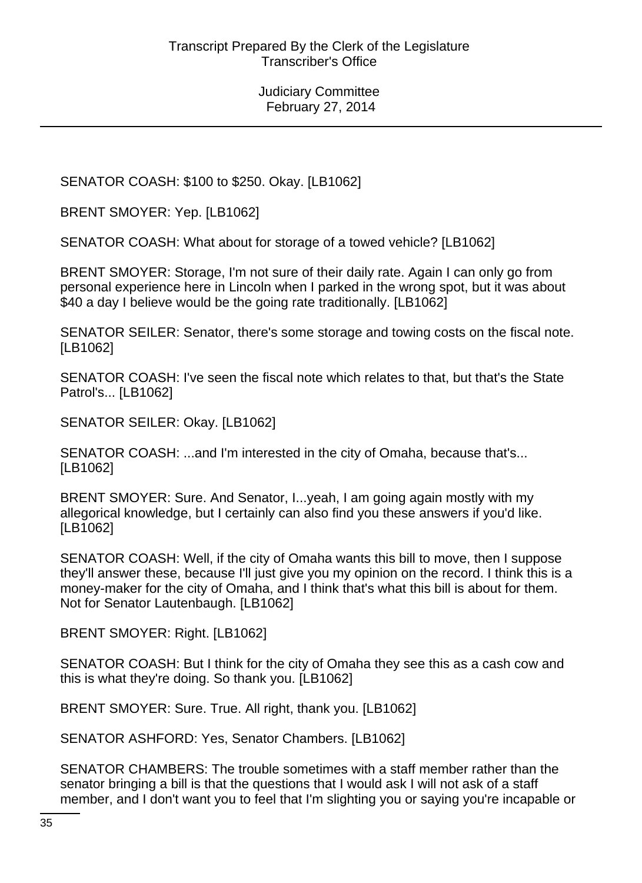SENATOR COASH: $100 to $250. Okay. [LB1062]

BRENT SMOYER: Yep. [LB1062]

SENATOR COASH: What about for storage of a towed vehicle? [LB1062]

BRENT SMOYER: Storage, I'm not sure of their daily rate. Again I can only go from personal experience here in Lincoln when I parked in the wrong spot, but it was about $40 a day I believe would be the going rate traditionally. [LB1062]

SENATOR SEILER: Senator, there's some storage and towing costs on the fiscal note. [LB1062]

SENATOR COASH: I've seen the fiscal note which relates to that, but that's the State Patrol's... [LB1062]

SENATOR SEILER: Okay. [LB1062]

SENATOR COASH: ...and I'm interested in the city of Omaha, because that's... [LB1062]

BRENT SMOYER: Sure. And Senator, I...yeah, I am going again mostly with my allegorical knowledge, but I certainly can also find you these answers if you'd like. [LB1062]

SENATOR COASH: Well, if the city of Omaha wants this bill to move, then I suppose they'll answer these, because I'll just give you my opinion on the record. I think this is a money-maker for the city of Omaha, and I think that's what this bill is about for them. Not for Senator Lautenbaugh. [LB1062]

BRENT SMOYER: Right. [LB1062]

SENATOR COASH: But I think for the city of Omaha they see this as a cash cow and this is what they're doing. So thank you. [LB1062]

BRENT SMOYER: Sure. True. All right, thank you. [LB1062]

SENATOR ASHFORD: Yes, Senator Chambers. [LB1062]

SENATOR CHAMBERS: The trouble sometimes with a staff member rather than the senator bringing a bill is that the questions that I would ask I will not ask of a staff member, and I don't want you to feel that I'm slighting you or saying you're incapable or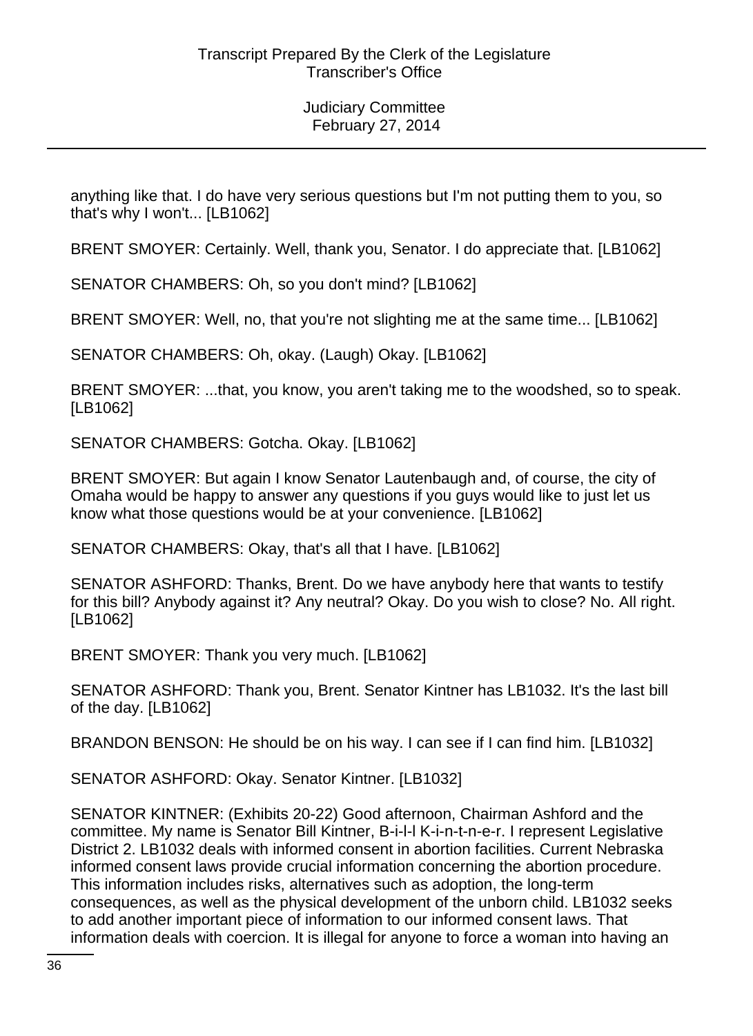anything like that. I do have very serious questions but I'm not putting them to you, so that's why I won't... [LB1062]

BRENT SMOYER: Certainly. Well, thank you, Senator. I do appreciate that. [LB1062]

SENATOR CHAMBERS: Oh, so you don't mind? [LB1062]

BRENT SMOYER: Well, no, that you're not slighting me at the same time... [LB1062]

SENATOR CHAMBERS: Oh, okay. (Laugh) Okay. [LB1062]

BRENT SMOYER: ...that, you know, you aren't taking me to the woodshed, so to speak. [LB1062]

SENATOR CHAMBERS: Gotcha. Okay. [LB1062]

BRENT SMOYER: But again I know Senator Lautenbaugh and, of course, the city of Omaha would be happy to answer any questions if you guys would like to just let us know what those questions would be at your convenience. [LB1062]

SENATOR CHAMBERS: Okay, that's all that I have. [LB1062]

SENATOR ASHFORD: Thanks, Brent. Do we have anybody here that wants to testify for this bill? Anybody against it? Any neutral? Okay. Do you wish to close? No. All right. [LB1062]

BRENT SMOYER: Thank you very much. [LB1062]

SENATOR ASHFORD: Thank you, Brent. Senator Kintner has LB1032. It's the last bill of the day. [LB1062]

BRANDON BENSON: He should be on his way. I can see if I can find him. [LB1032]

SENATOR ASHFORD: Okay. Senator Kintner. [LB1032]

SENATOR KINTNER: (Exhibits 20-22) Good afternoon, Chairman Ashford and the committee. My name is Senator Bill Kintner, B-i-l-l K-i-n-t-n-e-r. I represent Legislative District 2. LB1032 deals with informed consent in abortion facilities. Current Nebraska informed consent laws provide crucial information concerning the abortion procedure. This information includes risks, alternatives such as adoption, the long-term consequences, as well as the physical development of the unborn child. LB1032 seeks to add another important piece of information to our informed consent laws. That information deals with coercion. It is illegal for anyone to force a woman into having an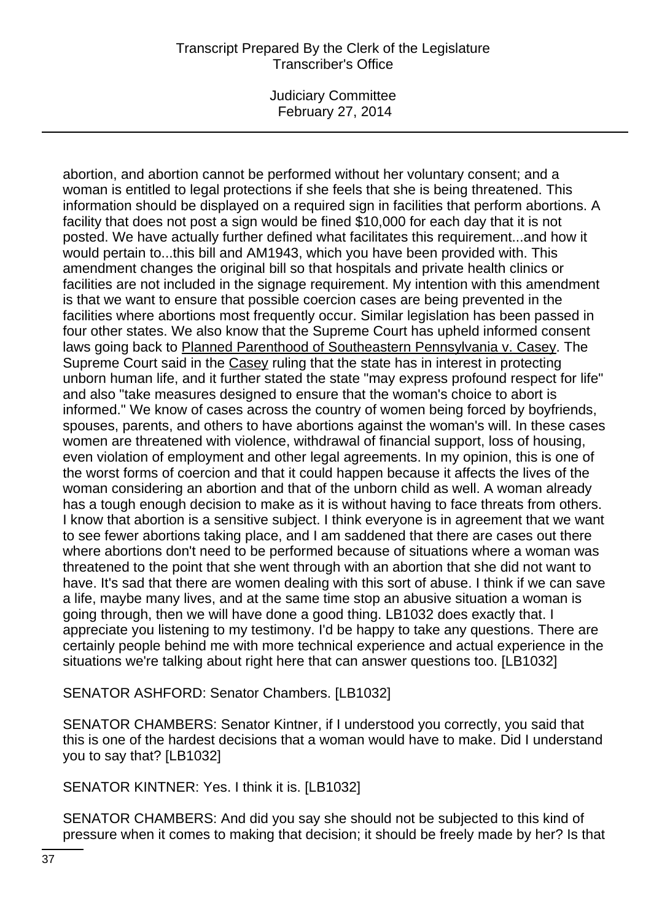abortion, and abortion cannot be performed without her voluntary consent; and a woman is entitled to legal protections if she feels that she is being threatened. This information should be displayed on a required sign in facilities that perform abortions. A facility that does not post a sign would be fined $10,000 for each day that it is not posted. We have actually further defined what facilitates this requirement...and how it would pertain to...this bill and AM1943, which you have been provided with. This amendment changes the original bill so that hospitals and private health clinics or facilities are not included in the signage requirement. My intention with this amendment is that we want to ensure that possible coercion cases are being prevented in the facilities where abortions most frequently occur. Similar legislation has been passed in four other states. We also know that the Supreme Court has upheld informed consent laws going back to Planned Parenthood of Southeastern Pennsylvania v. Casey. The Supreme Court said in the Casey ruling that the state has in interest in protecting unborn human life, and it further stated the state "may express profound respect for life" and also "take measures designed to ensure that the woman's choice to abort is informed." We know of cases across the country of women being forced by boyfriends, spouses, parents, and others to have abortions against the woman's will. In these cases women are threatened with violence, withdrawal of financial support, loss of housing, even violation of employment and other legal agreements. In my opinion, this is one of the worst forms of coercion and that it could happen because it affects the lives of the woman considering an abortion and that of the unborn child as well. A woman already has a tough enough decision to make as it is without having to face threats from others. I know that abortion is a sensitive subject. I think everyone is in agreement that we want to see fewer abortions taking place, and I am saddened that there are cases out there where abortions don't need to be performed because of situations where a woman was threatened to the point that she went through with an abortion that she did not want to have. It's sad that there are women dealing with this sort of abuse. I think if we can save a life, maybe many lives, and at the same time stop an abusive situation a woman is going through, then we will have done a good thing. LB1032 does exactly that. I appreciate you listening to my testimony. I'd be happy to take any questions. There are certainly people behind me with more technical experience and actual experience in the situations we're talking about right here that can answer questions too. [LB1032]

SENATOR ASHFORD: Senator Chambers. [LB1032]

SENATOR CHAMBERS: Senator Kintner, if I understood you correctly, you said that this is one of the hardest decisions that a woman would have to make. Did I understand you to say that? [LB1032]

SENATOR KINTNER: Yes. I think it is. [LB1032]

SENATOR CHAMBERS: And did you say she should not be subjected to this kind of pressure when it comes to making that decision; it should be freely made by her? Is that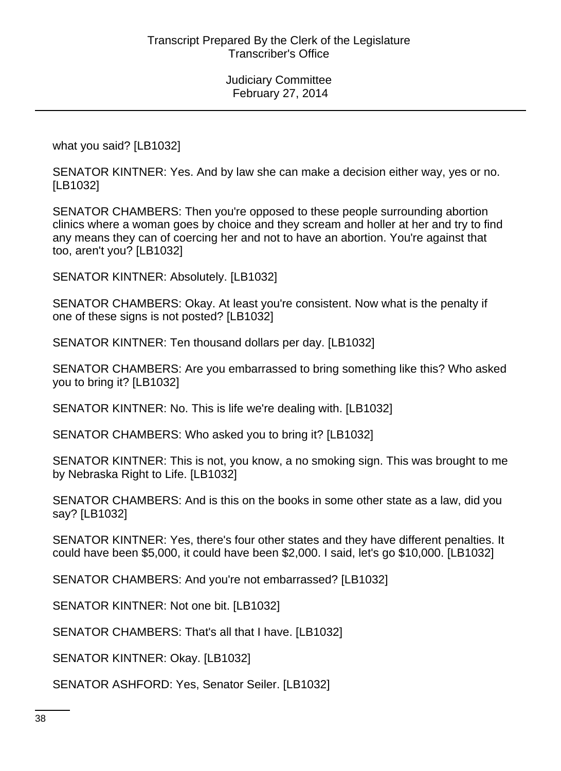what you said? [LB1032]

SENATOR KINTNER: Yes. And by law she can make a decision either way, yes or no. [LB1032]

SENATOR CHAMBERS: Then you're opposed to these people surrounding abortion clinics where a woman goes by choice and they scream and holler at her and try to find any means they can of coercing her and not to have an abortion. You're against that too, aren't you? [LB1032]

SENATOR KINTNER: Absolutely. [LB1032]

SENATOR CHAMBERS: Okay. At least you're consistent. Now what is the penalty if one of these signs is not posted? [LB1032]

SENATOR KINTNER: Ten thousand dollars per day. [LB1032]

SENATOR CHAMBERS: Are you embarrassed to bring something like this? Who asked you to bring it? [LB1032]

SENATOR KINTNER: No. This is life we're dealing with. [LB1032]

SENATOR CHAMBERS: Who asked you to bring it? [LB1032]

SENATOR KINTNER: This is not, you know, a no smoking sign. This was brought to me by Nebraska Right to Life. [LB1032]

SENATOR CHAMBERS: And is this on the books in some other state as a law, did you say? [LB1032]

SENATOR KINTNER: Yes, there's four other states and they have different penalties. It could have been $5,000, it could have been $2,000. I said, let's go $10,000. [LB1032]

SENATOR CHAMBERS: And you're not embarrassed? [LB1032]

SENATOR KINTNER: Not one bit. [LB1032]

SENATOR CHAMBERS: That's all that I have. [LB1032]

SENATOR KINTNER: Okay. [LB1032]

SENATOR ASHFORD: Yes, Senator Seiler. [LB1032]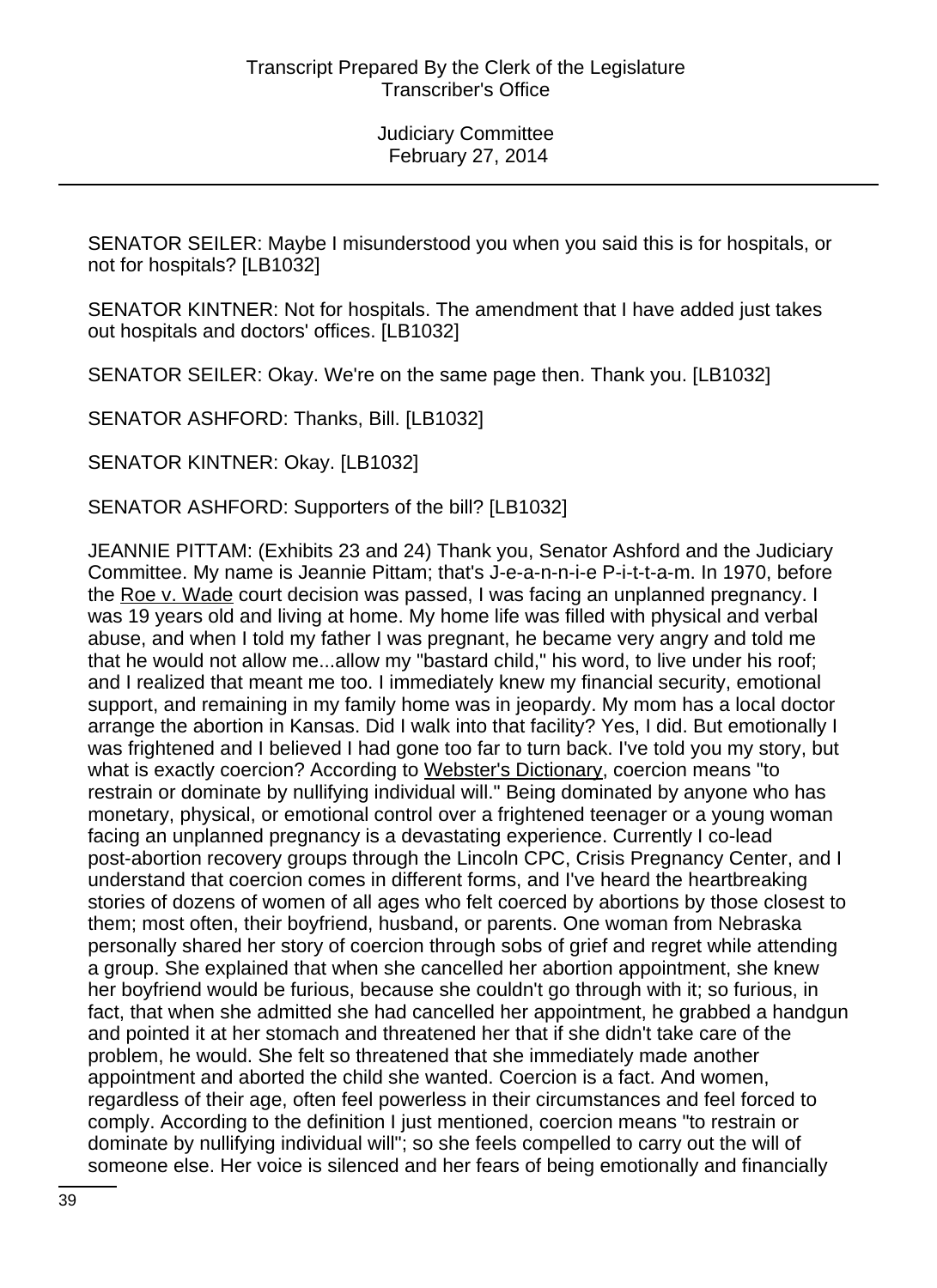SENATOR SEILER: Maybe I misunderstood you when you said this is for hospitals, or not for hospitals? [LB1032]

SENATOR KINTNER: Not for hospitals. The amendment that I have added just takes out hospitals and doctors' offices. [LB1032]

SENATOR SEILER: Okay. We're on the same page then. Thank you. [LB1032]

SENATOR ASHFORD: Thanks, Bill. [LB1032]

SENATOR KINTNER: Okay. [LB1032]

SENATOR ASHFORD: Supporters of the bill? [LB1032]

JEANNIE PITTAM: (Exhibits 23 and 24) Thank you, Senator Ashford and the Judiciary Committee. My name is Jeannie Pittam; that's J-e-a-n-n-i-e P-i-t-t-a-m. In 1970, before the Roe v. Wade court decision was passed, I was facing an unplanned pregnancy. I was 19 years old and living at home. My home life was filled with physical and verbal abuse, and when I told my father I was pregnant, he became very angry and told me that he would not allow me...allow my "bastard child," his word, to live under his roof; and I realized that meant me too. I immediately knew my financial security, emotional support, and remaining in my family home was in jeopardy. My mom has a local doctor arrange the abortion in Kansas. Did I walk into that facility? Yes, I did. But emotionally I was frightened and I believed I had gone too far to turn back. I've told you my story, but what is exactly coercion? According to Webster's Dictionary, coercion means "to restrain or dominate by nullifying individual will." Being dominated by anyone who has monetary, physical, or emotional control over a frightened teenager or a young woman facing an unplanned pregnancy is a devastating experience. Currently I co-lead post-abortion recovery groups through the Lincoln CPC, Crisis Pregnancy Center, and I understand that coercion comes in different forms, and I've heard the heartbreaking stories of dozens of women of all ages who felt coerced by abortions by those closest to them; most often, their boyfriend, husband, or parents. One woman from Nebraska personally shared her story of coercion through sobs of grief and regret while attending a group. She explained that when she cancelled her abortion appointment, she knew her boyfriend would be furious, because she couldn't go through with it; so furious, in fact, that when she admitted she had cancelled her appointment, he grabbed a handgun and pointed it at her stomach and threatened her that if she didn't take care of the problem, he would. She felt so threatened that she immediately made another appointment and aborted the child she wanted. Coercion is a fact. And women, regardless of their age, often feel powerless in their circumstances and feel forced to comply. According to the definition I just mentioned, coercion means "to restrain or dominate by nullifying individual will"; so she feels compelled to carry out the will of someone else. Her voice is silenced and her fears of being emotionally and financially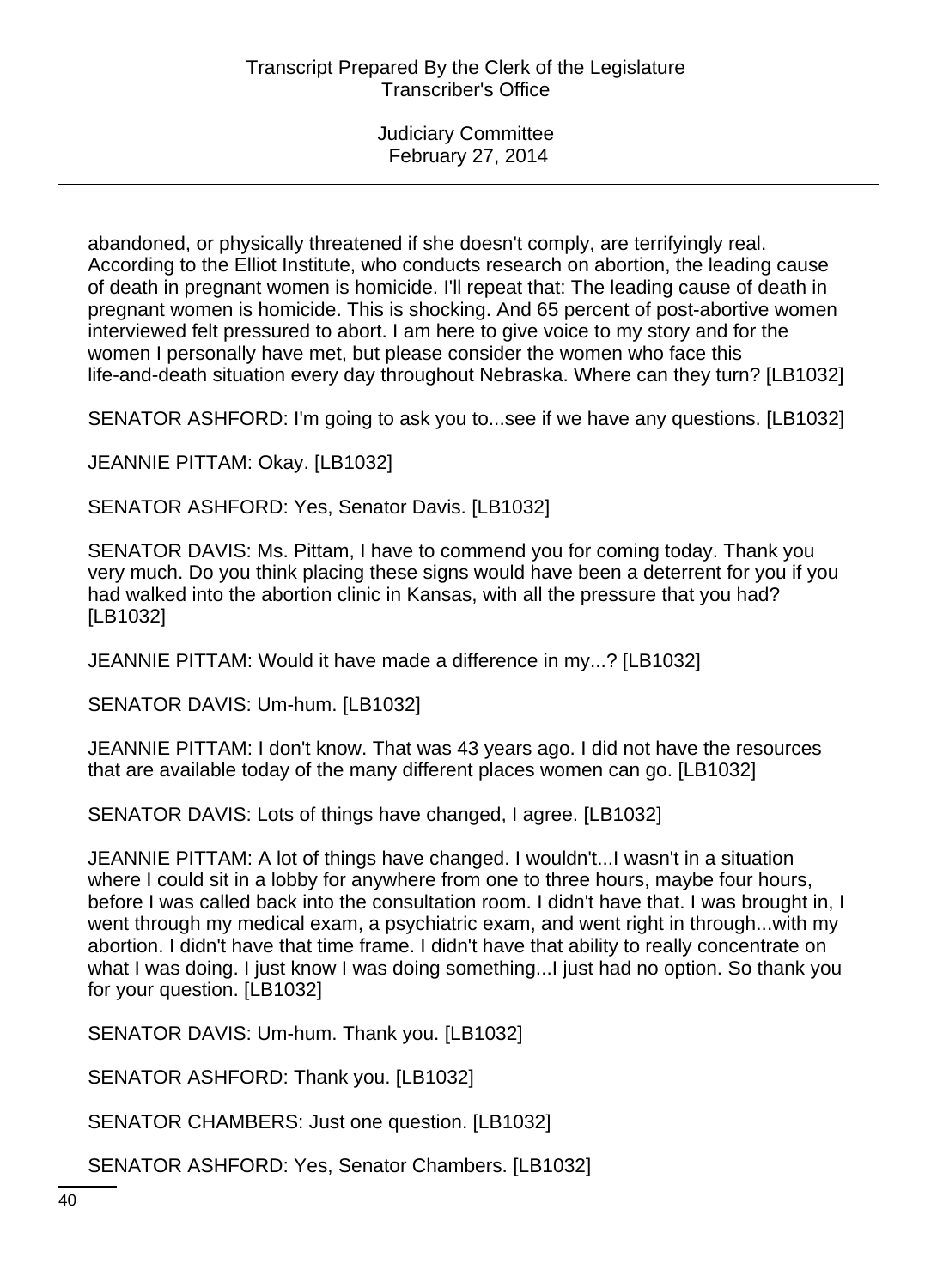abandoned, or physically threatened if she doesn't comply, are terrifyingly real. According to the Elliot Institute, who conducts research on abortion, the leading cause of death in pregnant women is homicide. I'll repeat that: The leading cause of death in pregnant women is homicide. This is shocking. And 65 percent of post-abortive women interviewed felt pressured to abort. I am here to give voice to my story and for the women I personally have met, but please consider the women who face this life-and-death situation every day throughout Nebraska. Where can they turn? [LB1032]

SENATOR ASHFORD: I'm going to ask you to...see if we have any questions. [LB1032]

JEANNIE PITTAM: Okay. [LB1032]

SENATOR ASHFORD: Yes, Senator Davis. [LB1032]

SENATOR DAVIS: Ms. Pittam, I have to commend you for coming today. Thank you very much. Do you think placing these signs would have been a deterrent for you if you had walked into the abortion clinic in Kansas, with all the pressure that you had? [LB1032]

JEANNIE PITTAM: Would it have made a difference in my...? [LB1032]

SENATOR DAVIS: Um-hum. [LB1032]

JEANNIE PITTAM: I don't know. That was 43 years ago. I did not have the resources that are available today of the many different places women can go. [LB1032]

SENATOR DAVIS: Lots of things have changed, I agree. [LB1032]

JEANNIE PITTAM: A lot of things have changed. I wouldn't...I wasn't in a situation where I could sit in a lobby for anywhere from one to three hours, maybe four hours, before I was called back into the consultation room. I didn't have that. I was brought in, I went through my medical exam, a psychiatric exam, and went right in through...with my abortion. I didn't have that time frame. I didn't have that ability to really concentrate on what I was doing. I just know I was doing something...I just had no option. So thank you for your question. [LB1032]

SENATOR DAVIS: Um-hum. Thank you. [LB1032]

SENATOR ASHFORD: Thank you. [LB1032]

SENATOR CHAMBERS: Just one question. [LB1032]

SENATOR ASHFORD: Yes, Senator Chambers. [LB1032]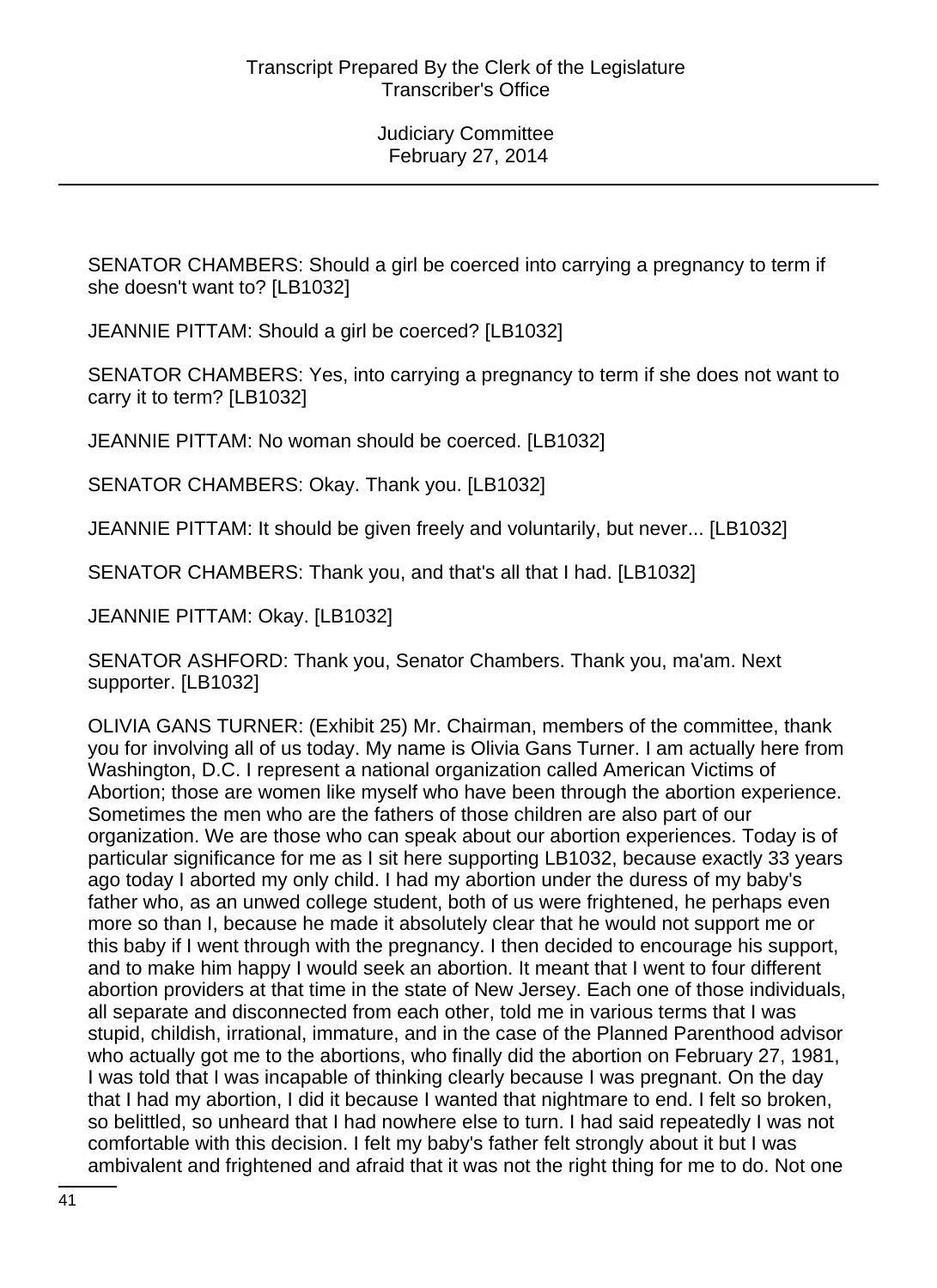SENATOR CHAMBERS: Should a girl be coerced into carrying a pregnancy to term if she doesn't want to? [LB1032]

JEANNIE PITTAM: Should a girl be coerced? [LB1032]

SENATOR CHAMBERS: Yes, into carrying a pregnancy to term if she does not want to carry it to term? [LB1032]

JEANNIE PITTAM: No woman should be coerced. [LB1032]

SENATOR CHAMBERS: Okay. Thank you. [LB1032]

JEANNIE PITTAM: It should be given freely and voluntarily, but never... [LB1032]

SENATOR CHAMBERS: Thank you, and that's all that I had. [LB1032]

JEANNIE PITTAM: Okay. [LB1032]

SENATOR ASHFORD: Thank you, Senator Chambers. Thank you, ma'am. Next supporter. [LB1032]

OLIVIA GANS TURNER: (Exhibit 25) Mr. Chairman, members of the committee, thank you for involving all of us today. My name is Olivia Gans Turner. I am actually here from Washington, D.C. I represent a national organization called American Victims of Abortion; those are women like myself who have been through the abortion experience. Sometimes the men who are the fathers of those children are also part of our organization. We are those who can speak about our abortion experiences. Today is of particular significance for me as I sit here supporting LB1032, because exactly 33 years ago today I aborted my only child. I had my abortion under the duress of my baby's father who, as an unwed college student, both of us were frightened, he perhaps even more so than I, because he made it absolutely clear that he would not support me or this baby if I went through with the pregnancy. I then decided to encourage his support, and to make him happy I would seek an abortion. It meant that I went to four different abortion providers at that time in the state of New Jersey. Each one of those individuals, all separate and disconnected from each other, told me in various terms that I was stupid, childish, irrational, immature, and in the case of the Planned Parenthood advisor who actually got me to the abortions, who finally did the abortion on February 27, 1981, I was told that I was incapable of thinking clearly because I was pregnant. On the day that I had my abortion, I did it because I wanted that nightmare to end. I felt so broken, so belittled, so unheard that I had nowhere else to turn. I had said repeatedly I was not comfortable with this decision. I felt my baby's father felt strongly about it but I was ambivalent and frightened and afraid that it was not the right thing for me to do. Not one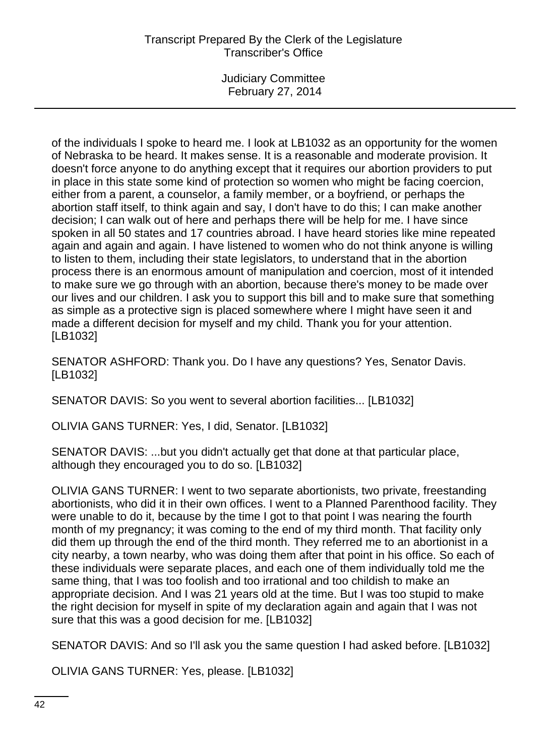of the individuals I spoke to heard me. I look at LB1032 as an opportunity for the women of Nebraska to be heard. It makes sense. It is a reasonable and moderate provision. It doesn't force anyone to do anything except that it requires our abortion providers to put in place in this state some kind of protection so women who might be facing coercion, either from a parent, a counselor, a family member, or a boyfriend, or perhaps the abortion staff itself, to think again and say, I don't have to do this; I can make another decision; I can walk out of here and perhaps there will be help for me. I have since spoken in all 50 states and 17 countries abroad. I have heard stories like mine repeated again and again and again. I have listened to women who do not think anyone is willing to listen to them, including their state legislators, to understand that in the abortion process there is an enormous amount of manipulation and coercion, most of it intended to make sure we go through with an abortion, because there's money to be made over our lives and our children. I ask you to support this bill and to make sure that something as simple as a protective sign is placed somewhere where I might have seen it and made a different decision for myself and my child. Thank you for your attention. [LB1032]

SENATOR ASHFORD: Thank you. Do I have any questions? Yes, Senator Davis. [LB1032]

SENATOR DAVIS: So you went to several abortion facilities... [LB1032]

OLIVIA GANS TURNER: Yes, I did, Senator. [LB1032]

SENATOR DAVIS: ...but you didn't actually get that done at that particular place, although they encouraged you to do so. [LB1032]

OLIVIA GANS TURNER: I went to two separate abortionists, two private, freestanding abortionists, who did it in their own offices. I went to a Planned Parenthood facility. They were unable to do it, because by the time I got to that point I was nearing the fourth month of my pregnancy; it was coming to the end of my third month. That facility only did them up through the end of the third month. They referred me to an abortionist in a city nearby, a town nearby, who was doing them after that point in his office. So each of these individuals were separate places, and each one of them individually told me the same thing, that I was too foolish and too irrational and too childish to make an appropriate decision. And I was 21 years old at the time. But I was too stupid to make the right decision for myself in spite of my declaration again and again that I was not sure that this was a good decision for me. [LB1032]

SENATOR DAVIS: And so I'll ask you the same question I had asked before. [LB1032]

OLIVIA GANS TURNER: Yes, please. [LB1032]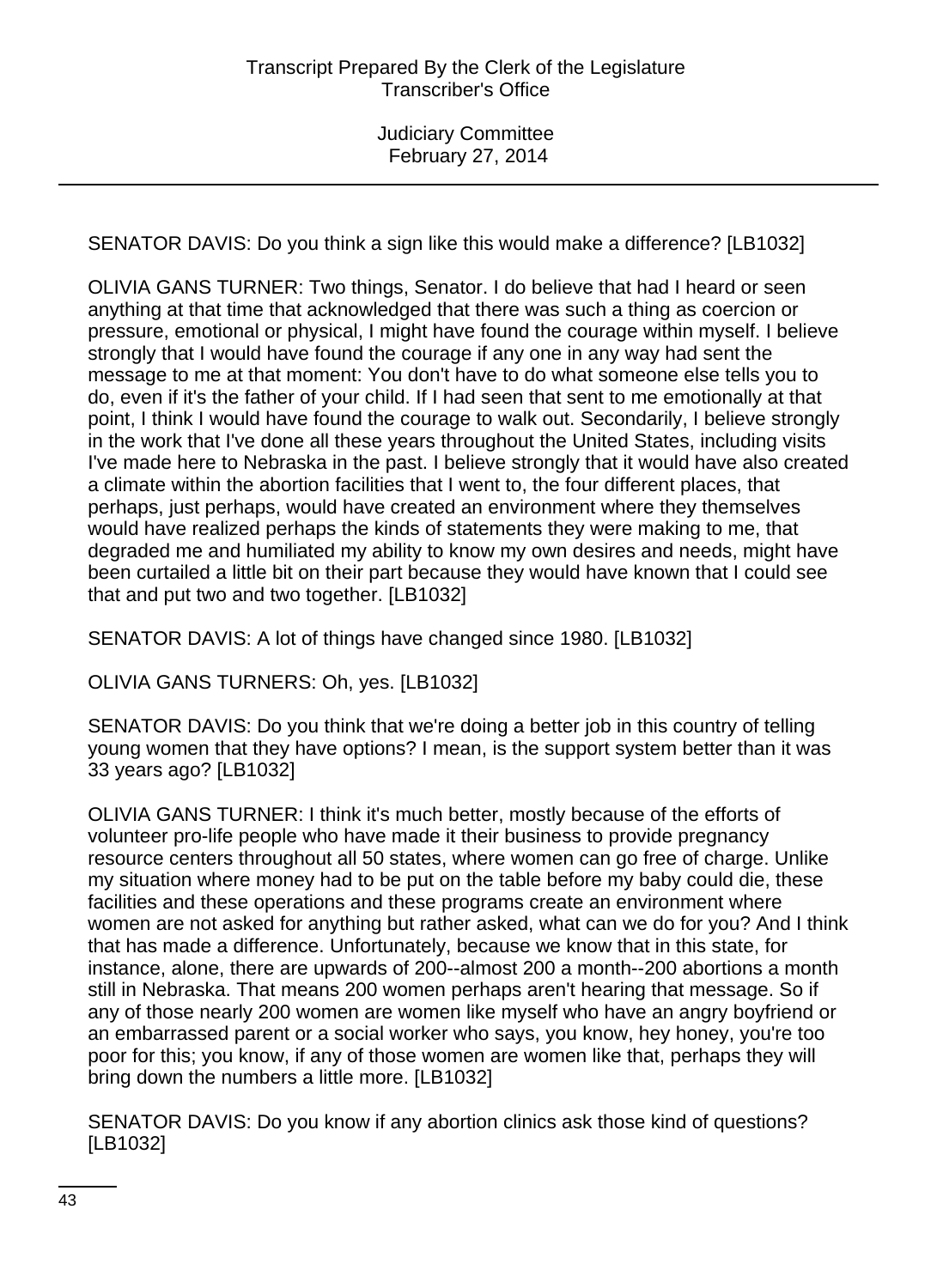SENATOR DAVIS: Do you think a sign like this would make a difference? [LB1032]

OLIVIA GANS TURNER: Two things, Senator. I do believe that had I heard or seen anything at that time that acknowledged that there was such a thing as coercion or pressure, emotional or physical, I might have found the courage within myself. I believe strongly that I would have found the courage if any one in any way had sent the message to me at that moment: You don't have to do what someone else tells you to do, even if it's the father of your child. If I had seen that sent to me emotionally at that point, I think I would have found the courage to walk out. Secondarily, I believe strongly in the work that I've done all these years throughout the United States, including visits I've made here to Nebraska in the past. I believe strongly that it would have also created a climate within the abortion facilities that I went to, the four different places, that perhaps, just perhaps, would have created an environment where they themselves would have realized perhaps the kinds of statements they were making to me, that degraded me and humiliated my ability to know my own desires and needs, might have been curtailed a little bit on their part because they would have known that I could see that and put two and two together. [LB1032]

SENATOR DAVIS: A lot of things have changed since 1980. [LB1032]

OLIVIA GANS TURNERS: Oh, yes. [LB1032]

SENATOR DAVIS: Do you think that we're doing a better job in this country of telling young women that they have options? I mean, is the support system better than it was 33 years ago? [LB1032]

OLIVIA GANS TURNER: I think it's much better, mostly because of the efforts of volunteer pro-life people who have made it their business to provide pregnancy resource centers throughout all 50 states, where women can go free of charge. Unlike my situation where money had to be put on the table before my baby could die, these facilities and these operations and these programs create an environment where women are not asked for anything but rather asked, what can we do for you? And I think that has made a difference. Unfortunately, because we know that in this state, for instance, alone, there are upwards of 200--almost 200 a month--200 abortions a month still in Nebraska. That means 200 women perhaps aren't hearing that message. So if any of those nearly 200 women are women like myself who have an angry boyfriend or an embarrassed parent or a social worker who says, you know, hey honey, you're too poor for this; you know, if any of those women are women like that, perhaps they will bring down the numbers a little more. [LB1032]

SENATOR DAVIS: Do you know if any abortion clinics ask those kind of questions? [LB1032]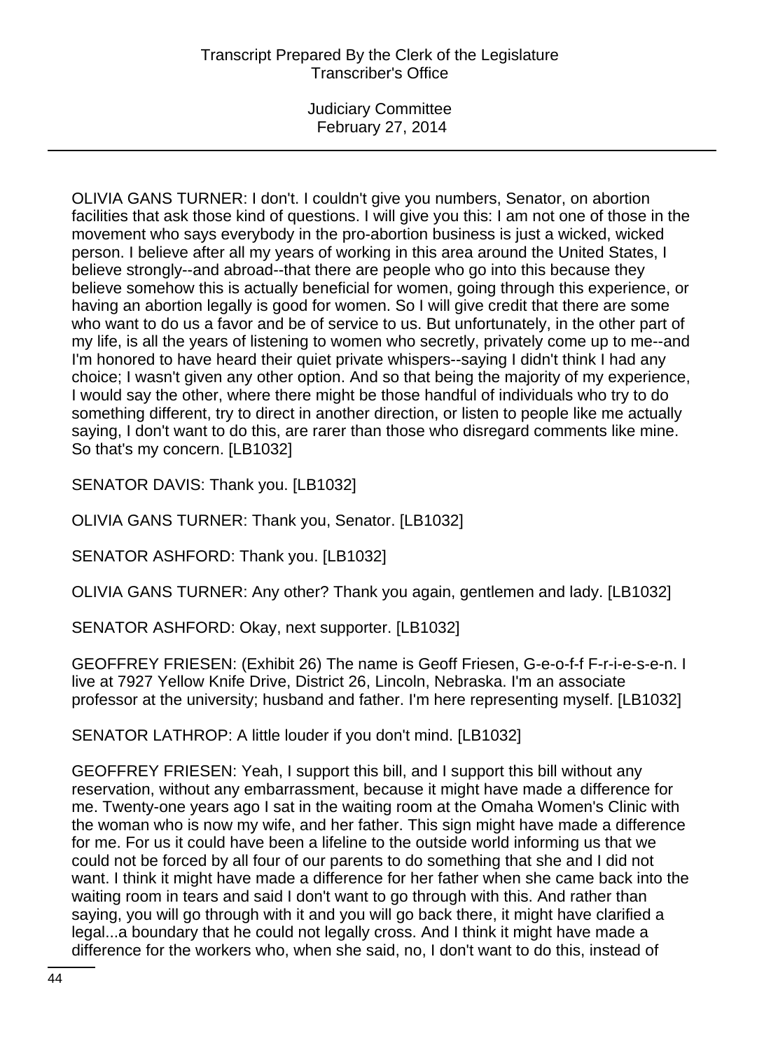OLIVIA GANS TURNER: I don't. I couldn't give you numbers, Senator, on abortion facilities that ask those kind of questions. I will give you this: I am not one of those in the movement who says everybody in the pro-abortion business is just a wicked, wicked person. I believe after all my years of working in this area around the United States, I believe strongly--and abroad--that there are people who go into this because they believe somehow this is actually beneficial for women, going through this experience, or having an abortion legally is good for women. So I will give credit that there are some who want to do us a favor and be of service to us. But unfortunately, in the other part of my life, is all the years of listening to women who secretly, privately come up to me--and I'm honored to have heard their quiet private whispers--saying I didn't think I had any choice; I wasn't given any other option. And so that being the majority of my experience, I would say the other, where there might be those handful of individuals who try to do something different, try to direct in another direction, or listen to people like me actually saying, I don't want to do this, are rarer than those who disregard comments like mine. So that's my concern. [LB1032]

SENATOR DAVIS: Thank you. [LB1032]

OLIVIA GANS TURNER: Thank you, Senator. [LB1032]

SENATOR ASHFORD: Thank you. [LB1032]

OLIVIA GANS TURNER: Any other? Thank you again, gentlemen and lady. [LB1032]

SENATOR ASHFORD: Okay, next supporter. [LB1032]

GEOFFREY FRIESEN: (Exhibit 26) The name is Geoff Friesen, G-e-o-f-f F-r-i-e-s-e-n. I live at 7927 Yellow Knife Drive, District 26, Lincoln, Nebraska. I'm an associate professor at the university; husband and father. I'm here representing myself. [LB1032]

SENATOR LATHROP: A little louder if you don't mind. [LB1032]

GEOFFREY FRIESEN: Yeah, I support this bill, and I support this bill without any reservation, without any embarrassment, because it might have made a difference for me. Twenty-one years ago I sat in the waiting room at the Omaha Women's Clinic with the woman who is now my wife, and her father. This sign might have made a difference for me. For us it could have been a lifeline to the outside world informing us that we could not be forced by all four of our parents to do something that she and I did not want. I think it might have made a difference for her father when she came back into the waiting room in tears and said I don't want to go through with this. And rather than saying, you will go through with it and you will go back there, it might have clarified a legal...a boundary that he could not legally cross. And I think it might have made a difference for the workers who, when she said, no, I don't want to do this, instead of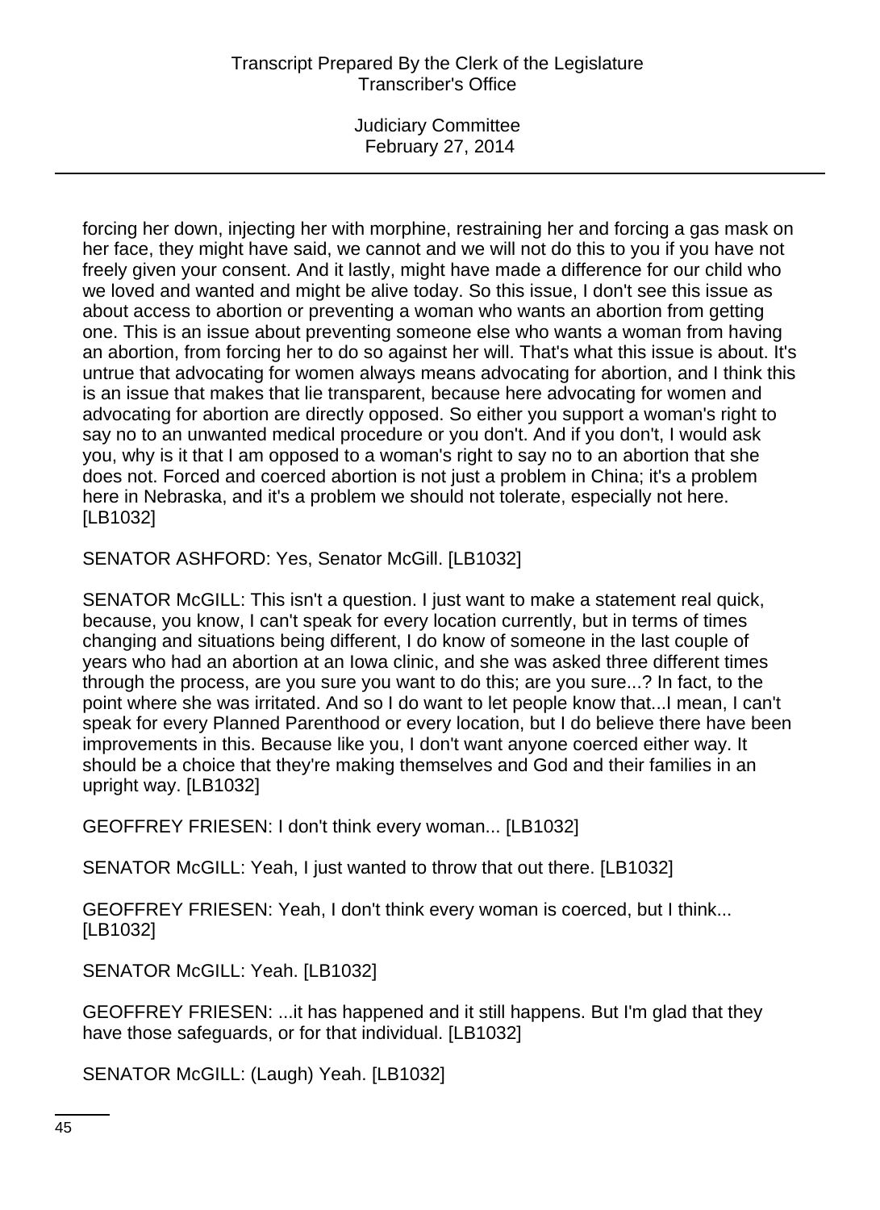forcing her down, injecting her with morphine, restraining her and forcing a gas mask on her face, they might have said, we cannot and we will not do this to you if you have not freely given your consent. And it lastly, might have made a difference for our child who we loved and wanted and might be alive today. So this issue, I don't see this issue as about access to abortion or preventing a woman who wants an abortion from getting one. This is an issue about preventing someone else who wants a woman from having an abortion, from forcing her to do so against her will. That's what this issue is about. It's untrue that advocating for women always means advocating for abortion, and I think this is an issue that makes that lie transparent, because here advocating for women and advocating for abortion are directly opposed. So either you support a woman's right to say no to an unwanted medical procedure or you don't. And if you don't, I would ask you, why is it that I am opposed to a woman's right to say no to an abortion that she does not. Forced and coerced abortion is not just a problem in China; it's a problem here in Nebraska, and it's a problem we should not tolerate, especially not here. [LB1032]

SENATOR ASHFORD: Yes, Senator McGill. [LB1032]

SENATOR McGILL: This isn't a question. I just want to make a statement real quick, because, you know, I can't speak for every location currently, but in terms of times changing and situations being different, I do know of someone in the last couple of years who had an abortion at an Iowa clinic, and she was asked three different times through the process, are you sure you want to do this; are you sure...? In fact, to the point where she was irritated. And so I do want to let people know that...I mean, I can't speak for every Planned Parenthood or every location, but I do believe there have been improvements in this. Because like you, I don't want anyone coerced either way. It should be a choice that they're making themselves and God and their families in an upright way. [LB1032]

GEOFFREY FRIESEN: I don't think every woman... [LB1032]

SENATOR McGILL: Yeah, I just wanted to throw that out there. [LB1032]

GEOFFREY FRIESEN: Yeah, I don't think every woman is coerced, but I think... [LB1032]

SENATOR McGILL: Yeah. [LB1032]

GEOFFREY FRIESEN: ...it has happened and it still happens. But I'm glad that they have those safeguards, or for that individual. [LB1032]

SENATOR McGILL: (Laugh) Yeah. [LB1032]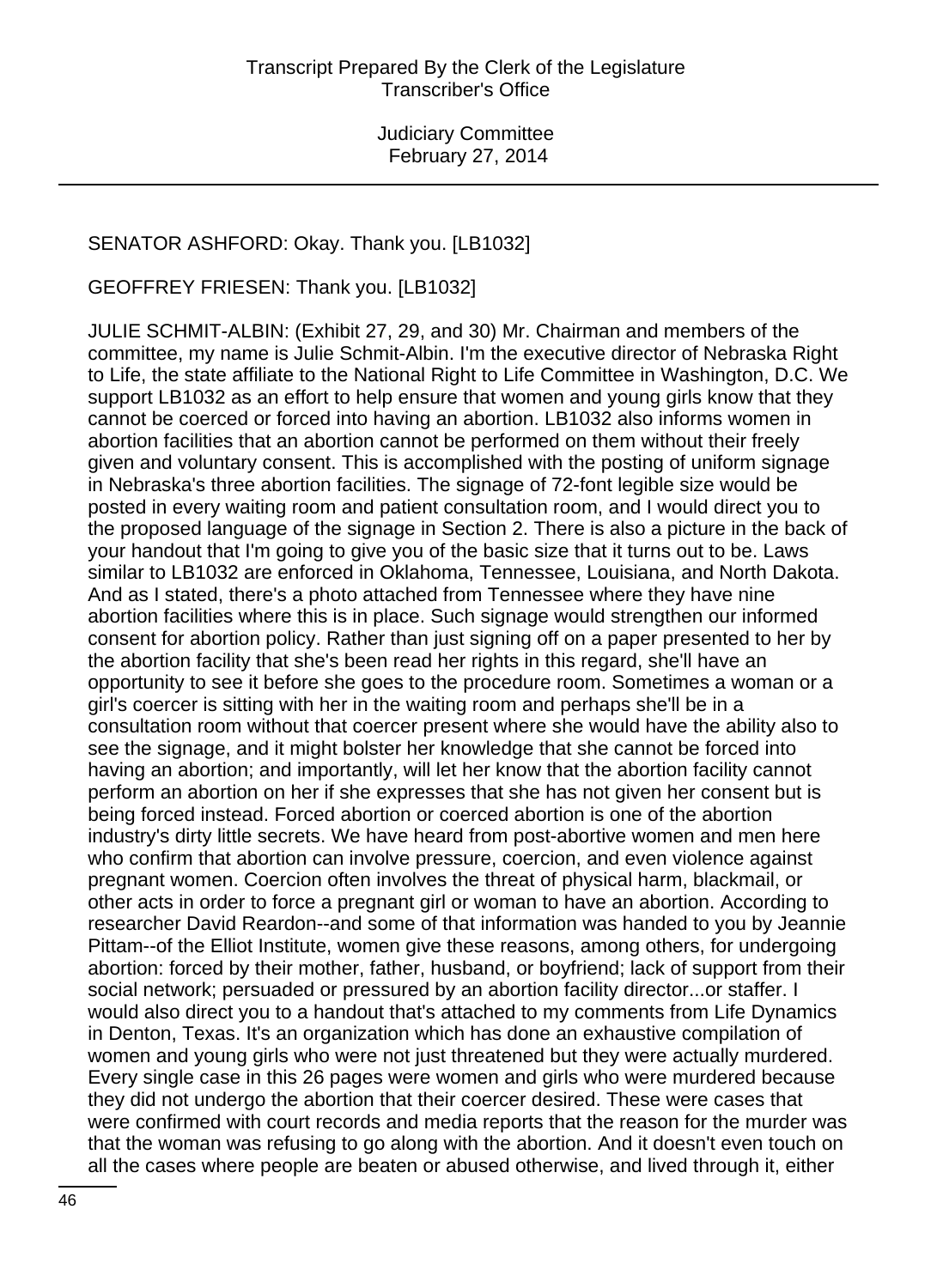SENATOR ASHFORD: Okay. Thank you. [LB1032]

GEOFFREY FRIESEN: Thank you. [LB1032]

JULIE SCHMIT-ALBIN: (Exhibit 27, 29, and 30) Mr. Chairman and members of the committee, my name is Julie Schmit-Albin. I'm the executive director of Nebraska Right to Life, the state affiliate to the National Right to Life Committee in Washington, D.C. We support LB1032 as an effort to help ensure that women and young girls know that they cannot be coerced or forced into having an abortion. LB1032 also informs women in abortion facilities that an abortion cannot be performed on them without their freely given and voluntary consent. This is accomplished with the posting of uniform signage in Nebraska's three abortion facilities. The signage of 72-font legible size would be posted in every waiting room and patient consultation room, and I would direct you to the proposed language of the signage in Section 2. There is also a picture in the back of your handout that I'm going to give you of the basic size that it turns out to be. Laws similar to LB1032 are enforced in Oklahoma, Tennessee, Louisiana, and North Dakota. And as I stated, there's a photo attached from Tennessee where they have nine abortion facilities where this is in place. Such signage would strengthen our informed consent for abortion policy. Rather than just signing off on a paper presented to her by the abortion facility that she's been read her rights in this regard, she'll have an opportunity to see it before she goes to the procedure room. Sometimes a woman or a girl's coercer is sitting with her in the waiting room and perhaps she'll be in a consultation room without that coercer present where she would have the ability also to see the signage, and it might bolster her knowledge that she cannot be forced into having an abortion; and importantly, will let her know that the abortion facility cannot perform an abortion on her if she expresses that she has not given her consent but is being forced instead. Forced abortion or coerced abortion is one of the abortion industry's dirty little secrets. We have heard from post-abortive women and men here who confirm that abortion can involve pressure, coercion, and even violence against pregnant women. Coercion often involves the threat of physical harm, blackmail, or other acts in order to force a pregnant girl or woman to have an abortion. According to researcher David Reardon--and some of that information was handed to you by Jeannie Pittam--of the Elliot Institute, women give these reasons, among others, for undergoing abortion: forced by their mother, father, husband, or boyfriend; lack of support from their social network; persuaded or pressured by an abortion facility director...or staffer. I would also direct you to a handout that's attached to my comments from Life Dynamics in Denton, Texas. It's an organization which has done an exhaustive compilation of women and young girls who were not just threatened but they were actually murdered. Every single case in this 26 pages were women and girls who were murdered because they did not undergo the abortion that their coercer desired. These were cases that were confirmed with court records and media reports that the reason for the murder was that the woman was refusing to go along with the abortion. And it doesn't even touch on all the cases where people are beaten or abused otherwise, and lived through it, either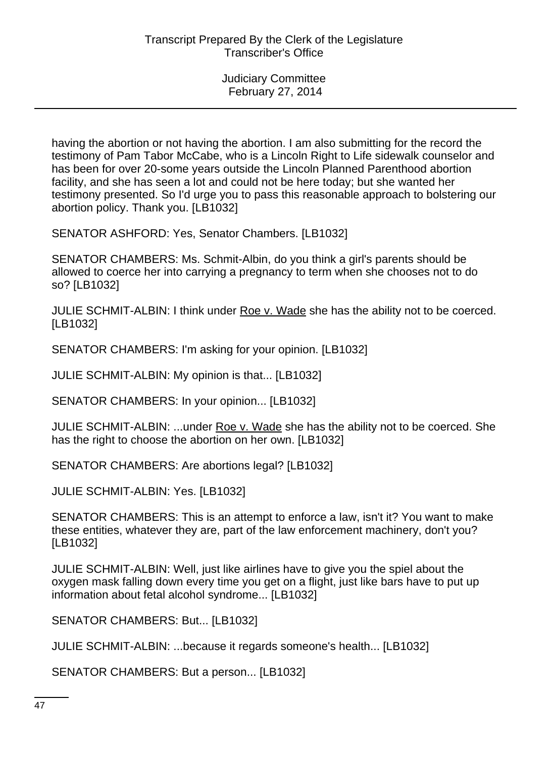having the abortion or not having the abortion. I am also submitting for the record the testimony of Pam Tabor McCabe, who is a Lincoln Right to Life sidewalk counselor and has been for over 20-some years outside the Lincoln Planned Parenthood abortion facility, and she has seen a lot and could not be here today; but she wanted her testimony presented. So I'd urge you to pass this reasonable approach to bolstering our abortion policy. Thank you. [LB1032]

SENATOR ASHFORD: Yes, Senator Chambers. [LB1032]

SENATOR CHAMBERS: Ms. Schmit-Albin, do you think a girl's parents should be allowed to coerce her into carrying a pregnancy to term when she chooses not to do so? [LB1032]

JULIE SCHMIT-ALBIN: I think under Roe v. Wade she has the ability not to be coerced. [LB1032]

SENATOR CHAMBERS: I'm asking for your opinion. [LB1032]

JULIE SCHMIT-ALBIN: My opinion is that... [LB1032]

SENATOR CHAMBERS: In your opinion... [LB1032]

JULIE SCHMIT-ALBIN: ...under Roe v. Wade she has the ability not to be coerced. She has the right to choose the abortion on her own. [LB1032]

SENATOR CHAMBERS: Are abortions legal? [LB1032]

JULIE SCHMIT-ALBIN: Yes. [LB1032]

SENATOR CHAMBERS: This is an attempt to enforce a law, isn't it? You want to make these entities, whatever they are, part of the law enforcement machinery, don't you? [LB1032]

JULIE SCHMIT-ALBIN: Well, just like airlines have to give you the spiel about the oxygen mask falling down every time you get on a flight, just like bars have to put up information about fetal alcohol syndrome... [LB1032]

SENATOR CHAMBERS: But... [LB1032]

JULIE SCHMIT-ALBIN: ...because it regards someone's health... [LB1032]

SENATOR CHAMBERS: But a person... [LB1032]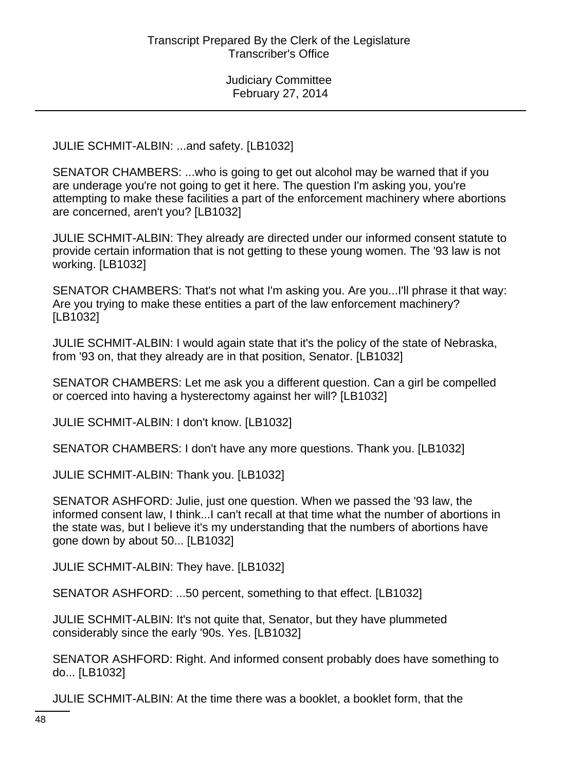JULIE SCHMIT-ALBIN: ...and safety. [LB1032]

SENATOR CHAMBERS: ...who is going to get out alcohol may be warned that if you are underage you're not going to get it here. The question I'm asking you, you're attempting to make these facilities a part of the enforcement machinery where abortions are concerned, aren't you? [LB1032]

JULIE SCHMIT-ALBIN: They already are directed under our informed consent statute to provide certain information that is not getting to these young women. The '93 law is not working. [LB1032]

SENATOR CHAMBERS: That's not what I'm asking you. Are you...I'll phrase it that way: Are you trying to make these entities a part of the law enforcement machinery? [LB1032]

JULIE SCHMIT-ALBIN: I would again state that it's the policy of the state of Nebraska, from '93 on, that they already are in that position, Senator. [LB1032]

SENATOR CHAMBERS: Let me ask you a different question. Can a girl be compelled or coerced into having a hysterectomy against her will? [LB1032]

JULIE SCHMIT-ALBIN: I don't know. [LB1032]

SENATOR CHAMBERS: I don't have any more questions. Thank you. [LB1032]

JULIE SCHMIT-ALBIN: Thank you. [LB1032]

SENATOR ASHFORD: Julie, just one question. When we passed the '93 law, the informed consent law, I think...I can't recall at that time what the number of abortions in the state was, but I believe it's my understanding that the numbers of abortions have gone down by about 50... [LB1032]

JULIE SCHMIT-ALBIN: They have. [LB1032]

SENATOR ASHFORD: ...50 percent, something to that effect. [LB1032]

JULIE SCHMIT-ALBIN: It's not quite that, Senator, but they have plummeted considerably since the early '90s. Yes. [LB1032]

SENATOR ASHFORD: Right. And informed consent probably does have something to do... [LB1032]

JULIE SCHMIT-ALBIN: At the time there was a booklet, a booklet form, that the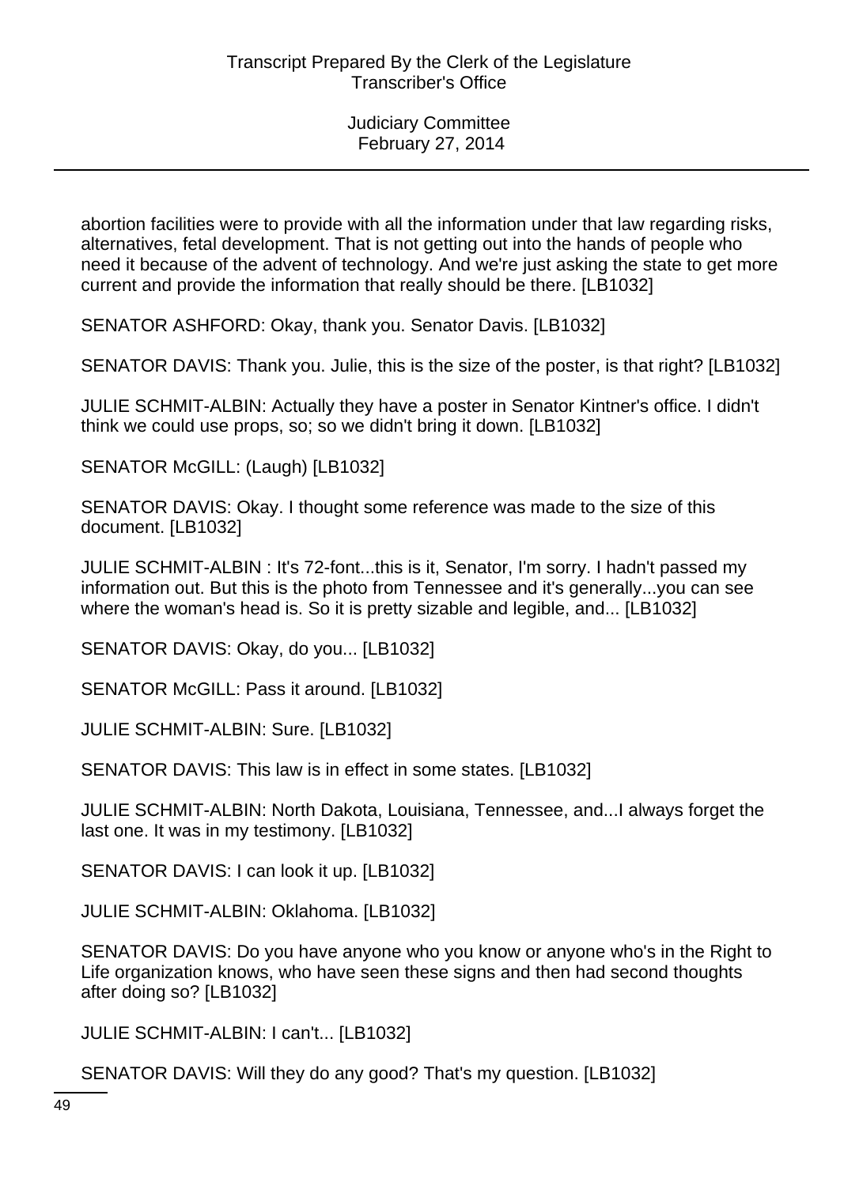abortion facilities were to provide with all the information under that law regarding risks, alternatives, fetal development. That is not getting out into the hands of people who need it because of the advent of technology. And we're just asking the state to get more current and provide the information that really should be there. [LB1032]

SENATOR ASHFORD: Okay, thank you. Senator Davis. [LB1032]

SENATOR DAVIS: Thank you. Julie, this is the size of the poster, is that right? [LB1032]

JULIE SCHMIT-ALBIN: Actually they have a poster in Senator Kintner's office. I didn't think we could use props, so; so we didn't bring it down. [LB1032]

SENATOR McGILL: (Laugh) [LB1032]

SENATOR DAVIS: Okay. I thought some reference was made to the size of this document. [LB1032]

JULIE SCHMIT-ALBIN : It's 72-font...this is it, Senator, I'm sorry. I hadn't passed my information out. But this is the photo from Tennessee and it's generally...you can see where the woman's head is. So it is pretty sizable and legible, and... [LB1032]

SENATOR DAVIS: Okay, do you... [LB1032]

SENATOR McGILL: Pass it around. [LB1032]

JULIE SCHMIT-ALBIN: Sure. [LB1032]

SENATOR DAVIS: This law is in effect in some states. [LB1032]

JULIE SCHMIT-ALBIN: North Dakota, Louisiana, Tennessee, and...I always forget the last one. It was in my testimony. [LB1032]

SENATOR DAVIS: I can look it up. [LB1032]

JULIE SCHMIT-ALBIN: Oklahoma. [LB1032]

SENATOR DAVIS: Do you have anyone who you know or anyone who's in the Right to Life organization knows, who have seen these signs and then had second thoughts after doing so? [LB1032]

JULIE SCHMIT-ALBIN: I can't... [LB1032]

SENATOR DAVIS: Will they do any good? That's my question. [LB1032]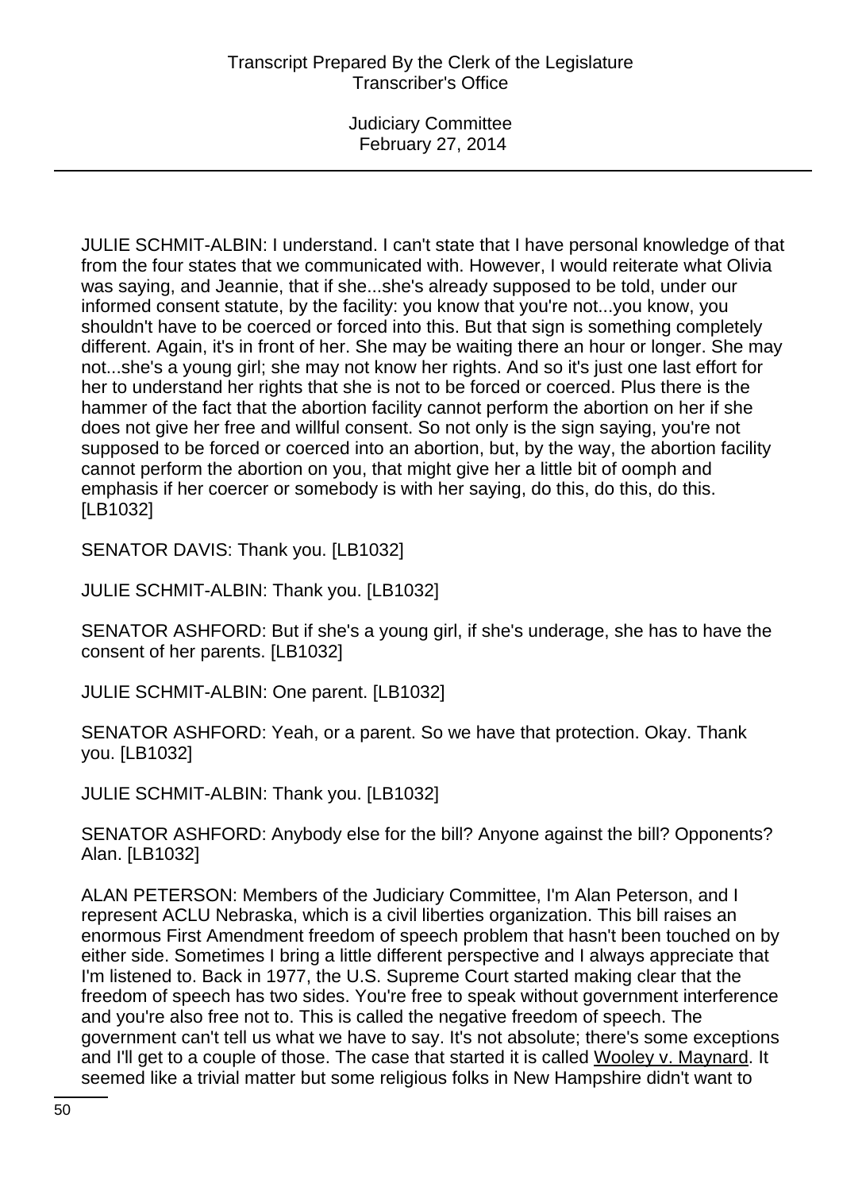JULIE SCHMIT-ALBIN: I understand. I can't state that I have personal knowledge of that from the four states that we communicated with. However, I would reiterate what Olivia was saying, and Jeannie, that if she...she's already supposed to be told, under our informed consent statute, by the facility: you know that you're not...you know, you shouldn't have to be coerced or forced into this. But that sign is something completely different. Again, it's in front of her. She may be waiting there an hour or longer. She may not...she's a young girl; she may not know her rights. And so it's just one last effort for her to understand her rights that she is not to be forced or coerced. Plus there is the hammer of the fact that the abortion facility cannot perform the abortion on her if she does not give her free and willful consent. So not only is the sign saying, you're not supposed to be forced or coerced into an abortion, but, by the way, the abortion facility cannot perform the abortion on you, that might give her a little bit of oomph and emphasis if her coercer or somebody is with her saying, do this, do this, do this. [LB1032]

SENATOR DAVIS: Thank you. [LB1032]

JULIE SCHMIT-ALBIN: Thank you. [LB1032]

SENATOR ASHFORD: But if she's a young girl, if she's underage, she has to have the consent of her parents. [LB1032]

JULIE SCHMIT-ALBIN: One parent. [LB1032]

SENATOR ASHFORD: Yeah, or a parent. So we have that protection. Okay. Thank you. [LB1032]

JULIE SCHMIT-ALBIN: Thank you. [LB1032]

SENATOR ASHFORD: Anybody else for the bill? Anyone against the bill? Opponents? Alan. [LB1032]

ALAN PETERSON: Members of the Judiciary Committee, I'm Alan Peterson, and I represent ACLU Nebraska, which is a civil liberties organization. This bill raises an enormous First Amendment freedom of speech problem that hasn't been touched on by either side. Sometimes I bring a little different perspective and I always appreciate that I'm listened to. Back in 1977, the U.S. Supreme Court started making clear that the freedom of speech has two sides. You're free to speak without government interference and you're also free not to. This is called the negative freedom of speech. The government can't tell us what we have to say. It's not absolute; there's some exceptions and I'll get to a couple of those. The case that started it is called Wooley v. Maynard. It seemed like a trivial matter but some religious folks in New Hampshire didn't want to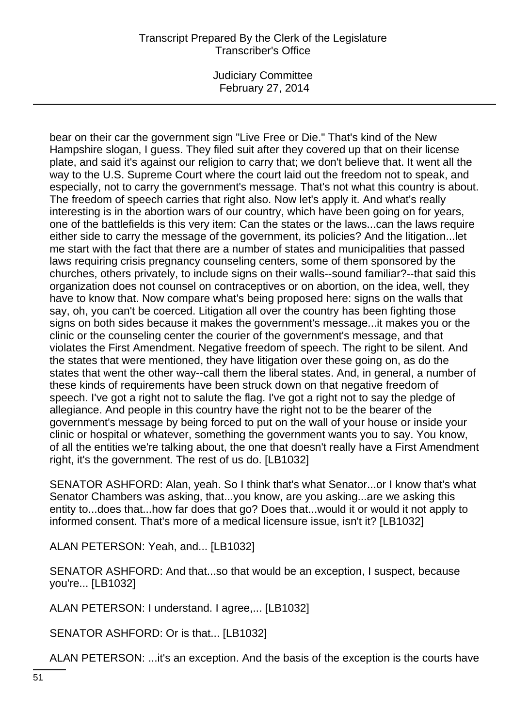bear on their car the government sign "Live Free or Die." That's kind of the New Hampshire slogan, I guess. They filed suit after they covered up that on their license plate, and said it's against our religion to carry that; we don't believe that. It went all the way to the U.S. Supreme Court where the court laid out the freedom not to speak, and especially, not to carry the government's message. That's not what this country is about. The freedom of speech carries that right also. Now let's apply it. And what's really interesting is in the abortion wars of our country, which have been going on for years, one of the battlefields is this very item: Can the states or the laws...can the laws require either side to carry the message of the government, its policies? And the litigation...let me start with the fact that there are a number of states and municipalities that passed laws requiring crisis pregnancy counseling centers, some of them sponsored by the churches, others privately, to include signs on their walls--sound familiar?--that said this organization does not counsel on contraceptives or on abortion, on the idea, well, they have to know that. Now compare what's being proposed here: signs on the walls that say, oh, you can't be coerced. Litigation all over the country has been fighting those signs on both sides because it makes the government's message...it makes you or the clinic or the counseling center the courier of the government's message, and that violates the First Amendment. Negative freedom of speech. The right to be silent. And the states that were mentioned, they have litigation over these going on, as do the states that went the other way--call them the liberal states. And, in general, a number of these kinds of requirements have been struck down on that negative freedom of speech. I've got a right not to salute the flag. I've got a right not to say the pledge of allegiance. And people in this country have the right not to be the bearer of the government's message by being forced to put on the wall of your house or inside your clinic or hospital or whatever, something the government wants you to say. You know, of all the entities we're talking about, the one that doesn't really have a First Amendment right, it's the government. The rest of us do. [LB1032]

SENATOR ASHFORD: Alan, yeah. So I think that's what Senator...or I know that's what Senator Chambers was asking, that...you know, are you asking...are we asking this entity to...does that...how far does that go? Does that...would it or would it not apply to informed consent. That's more of a medical licensure issue, isn't it? [LB1032]

ALAN PETERSON: Yeah, and... [LB1032]

SENATOR ASHFORD: And that...so that would be an exception, I suspect, because you're... [LB1032]

ALAN PETERSON: I understand. I agree,... [LB1032]

SENATOR ASHFORD: Or is that... [LB1032]

ALAN PETERSON: ...it's an exception. And the basis of the exception is the courts have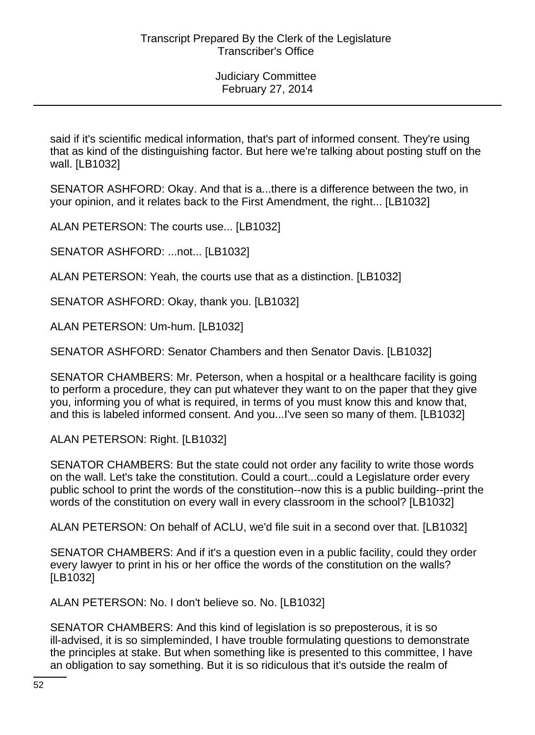said if it's scientific medical information, that's part of informed consent. They're using that as kind of the distinguishing factor. But here we're talking about posting stuff on the wall. [LB1032]

SENATOR ASHFORD: Okay. And that is a...there is a difference between the two, in your opinion, and it relates back to the First Amendment, the right... [LB1032]

ALAN PETERSON: The courts use... [LB1032]

SENATOR ASHFORD: ...not... [LB1032]

ALAN PETERSON: Yeah, the courts use that as a distinction. [LB1032]

SENATOR ASHFORD: Okay, thank you. [LB1032]

ALAN PETERSON: Um-hum. [LB1032]

SENATOR ASHFORD: Senator Chambers and then Senator Davis. [LB1032]

SENATOR CHAMBERS: Mr. Peterson, when a hospital or a healthcare facility is going to perform a procedure, they can put whatever they want to on the paper that they give you, informing you of what is required, in terms of you must know this and know that, and this is labeled informed consent. And you...I've seen so many of them. [LB1032]

ALAN PETERSON: Right. [LB1032]

SENATOR CHAMBERS: But the state could not order any facility to write those words on the wall. Let's take the constitution. Could a court...could a Legislature order every public school to print the words of the constitution--now this is a public building--print the words of the constitution on every wall in every classroom in the school? [LB1032]

ALAN PETERSON: On behalf of ACLU, we'd file suit in a second over that. [LB1032]

SENATOR CHAMBERS: And if it's a question even in a public facility, could they order every lawyer to print in his or her office the words of the constitution on the walls? [LB1032]

ALAN PETERSON: No. I don't believe so. No. [LB1032]

SENATOR CHAMBERS: And this kind of legislation is so preposterous, it is so ill-advised, it is so simpleminded, I have trouble formulating questions to demonstrate the principles at stake. But when something like is presented to this committee, I have an obligation to say something. But it is so ridiculous that it's outside the realm of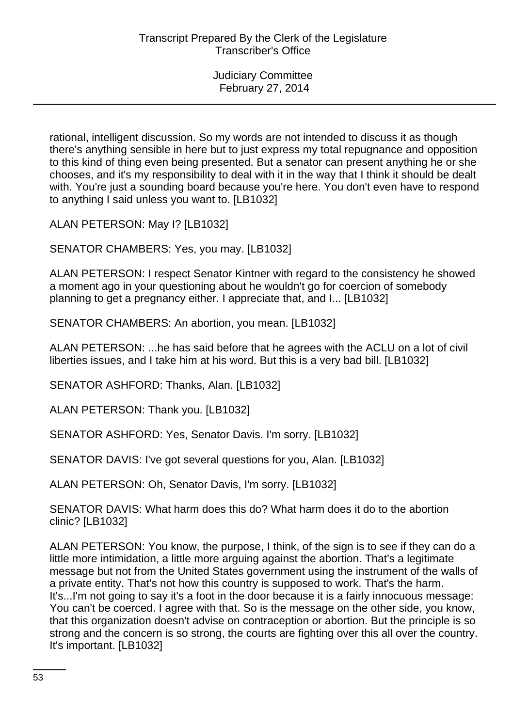rational, intelligent discussion. So my words are not intended to discuss it as though there's anything sensible in here but to just express my total repugnance and opposition to this kind of thing even being presented. But a senator can present anything he or she chooses, and it's my responsibility to deal with it in the way that I think it should be dealt with. You're just a sounding board because you're here. You don't even have to respond to anything I said unless you want to. [LB1032]

ALAN PETERSON: May I? [LB1032]

SENATOR CHAMBERS: Yes, you may. [LB1032]

ALAN PETERSON: I respect Senator Kintner with regard to the consistency he showed a moment ago in your questioning about he wouldn't go for coercion of somebody planning to get a pregnancy either. I appreciate that, and I... [LB1032]

SENATOR CHAMBERS: An abortion, you mean. [LB1032]

ALAN PETERSON: ...he has said before that he agrees with the ACLU on a lot of civil liberties issues, and I take him at his word. But this is a very bad bill. [LB1032]

SENATOR ASHFORD: Thanks, Alan. [LB1032]

ALAN PETERSON: Thank you. [LB1032]

SENATOR ASHFORD: Yes, Senator Davis. I'm sorry. [LB1032]

SENATOR DAVIS: I've got several questions for you, Alan. [LB1032]

ALAN PETERSON: Oh, Senator Davis, I'm sorry. [LB1032]

SENATOR DAVIS: What harm does this do? What harm does it do to the abortion clinic? [LB1032]

ALAN PETERSON: You know, the purpose, I think, of the sign is to see if they can do a little more intimidation, a little more arguing against the abortion. That's a legitimate message but not from the United States government using the instrument of the walls of a private entity. That's not how this country is supposed to work. That's the harm. It's...I'm not going to say it's a foot in the door because it is a fairly innocuous message: You can't be coerced. I agree with that. So is the message on the other side, you know, that this organization doesn't advise on contraception or abortion. But the principle is so strong and the concern is so strong, the courts are fighting over this all over the country. It's important. [LB1032]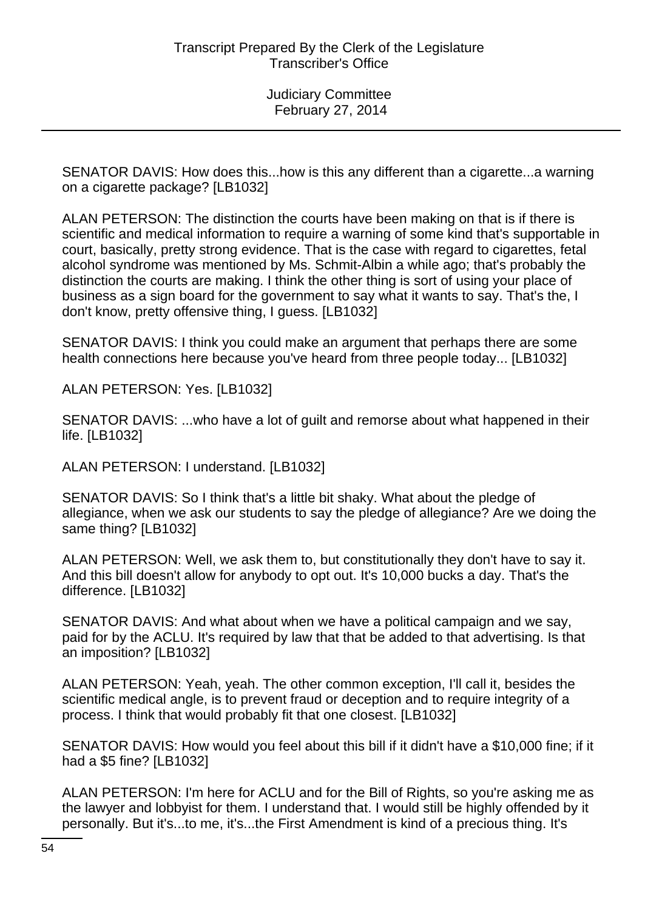SENATOR DAVIS: How does this...how is this any different than a cigarette...a warning on a cigarette package? [LB1032]

ALAN PETERSON: The distinction the courts have been making on that is if there is scientific and medical information to require a warning of some kind that's supportable in court, basically, pretty strong evidence. That is the case with regard to cigarettes, fetal alcohol syndrome was mentioned by Ms. Schmit-Albin a while ago; that's probably the distinction the courts are making. I think the other thing is sort of using your place of business as a sign board for the government to say what it wants to say. That's the, I don't know, pretty offensive thing, I guess. [LB1032]

SENATOR DAVIS: I think you could make an argument that perhaps there are some health connections here because you've heard from three people today... [LB1032]

ALAN PETERSON: Yes. [LB1032]

SENATOR DAVIS: ...who have a lot of guilt and remorse about what happened in their life. [LB1032]

ALAN PETERSON: I understand. [LB1032]

SENATOR DAVIS: So I think that's a little bit shaky. What about the pledge of allegiance, when we ask our students to say the pledge of allegiance? Are we doing the same thing? [LB1032]

ALAN PETERSON: Well, we ask them to, but constitutionally they don't have to say it. And this bill doesn't allow for anybody to opt out. It's 10,000 bucks a day. That's the difference. [LB1032]

SENATOR DAVIS: And what about when we have a political campaign and we say, paid for by the ACLU. It's required by law that that be added to that advertising. Is that an imposition? [LB1032]

ALAN PETERSON: Yeah, yeah. The other common exception, I'll call it, besides the scientific medical angle, is to prevent fraud or deception and to require integrity of a process. I think that would probably fit that one closest. [LB1032]

SENATOR DAVIS: How would you feel about this bill if it didn't have a $10,000 fine; if it had a $5 fine? [LB1032]

ALAN PETERSON: I'm here for ACLU and for the Bill of Rights, so you're asking me as the lawyer and lobbyist for them. I understand that. I would still be highly offended by it personally. But it's...to me, it's...the First Amendment is kind of a precious thing. It's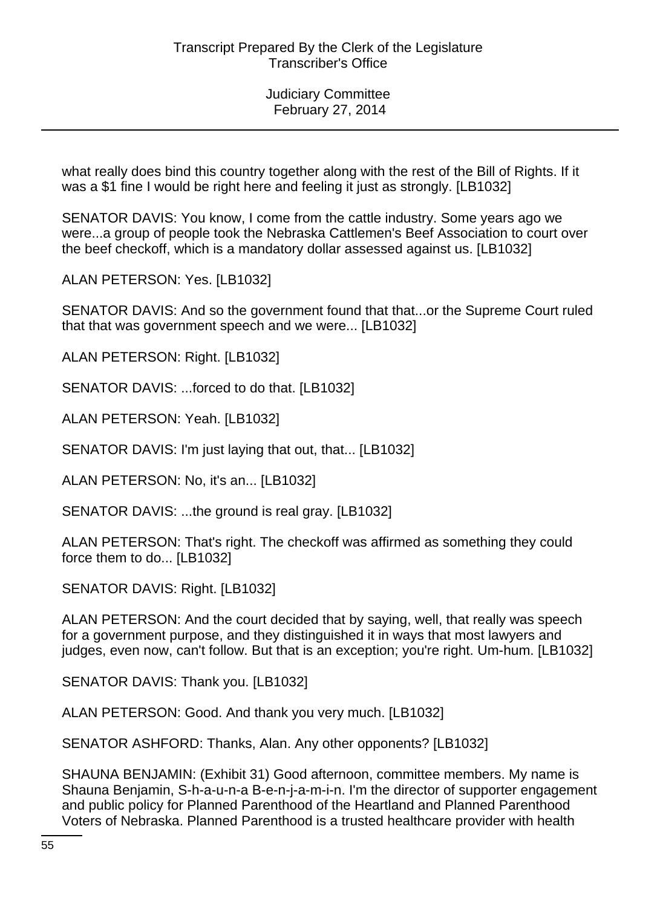what really does bind this country together along with the rest of the Bill of Rights. If it was a $1 fine I would be right here and feeling it just as strongly. [LB1032]

SENATOR DAVIS: You know, I come from the cattle industry. Some years ago we were...a group of people took the Nebraska Cattlemen's Beef Association to court over the beef checkoff, which is a mandatory dollar assessed against us. [LB1032]

ALAN PETERSON: Yes. [LB1032]

SENATOR DAVIS: And so the government found that that...or the Supreme Court ruled that that was government speech and we were... [LB1032]

ALAN PETERSON: Right. [LB1032]

SENATOR DAVIS: ...forced to do that. [LB1032]

ALAN PETERSON: Yeah. [LB1032]

SENATOR DAVIS: I'm just laying that out, that... [LB1032]

ALAN PETERSON: No, it's an... [LB1032]

SENATOR DAVIS: ...the ground is real gray. [LB1032]

ALAN PETERSON: That's right. The checkoff was affirmed as something they could force them to do... [LB1032]

SENATOR DAVIS: Right. [LB1032]

ALAN PETERSON: And the court decided that by saying, well, that really was speech for a government purpose, and they distinguished it in ways that most lawyers and judges, even now, can't follow. But that is an exception; you're right. Um-hum. [LB1032]

SENATOR DAVIS: Thank you. [LB1032]

ALAN PETERSON: Good. And thank you very much. [LB1032]

SENATOR ASHFORD: Thanks, Alan. Any other opponents? [LB1032]

SHAUNA BENJAMIN: (Exhibit 31) Good afternoon, committee members. My name is Shauna Benjamin, S-h-a-u-n-a B-e-n-j-a-m-i-n. I'm the director of supporter engagement and public policy for Planned Parenthood of the Heartland and Planned Parenthood Voters of Nebraska. Planned Parenthood is a trusted healthcare provider with health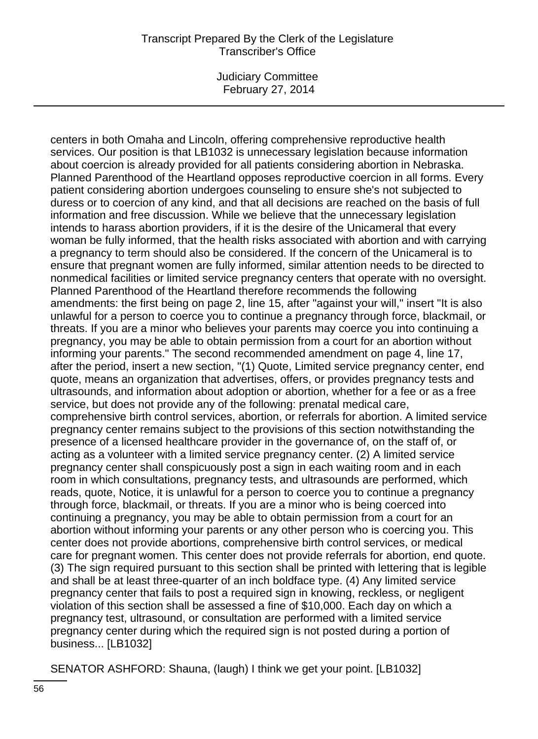centers in both Omaha and Lincoln, offering comprehensive reproductive health services. Our position is that LB1032 is unnecessary legislation because information about coercion is already provided for all patients considering abortion in Nebraska. Planned Parenthood of the Heartland opposes reproductive coercion in all forms. Every patient considering abortion undergoes counseling to ensure she's not subjected to duress or to coercion of any kind, and that all decisions are reached on the basis of full information and free discussion. While we believe that the unnecessary legislation intends to harass abortion providers, if it is the desire of the Unicameral that every woman be fully informed, that the health risks associated with abortion and with carrying a pregnancy to term should also be considered. If the concern of the Unicameral is to ensure that pregnant women are fully informed, similar attention needs to be directed to nonmedical facilities or limited service pregnancy centers that operate with no oversight. Planned Parenthood of the Heartland therefore recommends the following amendments: the first being on page 2, line 15, after "against your will," insert "It is also unlawful for a person to coerce you to continue a pregnancy through force, blackmail, or threats. If you are a minor who believes your parents may coerce you into continuing a pregnancy, you may be able to obtain permission from a court for an abortion without informing your parents." The second recommended amendment on page 4, line 17, after the period, insert a new section, "(1) Quote, Limited service pregnancy center, end quote, means an organization that advertises, offers, or provides pregnancy tests and ultrasounds, and information about adoption or abortion, whether for a fee or as a free service, but does not provide any of the following: prenatal medical care, comprehensive birth control services, abortion, or referrals for abortion. A limited service pregnancy center remains subject to the provisions of this section notwithstanding the presence of a licensed healthcare provider in the governance of, on the staff of, or acting as a volunteer with a limited service pregnancy center. (2) A limited service pregnancy center shall conspicuously post a sign in each waiting room and in each room in which consultations, pregnancy tests, and ultrasounds are performed, which reads, quote, Notice, it is unlawful for a person to coerce you to continue a pregnancy through force, blackmail, or threats. If you are a minor who is being coerced into continuing a pregnancy, you may be able to obtain permission from a court for an abortion without informing your parents or any other person who is coercing you. This center does not provide abortions, comprehensive birth control services, or medical care for pregnant women. This center does not provide referrals for abortion, end quote. (3) The sign required pursuant to this section shall be printed with lettering that is legible and shall be at least three-quarter of an inch boldface type. (4) Any limited service pregnancy center that fails to post a required sign in knowing, reckless, or negligent violation of this section shall be assessed a fine of $10,000. Each day on which a pregnancy test, ultrasound, or consultation are performed with a limited service pregnancy center during which the required sign is not posted during a portion of business... [LB1032]

SENATOR ASHFORD: Shauna, (laugh) I think we get your point. [LB1032]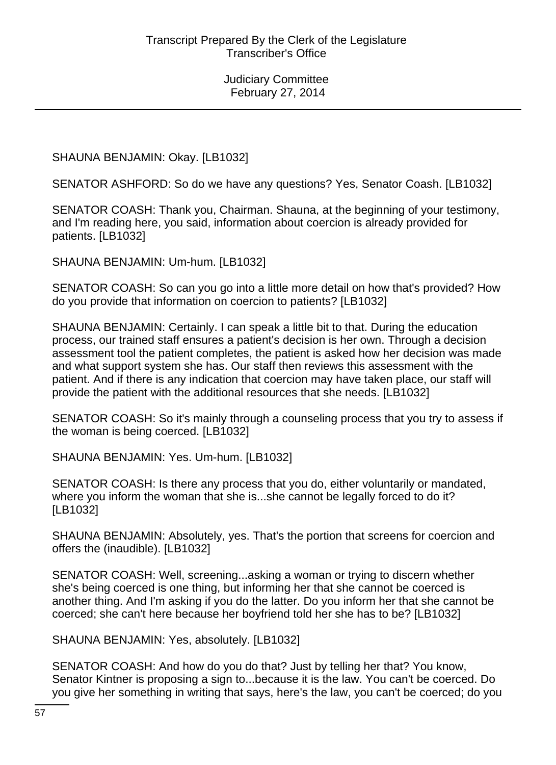SHAUNA BENJAMIN: Okay. [LB1032]

SENATOR ASHFORD: So do we have any questions? Yes, Senator Coash. [LB1032]

SENATOR COASH: Thank you, Chairman. Shauna, at the beginning of your testimony, and I'm reading here, you said, information about coercion is already provided for patients. [LB1032]

SHAUNA BENJAMIN: Um-hum. [LB1032]

SENATOR COASH: So can you go into a little more detail on how that's provided? How do you provide that information on coercion to patients? [LB1032]

SHAUNA BENJAMIN: Certainly. I can speak a little bit to that. During the education process, our trained staff ensures a patient's decision is her own. Through a decision assessment tool the patient completes, the patient is asked how her decision was made and what support system she has. Our staff then reviews this assessment with the patient. And if there is any indication that coercion may have taken place, our staff will provide the patient with the additional resources that she needs. [LB1032]

SENATOR COASH: So it's mainly through a counseling process that you try to assess if the woman is being coerced. [LB1032]

SHAUNA BENJAMIN: Yes. Um-hum. [LB1032]

SENATOR COASH: Is there any process that you do, either voluntarily or mandated, where you inform the woman that she is...she cannot be legally forced to do it? [LB1032]

SHAUNA BENJAMIN: Absolutely, yes. That's the portion that screens for coercion and offers the (inaudible). [LB1032]

SENATOR COASH: Well, screening...asking a woman or trying to discern whether she's being coerced is one thing, but informing her that she cannot be coerced is another thing. And I'm asking if you do the latter. Do you inform her that she cannot be coerced; she can't here because her boyfriend told her she has to be? [LB1032]

SHAUNA BENJAMIN: Yes, absolutely. [LB1032]

SENATOR COASH: And how do you do that? Just by telling her that? You know, Senator Kintner is proposing a sign to...because it is the law. You can't be coerced. Do you give her something in writing that says, here's the law, you can't be coerced; do you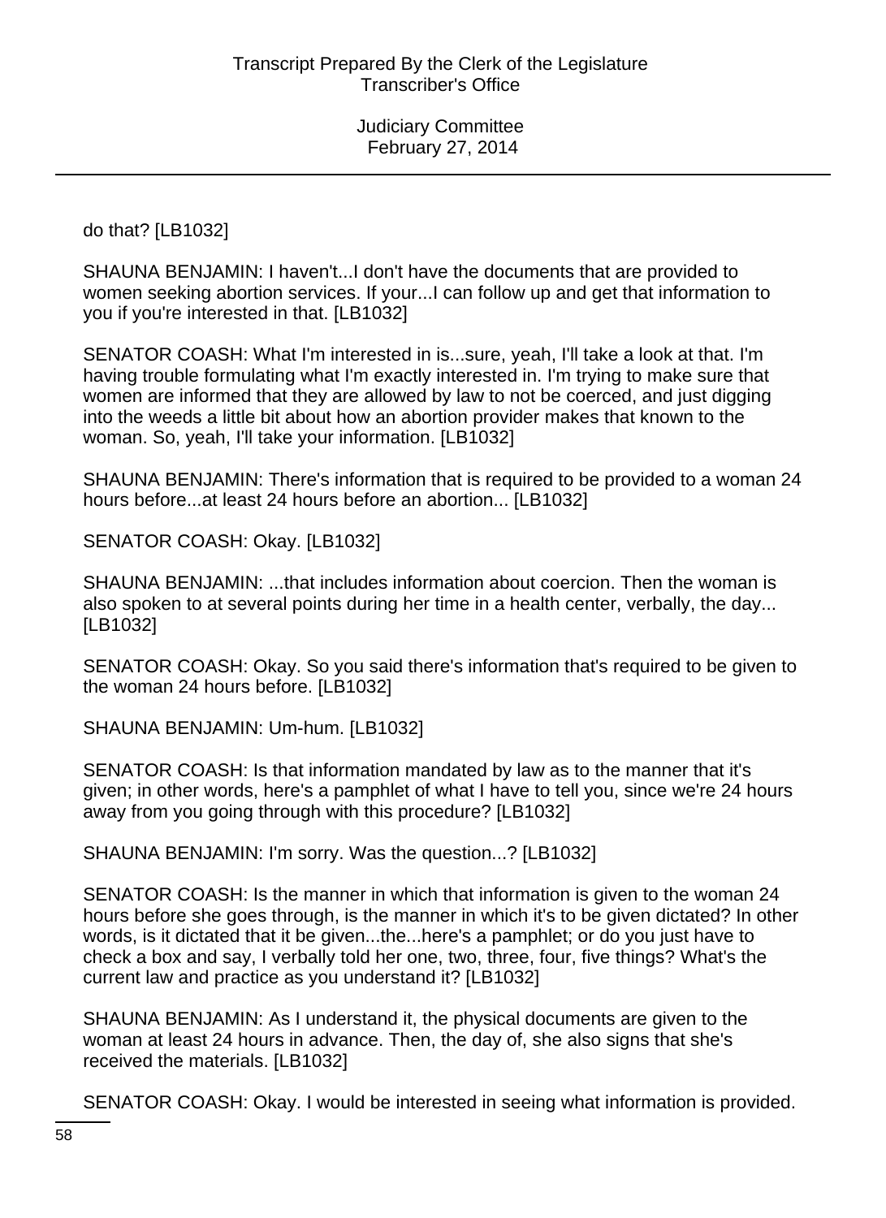do that? [LB1032]

SHAUNA BENJAMIN: I haven't...I don't have the documents that are provided to women seeking abortion services. If your...I can follow up and get that information to you if you're interested in that. [LB1032]

SENATOR COASH: What I'm interested in is...sure, yeah, I'll take a look at that. I'm having trouble formulating what I'm exactly interested in. I'm trying to make sure that women are informed that they are allowed by law to not be coerced, and just digging into the weeds a little bit about how an abortion provider makes that known to the woman. So, yeah, I'll take your information. [LB1032]

SHAUNA BENJAMIN: There's information that is required to be provided to a woman 24 hours before...at least 24 hours before an abortion... [LB1032]

SENATOR COASH: Okay. [LB1032]

SHAUNA BENJAMIN: ...that includes information about coercion. Then the woman is also spoken to at several points during her time in a health center, verbally, the day... [LB1032]

SENATOR COASH: Okay. So you said there's information that's required to be given to the woman 24 hours before. [LB1032]

SHAUNA BENJAMIN: Um-hum. [LB1032]

SENATOR COASH: Is that information mandated by law as to the manner that it's given; in other words, here's a pamphlet of what I have to tell you, since we're 24 hours away from you going through with this procedure? [LB1032]

SHAUNA BENJAMIN: I'm sorry. Was the question...? [LB1032]

SENATOR COASH: Is the manner in which that information is given to the woman 24 hours before she goes through, is the manner in which it's to be given dictated? In other words, is it dictated that it be given...the...here's a pamphlet; or do you just have to check a box and say, I verbally told her one, two, three, four, five things? What's the current law and practice as you understand it? [LB1032]

SHAUNA BENJAMIN: As I understand it, the physical documents are given to the woman at least 24 hours in advance. Then, the day of, she also signs that she's received the materials. [LB1032]

SENATOR COASH: Okay. I would be interested in seeing what information is provided.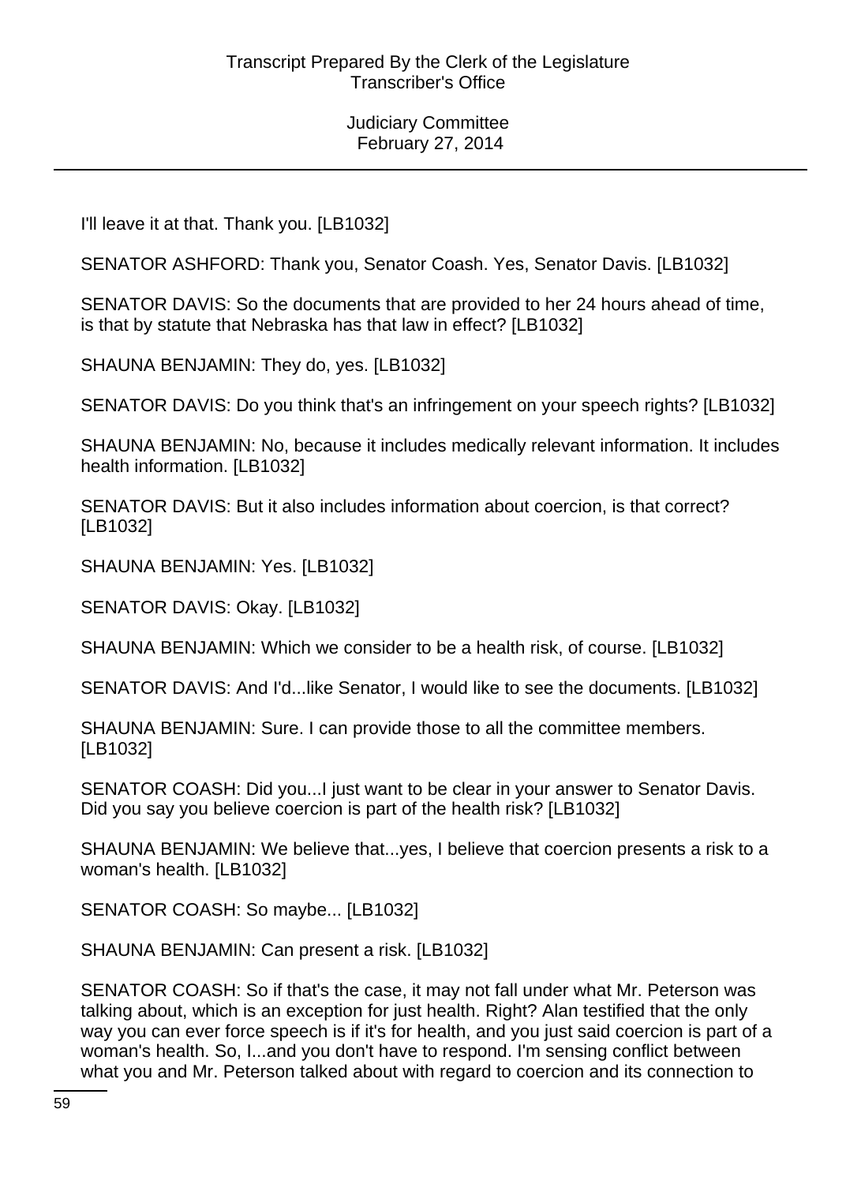I'll leave it at that. Thank you. [LB1032]

SENATOR ASHFORD: Thank you, Senator Coash. Yes, Senator Davis. [LB1032]

SENATOR DAVIS: So the documents that are provided to her 24 hours ahead of time, is that by statute that Nebraska has that law in effect? [LB1032]

SHAUNA BENJAMIN: They do, yes. [LB1032]

SENATOR DAVIS: Do you think that's an infringement on your speech rights? [LB1032]

SHAUNA BENJAMIN: No, because it includes medically relevant information. It includes health information. [LB1032]

SENATOR DAVIS: But it also includes information about coercion, is that correct? [LB1032]

SHAUNA BENJAMIN: Yes. [LB1032]

SENATOR DAVIS: Okay. [LB1032]

SHAUNA BENJAMIN: Which we consider to be a health risk, of course. [LB1032]

SENATOR DAVIS: And I'd...like Senator, I would like to see the documents. [LB1032]

SHAUNA BENJAMIN: Sure. I can provide those to all the committee members. [LB1032]

SENATOR COASH: Did you...I just want to be clear in your answer to Senator Davis. Did you say you believe coercion is part of the health risk? [LB1032]

SHAUNA BENJAMIN: We believe that...yes, I believe that coercion presents a risk to a woman's health. [LB1032]

SENATOR COASH: So maybe... [LB1032]

SHAUNA BENJAMIN: Can present a risk. [LB1032]

SENATOR COASH: So if that's the case, it may not fall under what Mr. Peterson was talking about, which is an exception for just health. Right? Alan testified that the only way you can ever force speech is if it's for health, and you just said coercion is part of a woman's health. So, I...and you don't have to respond. I'm sensing conflict between what you and Mr. Peterson talked about with regard to coercion and its connection to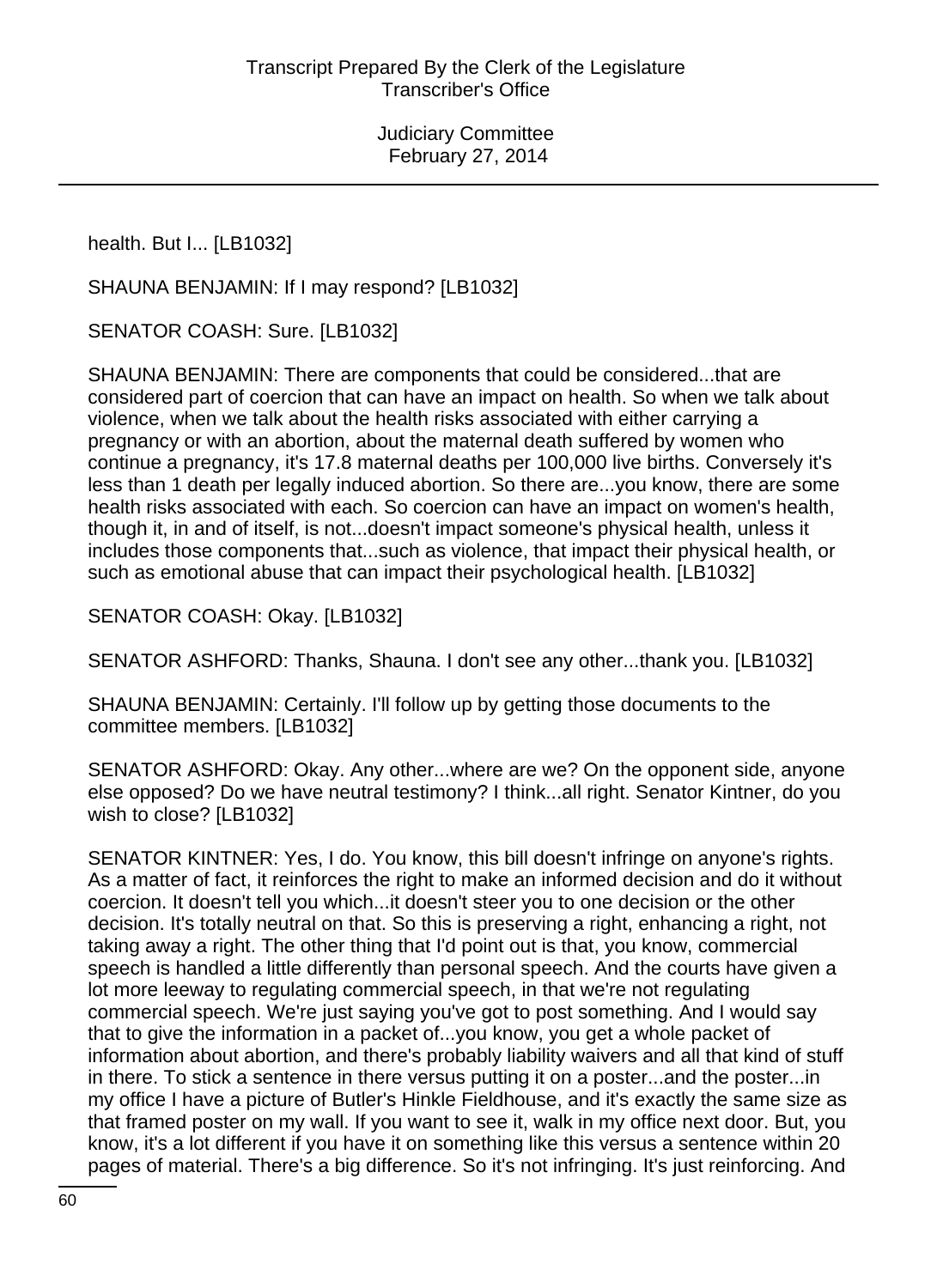health. But I... [LB1032]

SHAUNA BENJAMIN: If I may respond? [LB1032]

SENATOR COASH: Sure. [LB1032]

SHAUNA BENJAMIN: There are components that could be considered...that are considered part of coercion that can have an impact on health. So when we talk about violence, when we talk about the health risks associated with either carrying a pregnancy or with an abortion, about the maternal death suffered by women who continue a pregnancy, it's 17.8 maternal deaths per 100,000 live births. Conversely it's less than 1 death per legally induced abortion. So there are...you know, there are some health risks associated with each. So coercion can have an impact on women's health, though it, in and of itself, is not...doesn't impact someone's physical health, unless it includes those components that...such as violence, that impact their physical health, or such as emotional abuse that can impact their psychological health. [LB1032]

SENATOR COASH: Okay. [LB1032]

SENATOR ASHFORD: Thanks, Shauna. I don't see any other...thank you. [LB1032]

SHAUNA BENJAMIN: Certainly. I'll follow up by getting those documents to the committee members. [LB1032]

SENATOR ASHFORD: Okay. Any other...where are we? On the opponent side, anyone else opposed? Do we have neutral testimony? I think...all right. Senator Kintner, do you wish to close? [LB1032]

SENATOR KINTNER: Yes, I do. You know, this bill doesn't infringe on anyone's rights. As a matter of fact, it reinforces the right to make an informed decision and do it without coercion. It doesn't tell you which...it doesn't steer you to one decision or the other decision. It's totally neutral on that. So this is preserving a right, enhancing a right, not taking away a right. The other thing that I'd point out is that, you know, commercial speech is handled a little differently than personal speech. And the courts have given a lot more leeway to regulating commercial speech, in that we're not regulating commercial speech. We're just saying you've got to post something. And I would say that to give the information in a packet of...you know, you get a whole packet of information about abortion, and there's probably liability waivers and all that kind of stuff in there. To stick a sentence in there versus putting it on a poster...and the poster...in my office I have a picture of Butler's Hinkle Fieldhouse, and it's exactly the same size as that framed poster on my wall. If you want to see it, walk in my office next door. But, you know, it's a lot different if you have it on something like this versus a sentence within 20 pages of material. There's a big difference. So it's not infringing. It's just reinforcing. And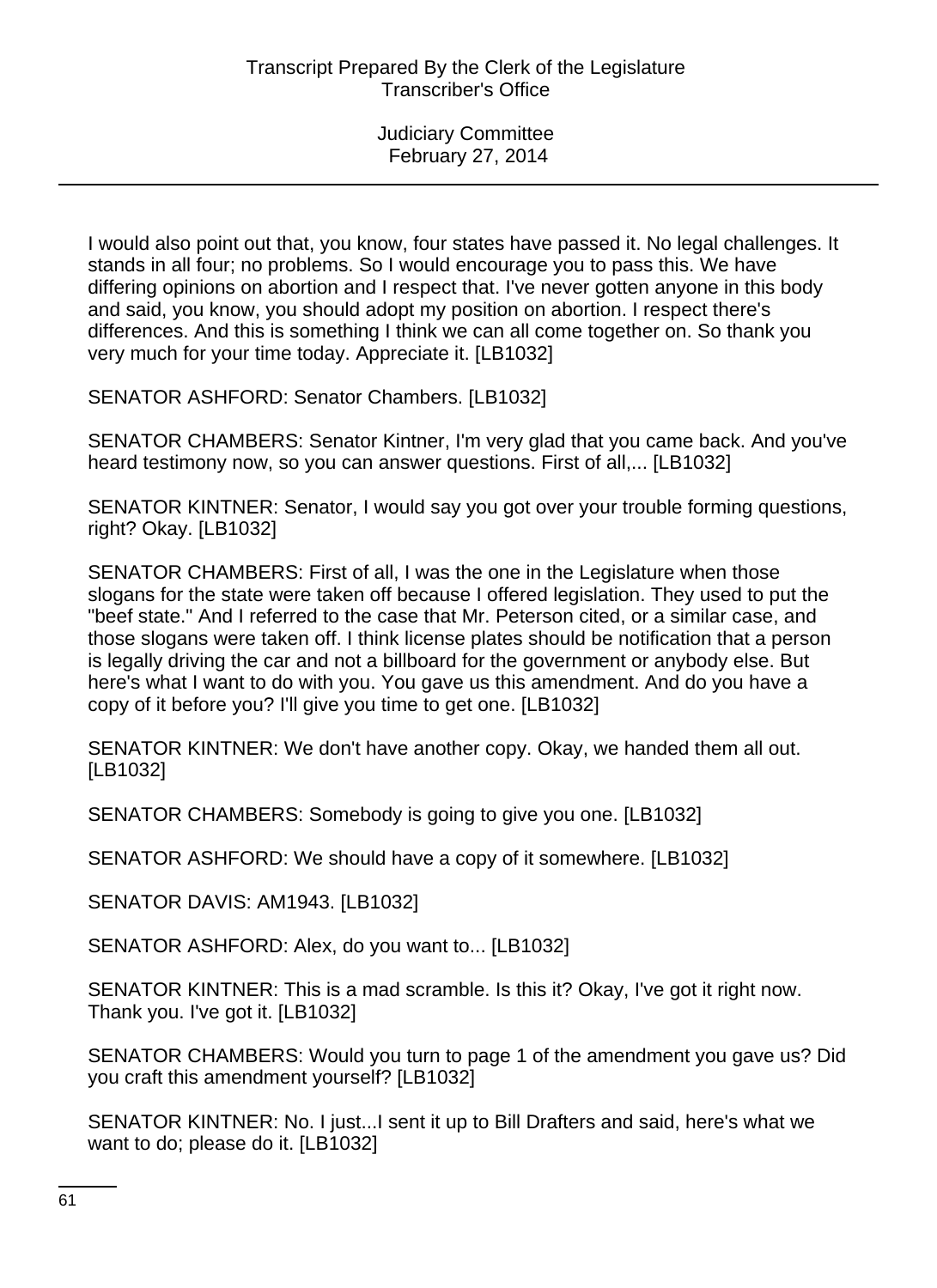I would also point out that, you know, four states have passed it. No legal challenges. It stands in all four; no problems. So I would encourage you to pass this. We have differing opinions on abortion and I respect that. I've never gotten anyone in this body and said, you know, you should adopt my position on abortion. I respect there's differences. And this is something I think we can all come together on. So thank you very much for your time today. Appreciate it. [LB1032]

SENATOR ASHFORD: Senator Chambers. [LB1032]

SENATOR CHAMBERS: Senator Kintner, I'm very glad that you came back. And you've heard testimony now, so you can answer questions. First of all,... [LB1032]

SENATOR KINTNER: Senator, I would say you got over your trouble forming questions, right? Okay. [LB1032]

SENATOR CHAMBERS: First of all, I was the one in the Legislature when those slogans for the state were taken off because I offered legislation. They used to put the "beef state." And I referred to the case that Mr. Peterson cited, or a similar case, and those slogans were taken off. I think license plates should be notification that a person is legally driving the car and not a billboard for the government or anybody else. But here's what I want to do with you. You gave us this amendment. And do you have a copy of it before you? I'll give you time to get one. [LB1032]

SENATOR KINTNER: We don't have another copy. Okay, we handed them all out. [LB1032]

SENATOR CHAMBERS: Somebody is going to give you one. [LB1032]

SENATOR ASHFORD: We should have a copy of it somewhere. [LB1032]

SENATOR DAVIS: AM1943. [LB1032]

SENATOR ASHFORD: Alex, do you want to... [LB1032]

SENATOR KINTNER: This is a mad scramble. Is this it? Okay, I've got it right now. Thank you. I've got it. [LB1032]

SENATOR CHAMBERS: Would you turn to page 1 of the amendment you gave us? Did you craft this amendment yourself? [LB1032]

SENATOR KINTNER: No. I just...I sent it up to Bill Drafters and said, here's what we want to do; please do it. [LB1032]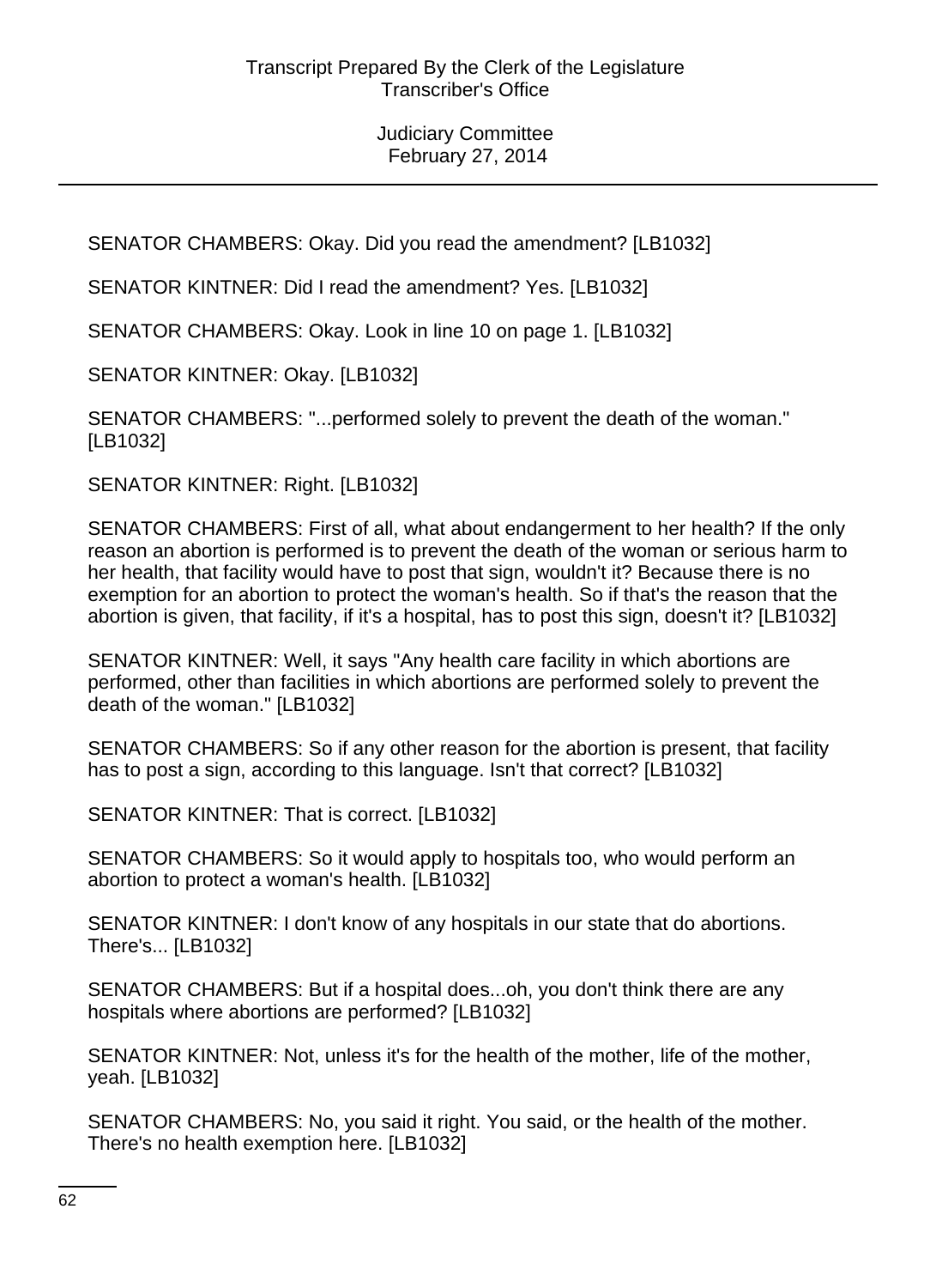SENATOR CHAMBERS: Okay. Did you read the amendment? [LB1032]

SENATOR KINTNER: Did I read the amendment? Yes. [LB1032]

SENATOR CHAMBERS: Okay. Look in line 10 on page 1. [LB1032]

SENATOR KINTNER: Okay. [LB1032]

SENATOR CHAMBERS: "...performed solely to prevent the death of the woman." [LB1032]

SENATOR KINTNER: Right. [LB1032]

SENATOR CHAMBERS: First of all, what about endangerment to her health? If the only reason an abortion is performed is to prevent the death of the woman or serious harm to her health, that facility would have to post that sign, wouldn't it? Because there is no exemption for an abortion to protect the woman's health. So if that's the reason that the abortion is given, that facility, if it's a hospital, has to post this sign, doesn't it? [LB1032]

SENATOR KINTNER: Well, it says "Any health care facility in which abortions are performed, other than facilities in which abortions are performed solely to prevent the death of the woman." [LB1032]

SENATOR CHAMBERS: So if any other reason for the abortion is present, that facility has to post a sign, according to this language. Isn't that correct? [LB1032]

SENATOR KINTNER: That is correct. [LB1032]

SENATOR CHAMBERS: So it would apply to hospitals too, who would perform an abortion to protect a woman's health. [LB1032]

SENATOR KINTNER: I don't know of any hospitals in our state that do abortions. There's... [LB1032]

SENATOR CHAMBERS: But if a hospital does...oh, you don't think there are any hospitals where abortions are performed? [LB1032]

SENATOR KINTNER: Not, unless it's for the health of the mother, life of the mother, yeah. [LB1032]

SENATOR CHAMBERS: No, you said it right. You said, or the health of the mother. There's no health exemption here. [LB1032]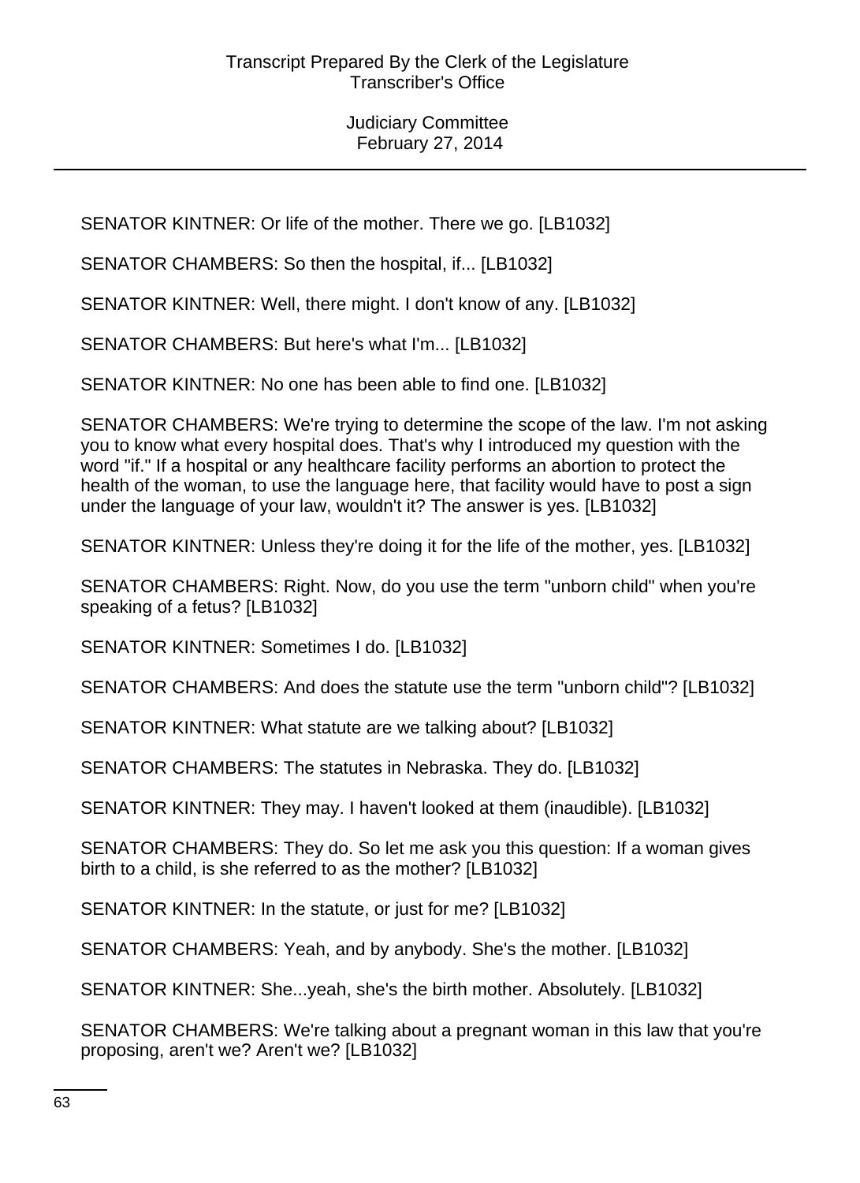SENATOR KINTNER: Or life of the mother. There we go. [LB1032]

SENATOR CHAMBERS: So then the hospital, if... [LB1032]

SENATOR KINTNER: Well, there might. I don't know of any. [LB1032]

SENATOR CHAMBERS: But here's what I'm... [LB1032]

SENATOR KINTNER: No one has been able to find one. [LB1032]

SENATOR CHAMBERS: We're trying to determine the scope of the law. I'm not asking you to know what every hospital does. That's why I introduced my question with the word "if." If a hospital or any healthcare facility performs an abortion to protect the health of the woman, to use the language here, that facility would have to post a sign under the language of your law, wouldn't it? The answer is yes. [LB1032]

SENATOR KINTNER: Unless they're doing it for the life of the mother, yes. [LB1032]

SENATOR CHAMBERS: Right. Now, do you use the term "unborn child" when you're speaking of a fetus? [LB1032]

SENATOR KINTNER: Sometimes I do. [LB1032]

SENATOR CHAMBERS: And does the statute use the term "unborn child"? [LB1032]

SENATOR KINTNER: What statute are we talking about? [LB1032]

SENATOR CHAMBERS: The statutes in Nebraska. They do. [LB1032]

SENATOR KINTNER: They may. I haven't looked at them (inaudible). [LB1032]

SENATOR CHAMBERS: They do. So let me ask you this question: If a woman gives birth to a child, is she referred to as the mother? [LB1032]

SENATOR KINTNER: In the statute, or just for me? [LB1032]

SENATOR CHAMBERS: Yeah, and by anybody. She's the mother. [LB1032]

SENATOR KINTNER: She...yeah, she's the birth mother. Absolutely. [LB1032]

SENATOR CHAMBERS: We're talking about a pregnant woman in this law that you're proposing, aren't we? Aren't we? [LB1032]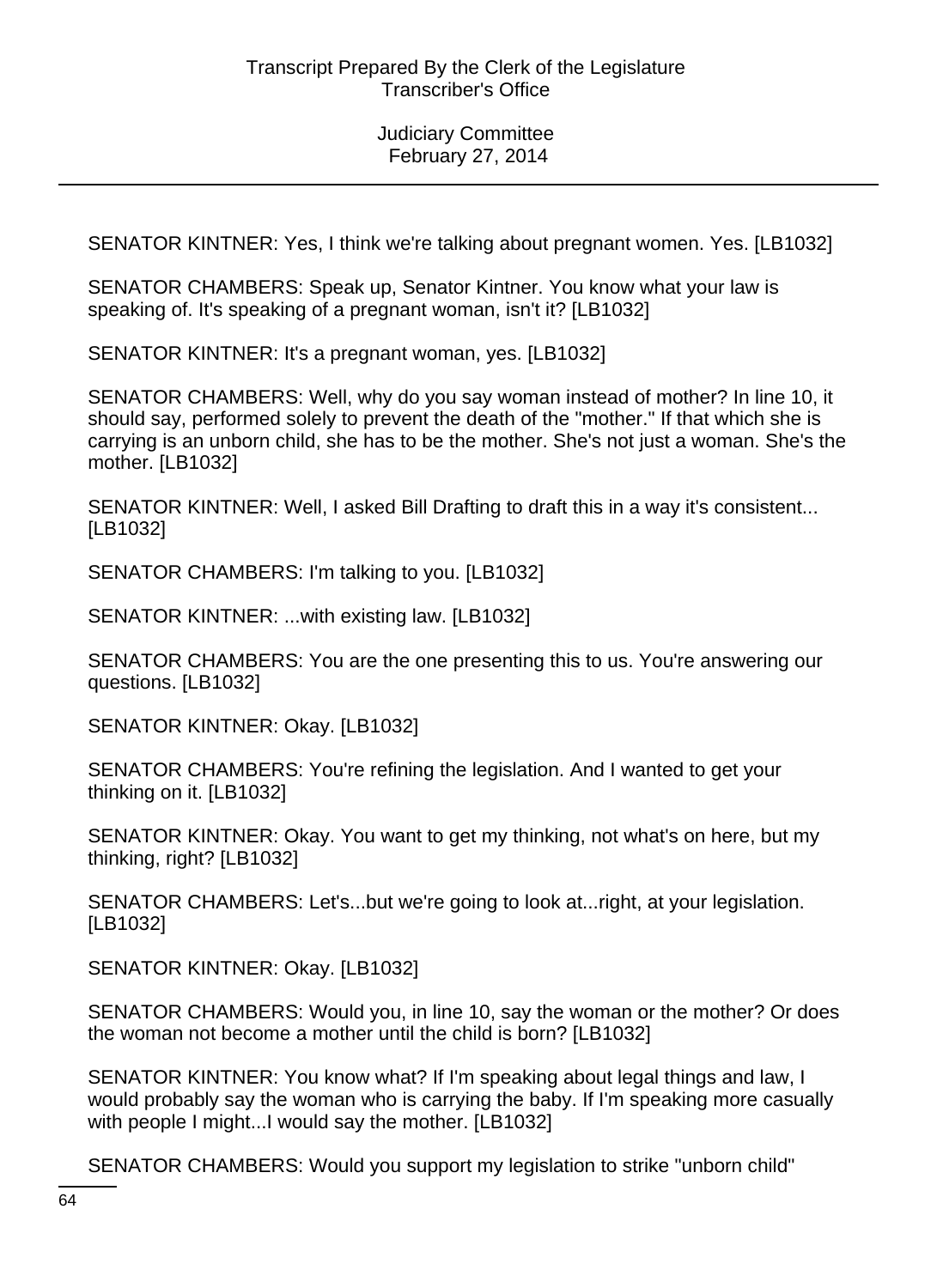SENATOR KINTNER: Yes, I think we're talking about pregnant women. Yes. [LB1032]

SENATOR CHAMBERS: Speak up, Senator Kintner. You know what your law is speaking of. It's speaking of a pregnant woman, isn't it? [LB1032]

SENATOR KINTNER: It's a pregnant woman, yes. [LB1032]

SENATOR CHAMBERS: Well, why do you say woman instead of mother? In line 10, it should say, performed solely to prevent the death of the "mother." If that which she is carrying is an unborn child, she has to be the mother. She's not just a woman. She's the mother. [LB1032]

SENATOR KINTNER: Well, I asked Bill Drafting to draft this in a way it's consistent... [LB1032]

SENATOR CHAMBERS: I'm talking to you. [LB1032]

SENATOR KINTNER: ...with existing law. [LB1032]

SENATOR CHAMBERS: You are the one presenting this to us. You're answering our questions. [LB1032]

SENATOR KINTNER: Okay. [LB1032]

SENATOR CHAMBERS: You're refining the legislation. And I wanted to get your thinking on it. [LB1032]

SENATOR KINTNER: Okay. You want to get my thinking, not what's on here, but my thinking, right? [LB1032]

SENATOR CHAMBERS: Let's...but we're going to look at...right, at your legislation. [LB1032]

SENATOR KINTNER: Okay. [LB1032]

SENATOR CHAMBERS: Would you, in line 10, say the woman or the mother? Or does the woman not become a mother until the child is born? [LB1032]

SENATOR KINTNER: You know what? If I'm speaking about legal things and law, I would probably say the woman who is carrying the baby. If I'm speaking more casually with people I might...I would say the mother. [LB1032]

SENATOR CHAMBERS: Would you support my legislation to strike "unborn child"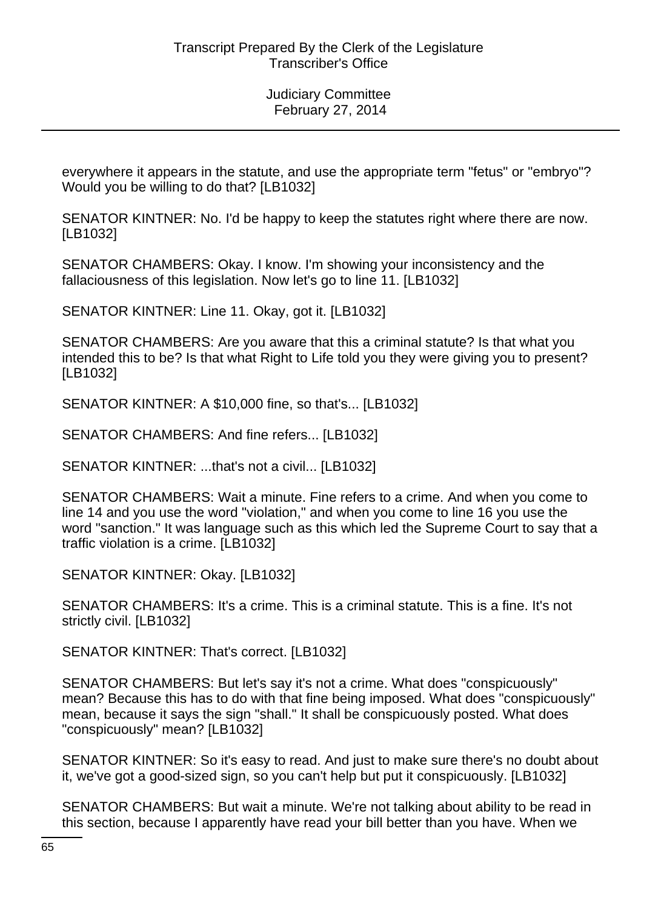everywhere it appears in the statute, and use the appropriate term "fetus" or "embryo"? Would you be willing to do that? [LB1032]

SENATOR KINTNER: No. I'd be happy to keep the statutes right where there are now. [LB1032]

SENATOR CHAMBERS: Okay. I know. I'm showing your inconsistency and the fallaciousness of this legislation. Now let's go to line 11. [LB1032]

SENATOR KINTNER: Line 11. Okay, got it. [LB1032]

SENATOR CHAMBERS: Are you aware that this a criminal statute? Is that what you intended this to be? Is that what Right to Life told you they were giving you to present? [LB1032]

SENATOR KINTNER: A $10,000 fine, so that's... [LB1032]

SENATOR CHAMBERS: And fine refers... [LB1032]

SENATOR KINTNER: ...that's not a civil... [LB1032]

SENATOR CHAMBERS: Wait a minute. Fine refers to a crime. And when you come to line 14 and you use the word "violation," and when you come to line 16 you use the word "sanction." It was language such as this which led the Supreme Court to say that a traffic violation is a crime. [LB1032]

SENATOR KINTNER: Okay. [LB1032]

SENATOR CHAMBERS: It's a crime. This is a criminal statute. This is a fine. It's not strictly civil. [LB1032]

SENATOR KINTNER: That's correct. [LB1032]

SENATOR CHAMBERS: But let's say it's not a crime. What does "conspicuously" mean? Because this has to do with that fine being imposed. What does "conspicuously" mean, because it says the sign "shall." It shall be conspicuously posted. What does "conspicuously" mean? [LB1032]

SENATOR KINTNER: So it's easy to read. And just to make sure there's no doubt about it, we've got a good-sized sign, so you can't help but put it conspicuously. [LB1032]

SENATOR CHAMBERS: But wait a minute. We're not talking about ability to be read in this section, because I apparently have read your bill better than you have. When we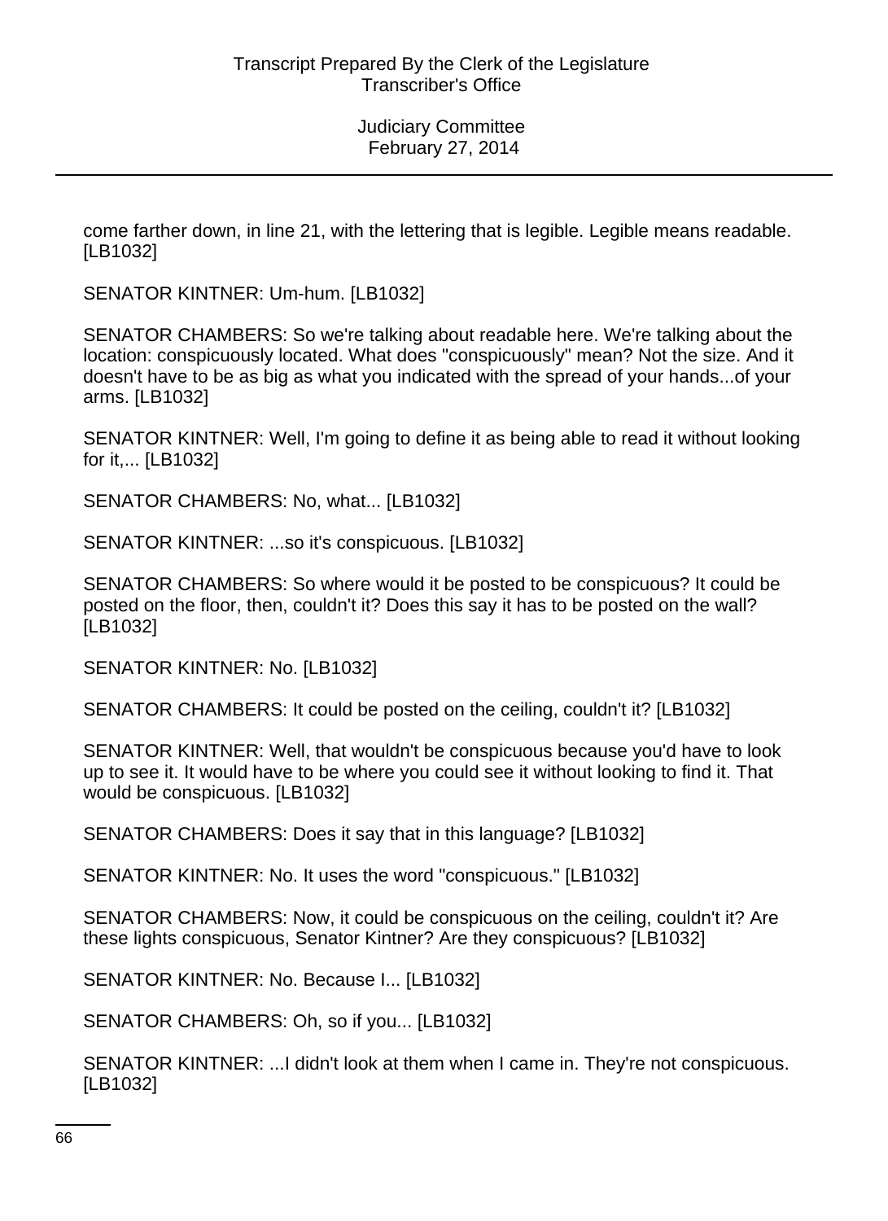come farther down, in line 21, with the lettering that is legible. Legible means readable. [LB1032]

SENATOR KINTNER: Um-hum. [LB1032]

SENATOR CHAMBERS: So we're talking about readable here. We're talking about the location: conspicuously located. What does "conspicuously" mean? Not the size. And it doesn't have to be as big as what you indicated with the spread of your hands...of your arms. [LB1032]

SENATOR KINTNER: Well, I'm going to define it as being able to read it without looking for it,... [LB1032]

SENATOR CHAMBERS: No, what... [LB1032]

SENATOR KINTNER: ...so it's conspicuous. [LB1032]

SENATOR CHAMBERS: So where would it be posted to be conspicuous? It could be posted on the floor, then, couldn't it? Does this say it has to be posted on the wall? [LB1032]

SENATOR KINTNER: No. [LB1032]

SENATOR CHAMBERS: It could be posted on the ceiling, couldn't it? [LB1032]

SENATOR KINTNER: Well, that wouldn't be conspicuous because you'd have to look up to see it. It would have to be where you could see it without looking to find it. That would be conspicuous. [LB1032]

SENATOR CHAMBERS: Does it say that in this language? [LB1032]

SENATOR KINTNER: No. It uses the word "conspicuous." [LB1032]

SENATOR CHAMBERS: Now, it could be conspicuous on the ceiling, couldn't it? Are these lights conspicuous, Senator Kintner? Are they conspicuous? [LB1032]

SENATOR KINTNER: No. Because I... [LB1032]

SENATOR CHAMBERS: Oh, so if you... [LB1032]

SENATOR KINTNER: ...I didn't look at them when I came in. They're not conspicuous. [LB1032]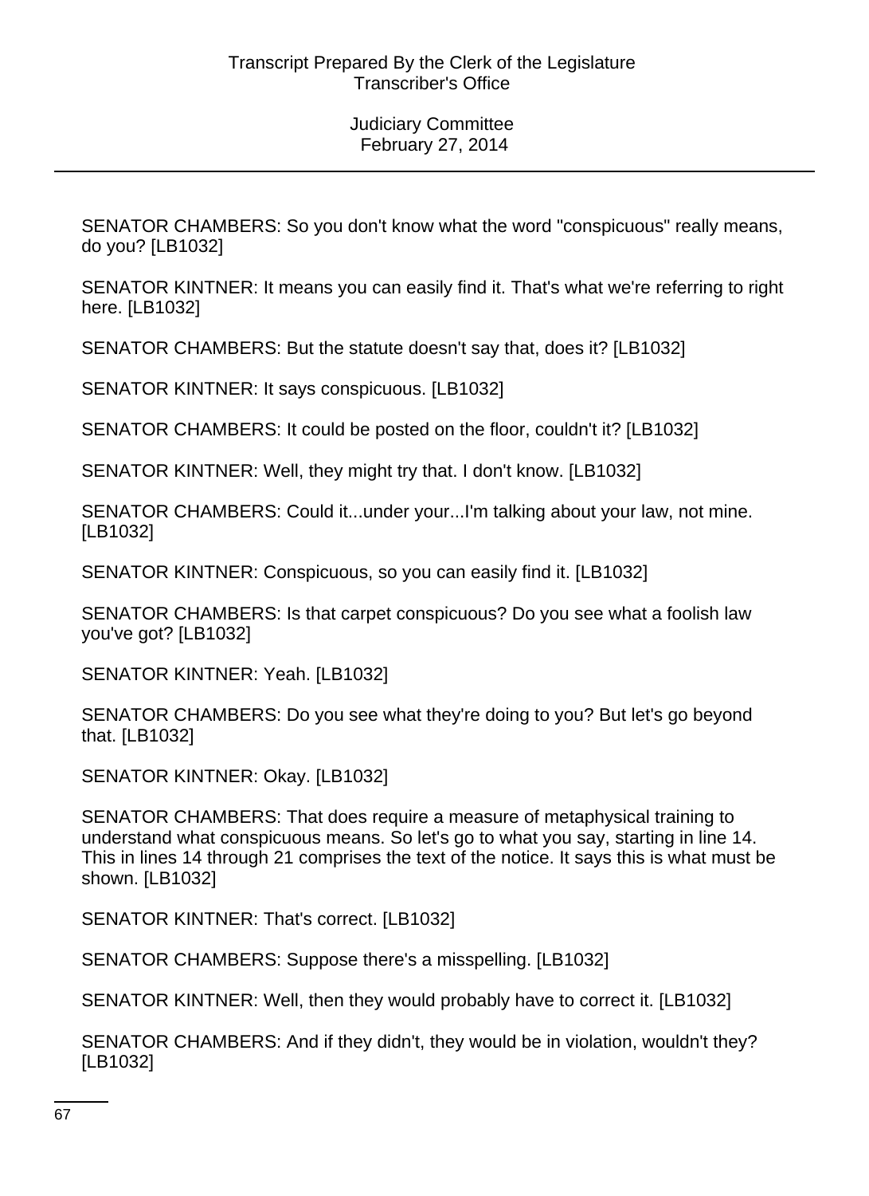SENATOR CHAMBERS: So you don't know what the word "conspicuous" really means, do you? [LB1032]

SENATOR KINTNER: It means you can easily find it. That's what we're referring to right here. [LB1032]

SENATOR CHAMBERS: But the statute doesn't say that, does it? [LB1032]

SENATOR KINTNER: It says conspicuous. [LB1032]

SENATOR CHAMBERS: It could be posted on the floor, couldn't it? [LB1032]

SENATOR KINTNER: Well, they might try that. I don't know. [LB1032]

SENATOR CHAMBERS: Could it...under your...I'm talking about your law, not mine. [LB1032]

SENATOR KINTNER: Conspicuous, so you can easily find it. [LB1032]

SENATOR CHAMBERS: Is that carpet conspicuous? Do you see what a foolish law you've got? [LB1032]

SENATOR KINTNER: Yeah. [LB1032]

SENATOR CHAMBERS: Do you see what they're doing to you? But let's go beyond that. [LB1032]

SENATOR KINTNER: Okay. [LB1032]

SENATOR CHAMBERS: That does require a measure of metaphysical training to understand what conspicuous means. So let's go to what you say, starting in line 14. This in lines 14 through 21 comprises the text of the notice. It says this is what must be shown. [LB1032]

SENATOR KINTNER: That's correct. [LB1032]

SENATOR CHAMBERS: Suppose there's a misspelling. [LB1032]

SENATOR KINTNER: Well, then they would probably have to correct it. [LB1032]

SENATOR CHAMBERS: And if they didn't, they would be in violation, wouldn't they? [LB1032]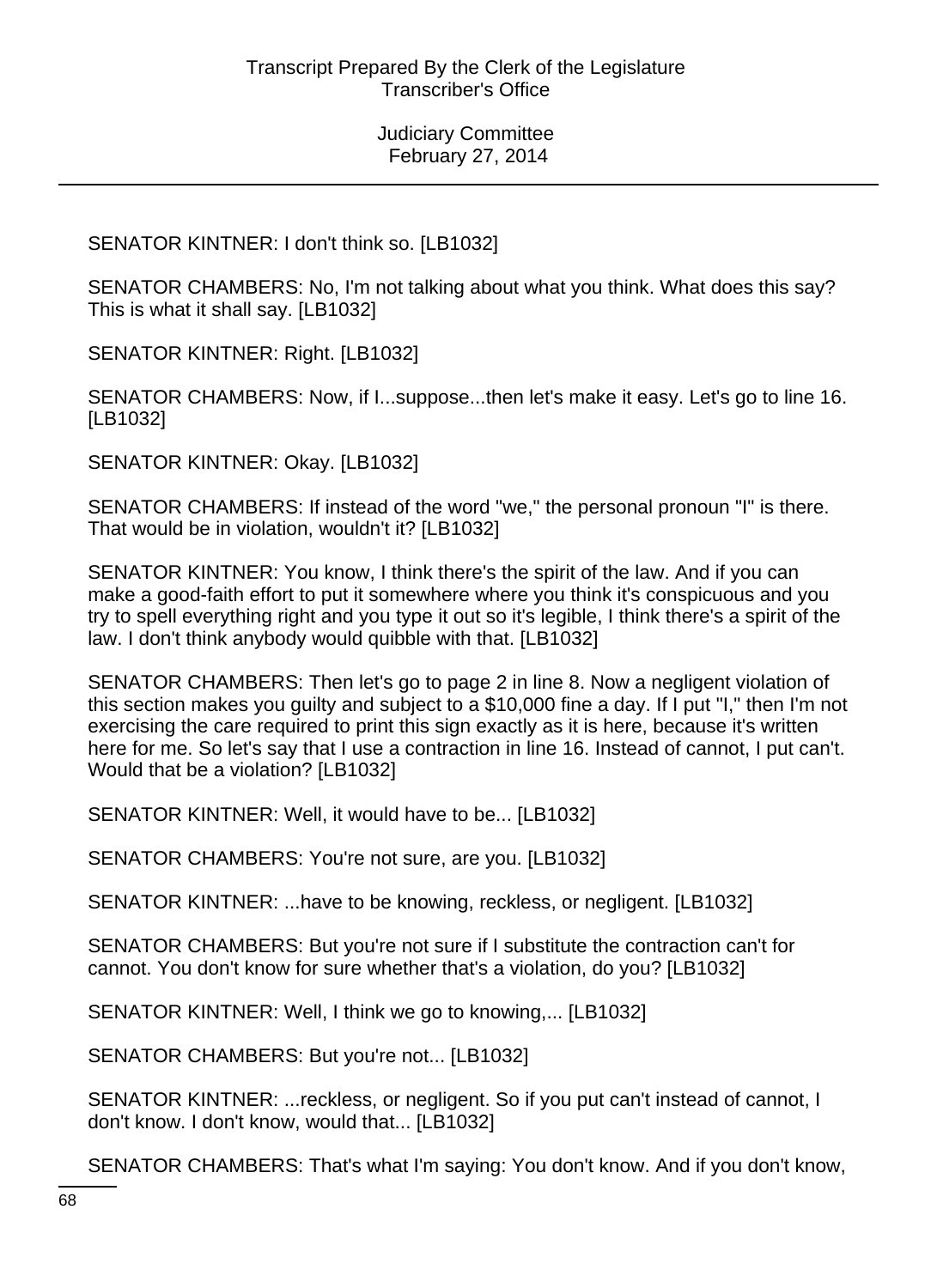SENATOR KINTNER: I don't think so. [LB1032]

SENATOR CHAMBERS: No, I'm not talking about what you think. What does this say? This is what it shall say. [LB1032]

SENATOR KINTNER: Right. [LB1032]

SENATOR CHAMBERS: Now, if I...suppose...then let's make it easy. Let's go to line 16. [LB1032]

SENATOR KINTNER: Okay. [LB1032]

SENATOR CHAMBERS: If instead of the word "we," the personal pronoun "I" is there. That would be in violation, wouldn't it? [LB1032]

SENATOR KINTNER: You know, I think there's the spirit of the law. And if you can make a good-faith effort to put it somewhere where you think it's conspicuous and you try to spell everything right and you type it out so it's legible, I think there's a spirit of the law. I don't think anybody would quibble with that. [LB1032]

SENATOR CHAMBERS: Then let's go to page 2 in line 8. Now a negligent violation of this section makes you guilty and subject to a $10,000 fine a day. If I put "I," then I'm not exercising the care required to print this sign exactly as it is here, because it's written here for me. So let's say that I use a contraction in line 16. Instead of cannot, I put can't. Would that be a violation? [LB1032]

SENATOR KINTNER: Well, it would have to be... [LB1032]

SENATOR CHAMBERS: You're not sure, are you. [LB1032]

SENATOR KINTNER: ...have to be knowing, reckless, or negligent. [LB1032]

SENATOR CHAMBERS: But you're not sure if I substitute the contraction can't for cannot. You don't know for sure whether that's a violation, do you? [LB1032]

SENATOR KINTNER: Well, I think we go to knowing,... [LB1032]

SENATOR CHAMBERS: But you're not... [LB1032]

SENATOR KINTNER: ...reckless, or negligent. So if you put can't instead of cannot, I don't know. I don't know, would that... [LB1032]

SENATOR CHAMBERS: That's what I'm saying: You don't know. And if you don't know,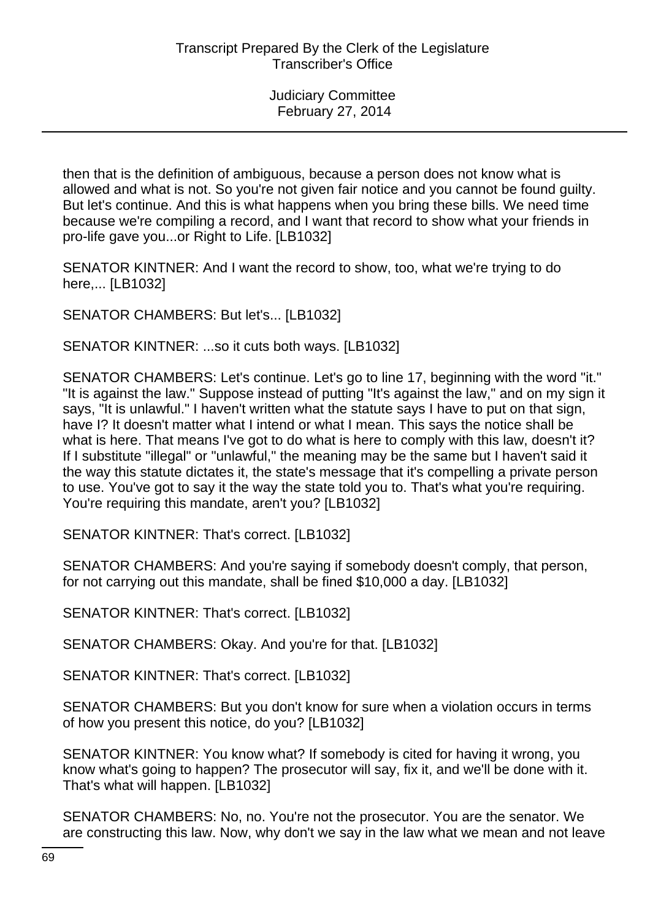then that is the definition of ambiguous, because a person does not know what is allowed and what is not. So you're not given fair notice and you cannot be found guilty. But let's continue. And this is what happens when you bring these bills. We need time because we're compiling a record, and I want that record to show what your friends in pro-life gave you...or Right to Life. [LB1032]

SENATOR KINTNER: And I want the record to show, too, what we're trying to do here,... [LB1032]

SENATOR CHAMBERS: But let's... [LB1032]

SENATOR KINTNER: ...so it cuts both ways. [LB1032]

SENATOR CHAMBERS: Let's continue. Let's go to line 17, beginning with the word "it." "It is against the law." Suppose instead of putting "It's against the law," and on my sign it says, "It is unlawful." I haven't written what the statute says I have to put on that sign, have I? It doesn't matter what I intend or what I mean. This says the notice shall be what is here. That means I've got to do what is here to comply with this law, doesn't it? If I substitute "illegal" or "unlawful," the meaning may be the same but I haven't said it the way this statute dictates it, the state's message that it's compelling a private person to use. You've got to say it the way the state told you to. That's what you're requiring. You're requiring this mandate, aren't you? [LB1032]

SENATOR KINTNER: That's correct. [LB1032]

SENATOR CHAMBERS: And you're saying if somebody doesn't comply, that person, for not carrying out this mandate, shall be fined $10,000 a day. [LB1032]

SENATOR KINTNER: That's correct. [LB1032]

SENATOR CHAMBERS: Okay. And you're for that. [LB1032]

SENATOR KINTNER: That's correct. [LB1032]

SENATOR CHAMBERS: But you don't know for sure when a violation occurs in terms of how you present this notice, do you? [LB1032]

SENATOR KINTNER: You know what? If somebody is cited for having it wrong, you know what's going to happen? The prosecutor will say, fix it, and we'll be done with it. That's what will happen. [LB1032]

SENATOR CHAMBERS: No, no. You're not the prosecutor. You are the senator. We are constructing this law. Now, why don't we say in the law what we mean and not leave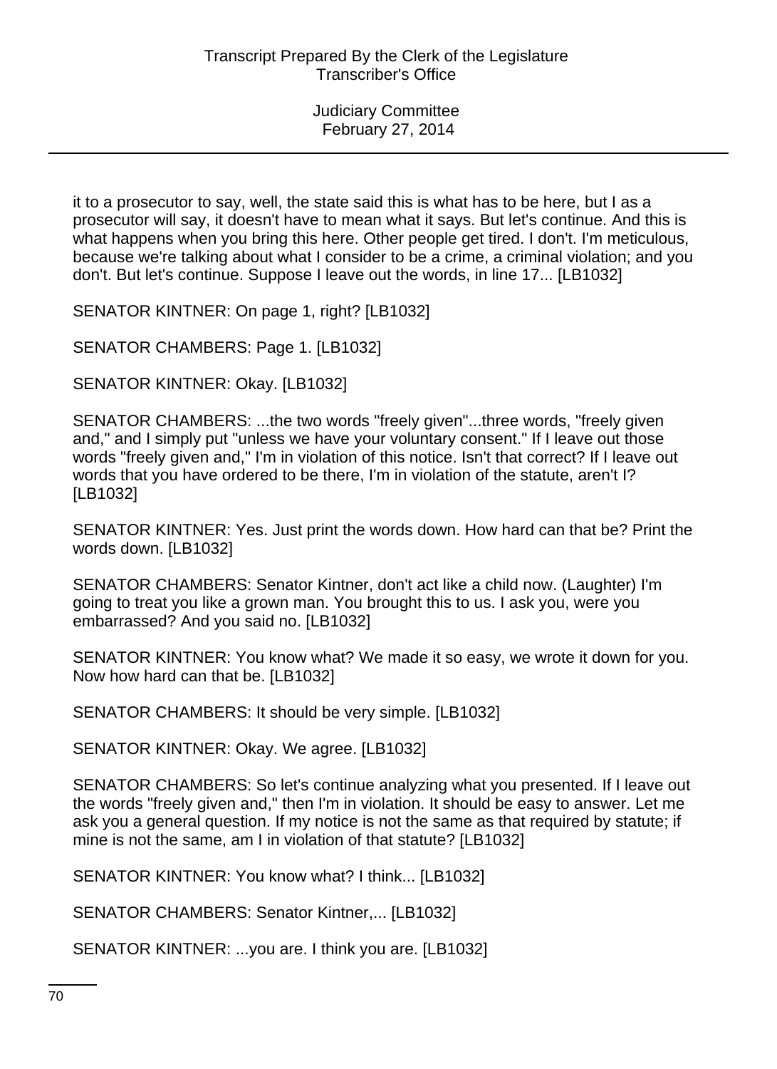it to a prosecutor to say, well, the state said this is what has to be here, but I as a prosecutor will say, it doesn't have to mean what it says. But let's continue. And this is what happens when you bring this here. Other people get tired. I don't. I'm meticulous, because we're talking about what I consider to be a crime, a criminal violation; and you don't. But let's continue. Suppose I leave out the words, in line 17... [LB1032]

SENATOR KINTNER: On page 1, right? [LB1032]

SENATOR CHAMBERS: Page 1. [LB1032]

SENATOR KINTNER: Okay. [LB1032]

SENATOR CHAMBERS: ...the two words "freely given"...three words, "freely given and," and I simply put "unless we have your voluntary consent." If I leave out those words "freely given and," I'm in violation of this notice. Isn't that correct? If I leave out words that you have ordered to be there, I'm in violation of the statute, aren't I? [LB1032]

SENATOR KINTNER: Yes. Just print the words down. How hard can that be? Print the words down. [LB1032]

SENATOR CHAMBERS: Senator Kintner, don't act like a child now. (Laughter) I'm going to treat you like a grown man. You brought this to us. I ask you, were you embarrassed? And you said no. [LB1032]

SENATOR KINTNER: You know what? We made it so easy, we wrote it down for you. Now how hard can that be. [LB1032]

SENATOR CHAMBERS: It should be very simple. [LB1032]

SENATOR KINTNER: Okay. We agree. [LB1032]

SENATOR CHAMBERS: So let's continue analyzing what you presented. If I leave out the words "freely given and," then I'm in violation. It should be easy to answer. Let me ask you a general question. If my notice is not the same as that required by statute; if mine is not the same, am I in violation of that statute? [LB1032]

SENATOR KINTNER: You know what? I think... [LB1032]

SENATOR CHAMBERS: Senator Kintner,... [LB1032]

SENATOR KINTNER: ...you are. I think you are. [LB1032]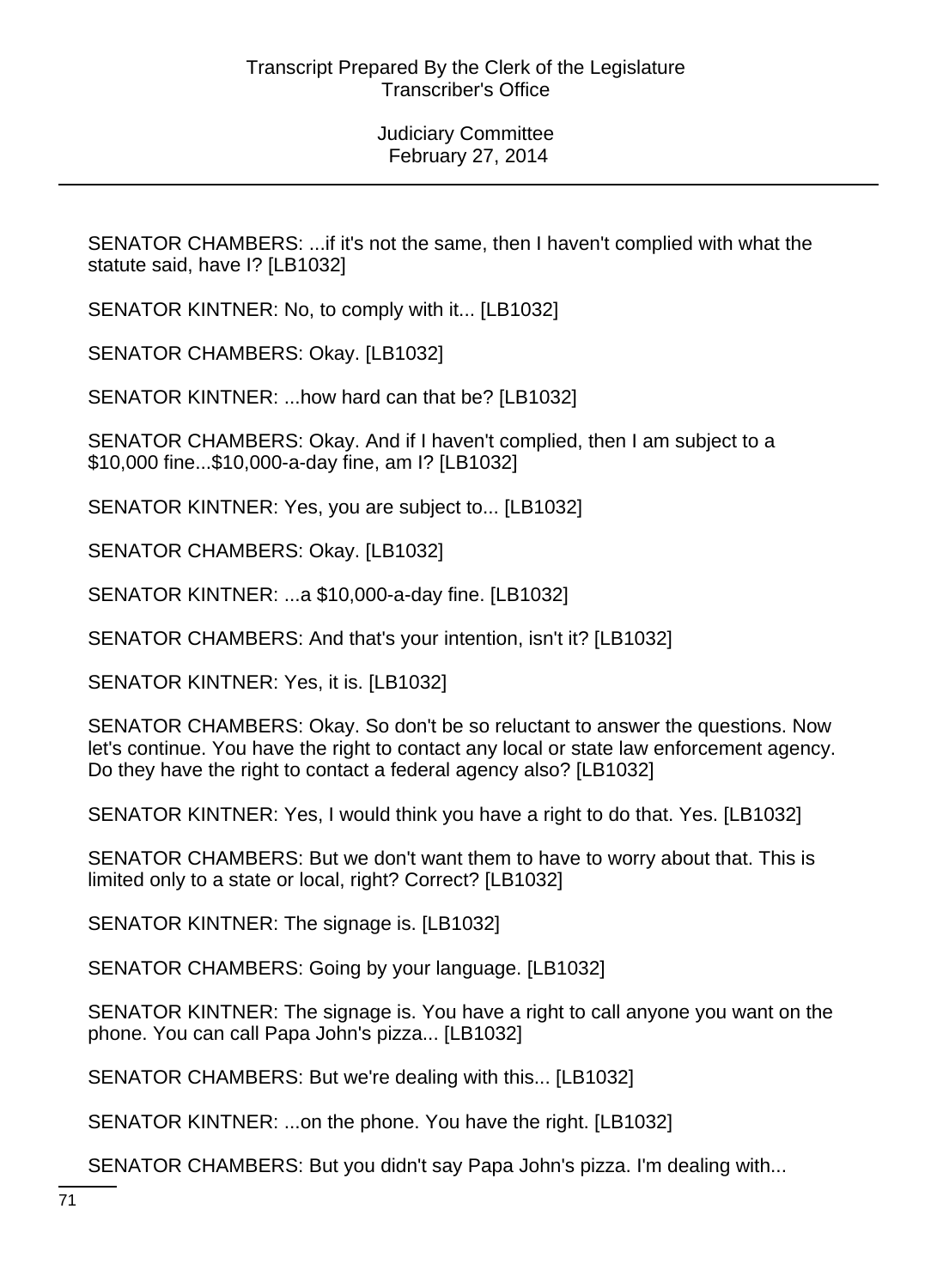SENATOR CHAMBERS: ...if it's not the same, then I haven't complied with what the statute said, have I? [LB1032]

SENATOR KINTNER: No, to comply with it... [LB1032]

SENATOR CHAMBERS: Okay. [LB1032]

SENATOR KINTNER: ...how hard can that be? [LB1032]

SENATOR CHAMBERS: Okay. And if I haven't complied, then I am subject to a $10,000 fine...$10,000-a-day fine, am I? [LB1032]

SENATOR KINTNER: Yes, you are subject to... [LB1032]

SENATOR CHAMBERS: Okay. [LB1032]

SENATOR KINTNER: ...a $10,000-a-day fine. [LB1032]

SENATOR CHAMBERS: And that's your intention, isn't it? [LB1032]

SENATOR KINTNER: Yes, it is. [LB1032]

SENATOR CHAMBERS: Okay. So don't be so reluctant to answer the questions. Now let's continue. You have the right to contact any local or state law enforcement agency. Do they have the right to contact a federal agency also? [LB1032]

SENATOR KINTNER: Yes, I would think you have a right to do that. Yes. [LB1032]

SENATOR CHAMBERS: But we don't want them to have to worry about that. This is limited only to a state or local, right? Correct? [LB1032]

SENATOR KINTNER: The signage is. [LB1032]

SENATOR CHAMBERS: Going by your language. [LB1032]

SENATOR KINTNER: The signage is. You have a right to call anyone you want on the phone. You can call Papa John's pizza... [LB1032]

SENATOR CHAMBERS: But we're dealing with this... [LB1032]

SENATOR KINTNER: ...on the phone. You have the right. [LB1032]

SENATOR CHAMBERS: But you didn't say Papa John's pizza. I'm dealing with...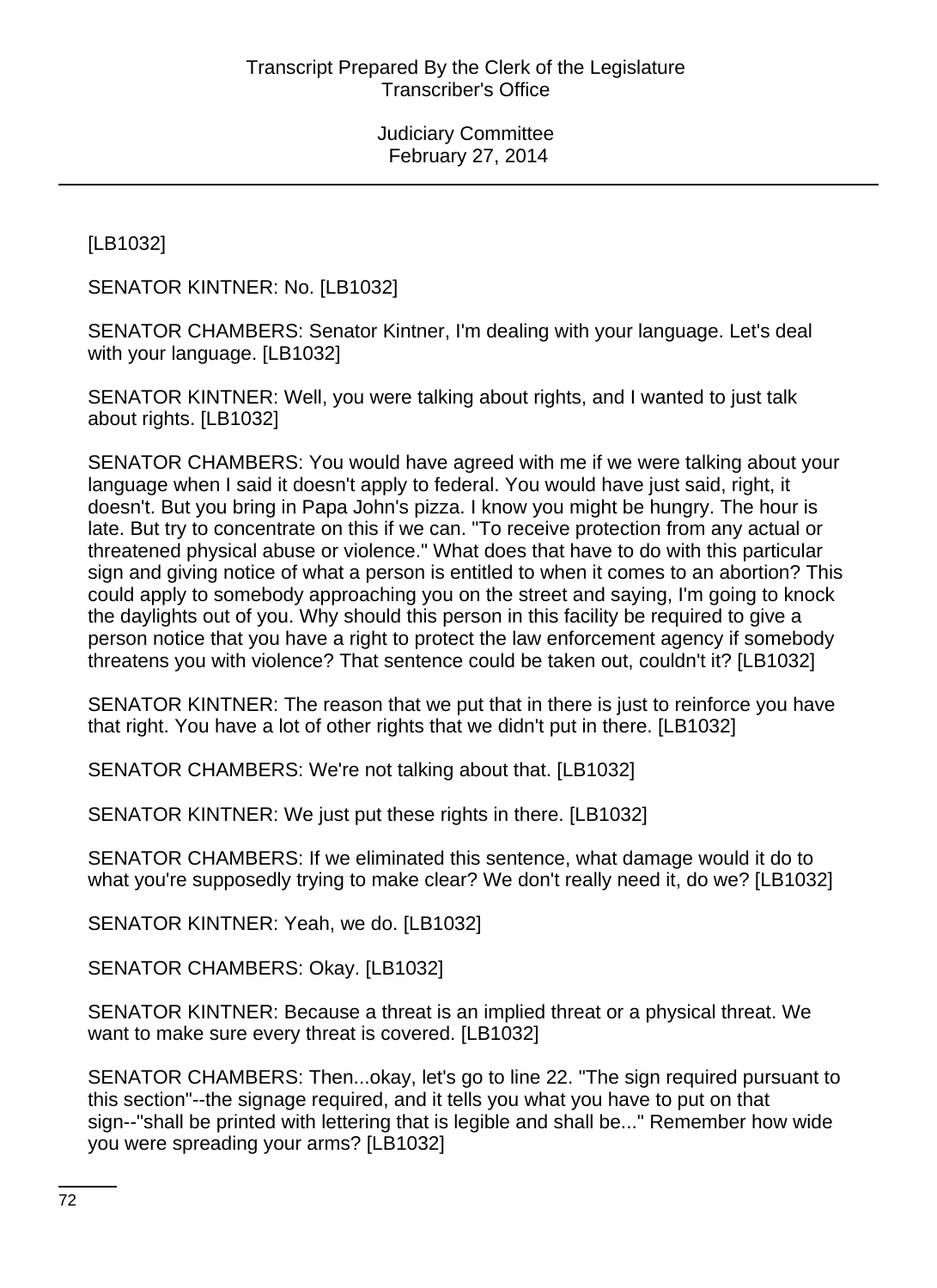[LB1032]

SENATOR KINTNER: No. [LB1032]

SENATOR CHAMBERS: Senator Kintner, I'm dealing with your language. Let's deal with your language. [LB1032]

SENATOR KINTNER: Well, you were talking about rights, and I wanted to just talk about rights. [LB1032]

SENATOR CHAMBERS: You would have agreed with me if we were talking about your language when I said it doesn't apply to federal. You would have just said, right, it doesn't. But you bring in Papa John's pizza. I know you might be hungry. The hour is late. But try to concentrate on this if we can. "To receive protection from any actual or threatened physical abuse or violence." What does that have to do with this particular sign and giving notice of what a person is entitled to when it comes to an abortion? This could apply to somebody approaching you on the street and saying, I'm going to knock the daylights out of you. Why should this person in this facility be required to give a person notice that you have a right to protect the law enforcement agency if somebody threatens you with violence? That sentence could be taken out, couldn't it? [LB1032]

SENATOR KINTNER: The reason that we put that in there is just to reinforce you have that right. You have a lot of other rights that we didn't put in there. [LB1032]

SENATOR CHAMBERS: We're not talking about that. [LB1032]

SENATOR KINTNER: We just put these rights in there. [LB1032]

SENATOR CHAMBERS: If we eliminated this sentence, what damage would it do to what you're supposedly trying to make clear? We don't really need it, do we? [LB1032]

SENATOR KINTNER: Yeah, we do. [LB1032]

SENATOR CHAMBERS: Okay. [LB1032]

SENATOR KINTNER: Because a threat is an implied threat or a physical threat. We want to make sure every threat is covered. [LB1032]

SENATOR CHAMBERS: Then...okay, let's go to line 22. "The sign required pursuant to this section"--the signage required, and it tells you what you have to put on that sign--"shall be printed with lettering that is legible and shall be..." Remember how wide you were spreading your arms? [LB1032]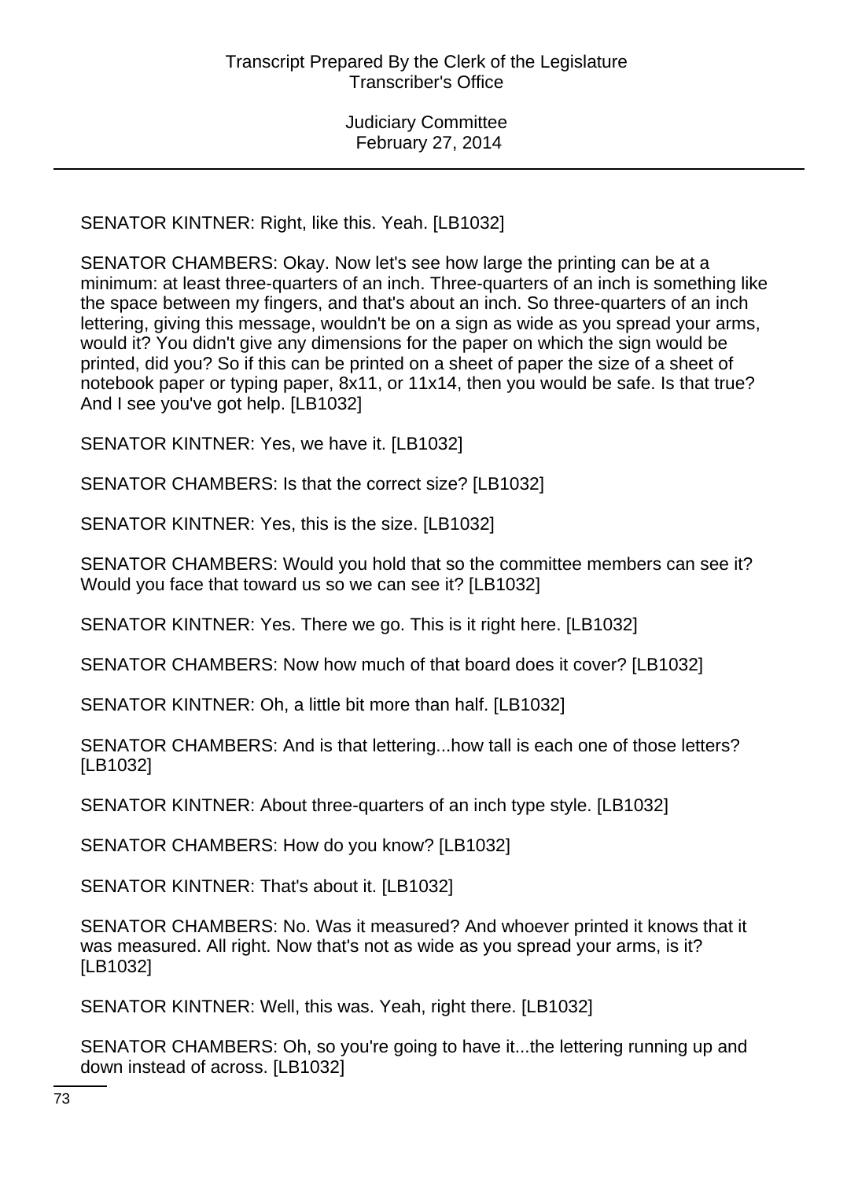SENATOR KINTNER: Right, like this. Yeah. [LB1032]

SENATOR CHAMBERS: Okay. Now let's see how large the printing can be at a minimum: at least three-quarters of an inch. Three-quarters of an inch is something like the space between my fingers, and that's about an inch. So three-quarters of an inch lettering, giving this message, wouldn't be on a sign as wide as you spread your arms, would it? You didn't give any dimensions for the paper on which the sign would be printed, did you? So if this can be printed on a sheet of paper the size of a sheet of notebook paper or typing paper, 8x11, or 11x14, then you would be safe. Is that true? And I see you've got help. [LB1032]

SENATOR KINTNER: Yes, we have it. [LB1032]

SENATOR CHAMBERS: Is that the correct size? [LB1032]

SENATOR KINTNER: Yes, this is the size. [LB1032]

SENATOR CHAMBERS: Would you hold that so the committee members can see it? Would you face that toward us so we can see it? [LB1032]

SENATOR KINTNER: Yes. There we go. This is it right here. [LB1032]

SENATOR CHAMBERS: Now how much of that board does it cover? [LB1032]

SENATOR KINTNER: Oh, a little bit more than half. [LB1032]

SENATOR CHAMBERS: And is that lettering...how tall is each one of those letters? [LB1032]

SENATOR KINTNER: About three-quarters of an inch type style. [LB1032]

SENATOR CHAMBERS: How do you know? [LB1032]

SENATOR KINTNER: That's about it. [LB1032]

SENATOR CHAMBERS: No. Was it measured? And whoever printed it knows that it was measured. All right. Now that's not as wide as you spread your arms, is it? [LB1032]

SENATOR KINTNER: Well, this was. Yeah, right there. [LB1032]

SENATOR CHAMBERS: Oh, so you're going to have it...the lettering running up and down instead of across. [LB1032]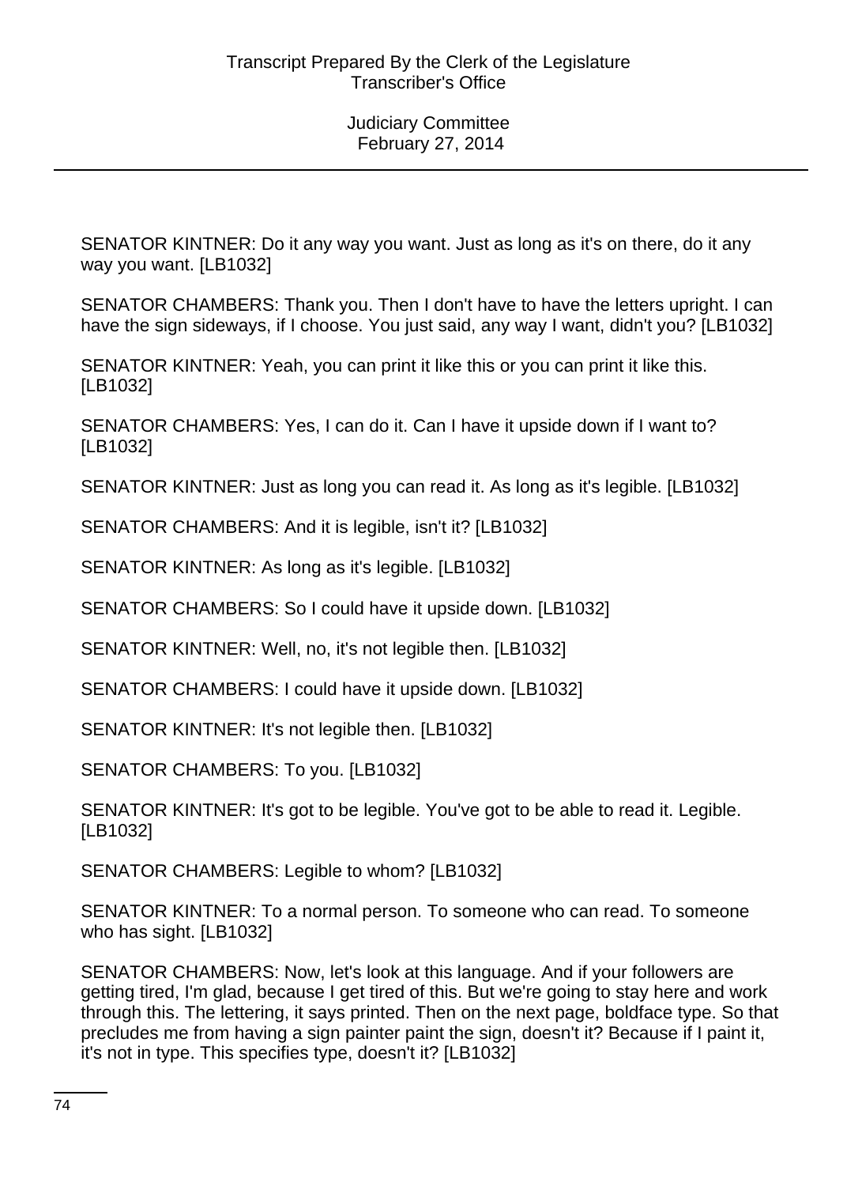SENATOR KINTNER: Do it any way you want. Just as long as it's on there, do it any way you want. [LB1032]

SENATOR CHAMBERS: Thank you. Then I don't have to have the letters upright. I can have the sign sideways, if I choose. You just said, any way I want, didn't you? [LB1032]

SENATOR KINTNER: Yeah, you can print it like this or you can print it like this. [LB1032]

SENATOR CHAMBERS: Yes, I can do it. Can I have it upside down if I want to? [LB1032]

SENATOR KINTNER: Just as long you can read it. As long as it's legible. [LB1032]

SENATOR CHAMBERS: And it is legible, isn't it? [LB1032]

SENATOR KINTNER: As long as it's legible. [LB1032]

SENATOR CHAMBERS: So I could have it upside down. [LB1032]

SENATOR KINTNER: Well, no, it's not legible then. [LB1032]

SENATOR CHAMBERS: I could have it upside down. [LB1032]

SENATOR KINTNER: It's not legible then. [LB1032]

SENATOR CHAMBERS: To you. [LB1032]

SENATOR KINTNER: It's got to be legible. You've got to be able to read it. Legible. [LB1032]

SENATOR CHAMBERS: Legible to whom? [LB1032]

SENATOR KINTNER: To a normal person. To someone who can read. To someone who has sight. [LB1032]

SENATOR CHAMBERS: Now, let's look at this language. And if your followers are getting tired, I'm glad, because I get tired of this. But we're going to stay here and work through this. The lettering, it says printed. Then on the next page, boldface type. So that precludes me from having a sign painter paint the sign, doesn't it? Because if I paint it, it's not in type. This specifies type, doesn't it? [LB1032]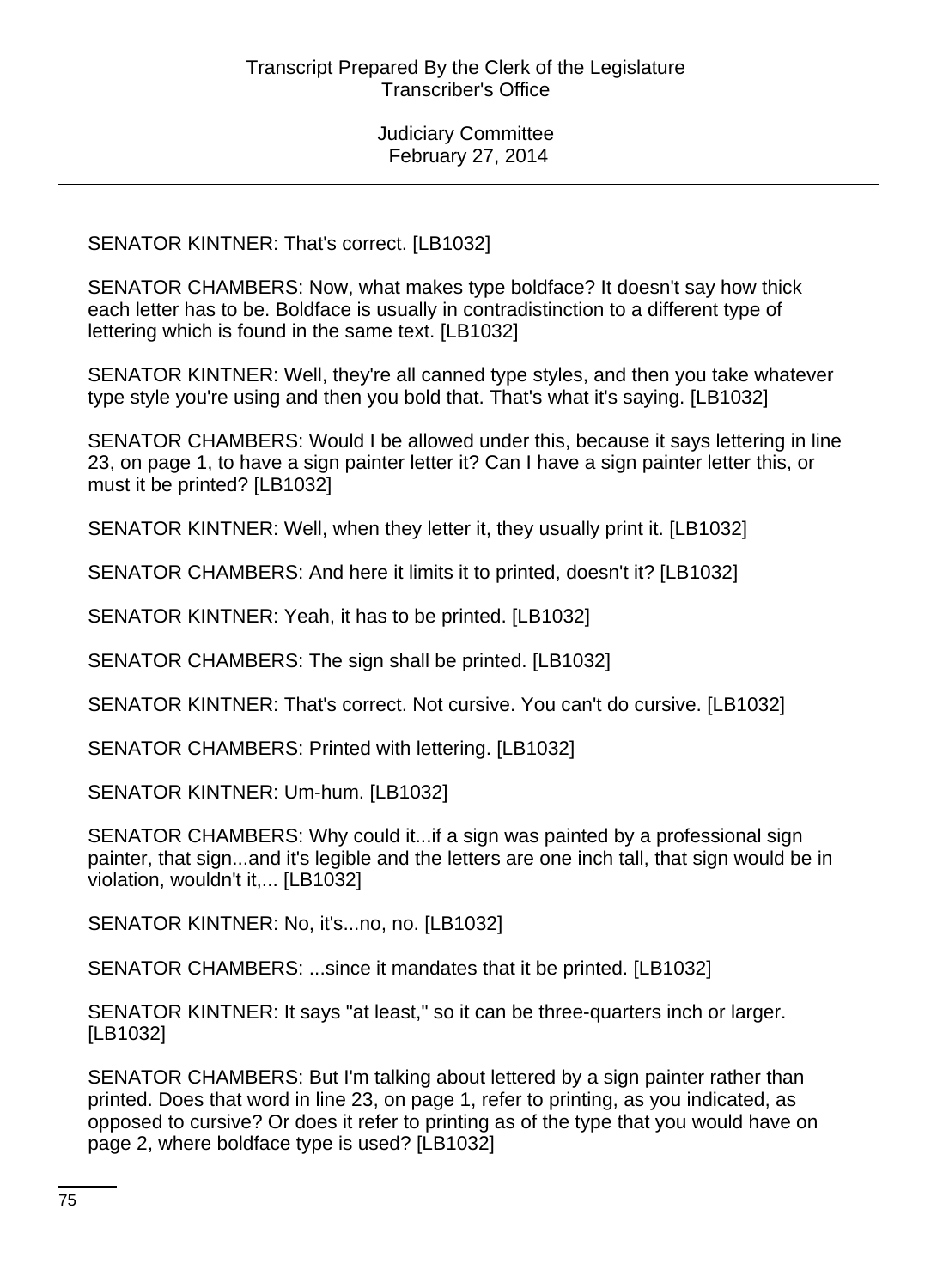SENATOR KINTNER: That's correct. [LB1032]

SENATOR CHAMBERS: Now, what makes type boldface? It doesn't say how thick each letter has to be. Boldface is usually in contradistinction to a different type of lettering which is found in the same text. [LB1032]

SENATOR KINTNER: Well, they're all canned type styles, and then you take whatever type style you're using and then you bold that. That's what it's saying. [LB1032]

SENATOR CHAMBERS: Would I be allowed under this, because it says lettering in line 23, on page 1, to have a sign painter letter it? Can I have a sign painter letter this, or must it be printed? [LB1032]

SENATOR KINTNER: Well, when they letter it, they usually print it. [LB1032]

SENATOR CHAMBERS: And here it limits it to printed, doesn't it? [LB1032]

SENATOR KINTNER: Yeah, it has to be printed. [LB1032]

SENATOR CHAMBERS: The sign shall be printed. [LB1032]

SENATOR KINTNER: That's correct. Not cursive. You can't do cursive. [LB1032]

SENATOR CHAMBERS: Printed with lettering. [LB1032]

SENATOR KINTNER: Um-hum. [LB1032]

SENATOR CHAMBERS: Why could it...if a sign was painted by a professional sign painter, that sign...and it's legible and the letters are one inch tall, that sign would be in violation, wouldn't it,... [LB1032]

SENATOR KINTNER: No, it's...no, no. [LB1032]

SENATOR CHAMBERS: ...since it mandates that it be printed. [LB1032]

SENATOR KINTNER: It says "at least," so it can be three-quarters inch or larger. [LB1032]

SENATOR CHAMBERS: But I'm talking about lettered by a sign painter rather than printed. Does that word in line 23, on page 1, refer to printing, as you indicated, as opposed to cursive? Or does it refer to printing as of the type that you would have on page 2, where boldface type is used? [LB1032]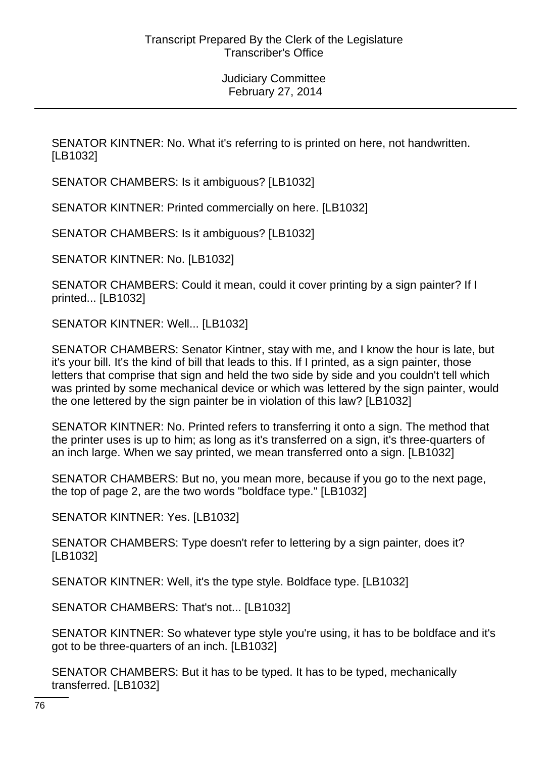SENATOR KINTNER: No. What it's referring to is printed on here, not handwritten. [LB1032]

SENATOR CHAMBERS: Is it ambiguous? [LB1032]

SENATOR KINTNER: Printed commercially on here. [LB1032]

SENATOR CHAMBERS: Is it ambiguous? [LB1032]

SENATOR KINTNER: No. [LB1032]

SENATOR CHAMBERS: Could it mean, could it cover printing by a sign painter? If I printed... [LB1032]

SENATOR KINTNER: Well... [LB1032]

SENATOR CHAMBERS: Senator Kintner, stay with me, and I know the hour is late, but it's your bill. It's the kind of bill that leads to this. If I printed, as a sign painter, those letters that comprise that sign and held the two side by side and you couldn't tell which was printed by some mechanical device or which was lettered by the sign painter, would the one lettered by the sign painter be in violation of this law? [LB1032]

SENATOR KINTNER: No. Printed refers to transferring it onto a sign. The method that the printer uses is up to him; as long as it's transferred on a sign, it's three-quarters of an inch large. When we say printed, we mean transferred onto a sign. [LB1032]

SENATOR CHAMBERS: But no, you mean more, because if you go to the next page, the top of page 2, are the two words "boldface type." [LB1032]

SENATOR KINTNER: Yes. [LB1032]

SENATOR CHAMBERS: Type doesn't refer to lettering by a sign painter, does it? [LB1032]

SENATOR KINTNER: Well, it's the type style. Boldface type. [LB1032]

SENATOR CHAMBERS: That's not... [LB1032]

SENATOR KINTNER: So whatever type style you're using, it has to be boldface and it's got to be three-quarters of an inch. [LB1032]

SENATOR CHAMBERS: But it has to be typed. It has to be typed, mechanically transferred. [LB1032]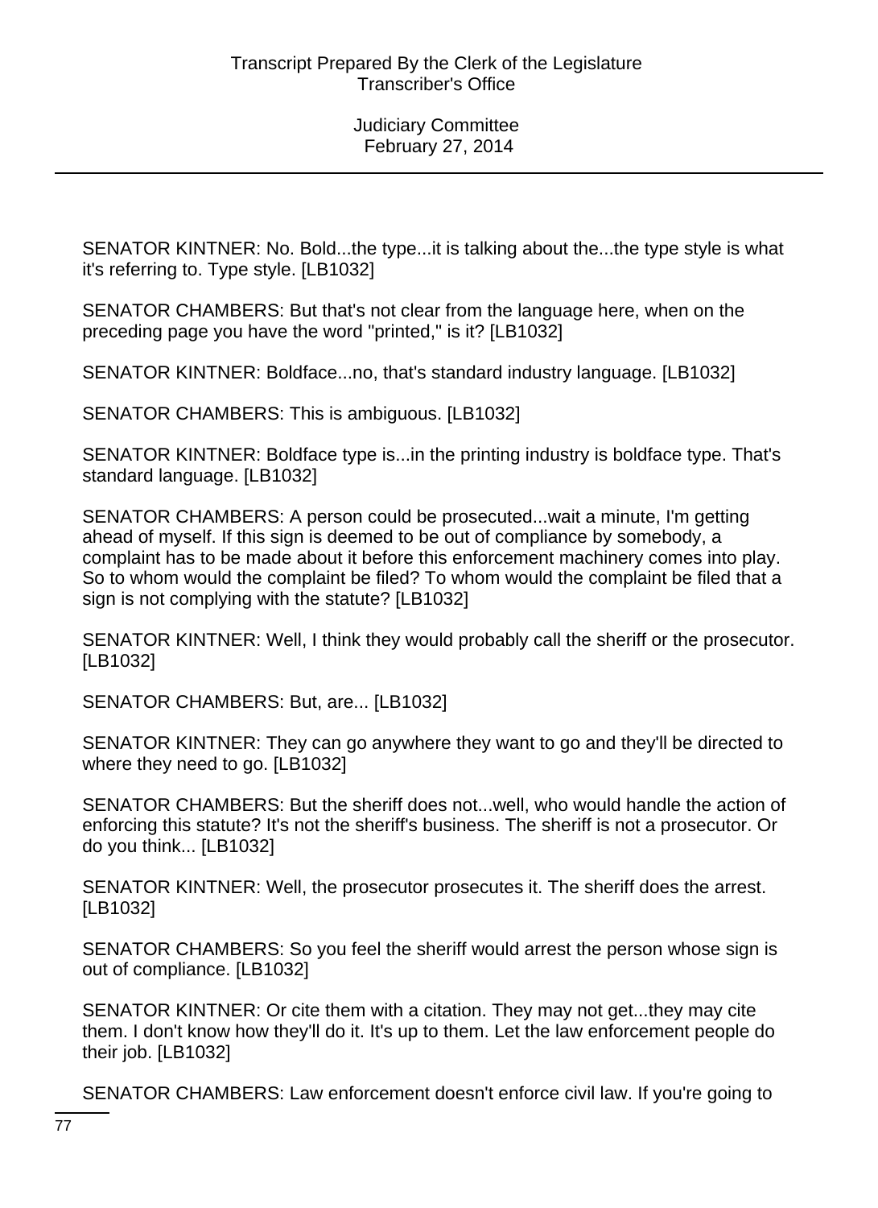SENATOR KINTNER: No. Bold...the type...it is talking about the...the type style is what it's referring to. Type style. [LB1032]

SENATOR CHAMBERS: But that's not clear from the language here, when on the preceding page you have the word "printed," is it? [LB1032]

SENATOR KINTNER: Boldface...no, that's standard industry language. [LB1032]

SENATOR CHAMBERS: This is ambiguous. [LB1032]

SENATOR KINTNER: Boldface type is...in the printing industry is boldface type. That's standard language. [LB1032]

SENATOR CHAMBERS: A person could be prosecuted...wait a minute, I'm getting ahead of myself. If this sign is deemed to be out of compliance by somebody, a complaint has to be made about it before this enforcement machinery comes into play. So to whom would the complaint be filed? To whom would the complaint be filed that a sign is not complying with the statute? [LB1032]

SENATOR KINTNER: Well, I think they would probably call the sheriff or the prosecutor. [LB1032]

SENATOR CHAMBERS: But, are... [LB1032]

SENATOR KINTNER: They can go anywhere they want to go and they'll be directed to where they need to go. [LB1032]

SENATOR CHAMBERS: But the sheriff does not...well, who would handle the action of enforcing this statute? It's not the sheriff's business. The sheriff is not a prosecutor. Or do you think... [LB1032]

SENATOR KINTNER: Well, the prosecutor prosecutes it. The sheriff does the arrest. [LB1032]

SENATOR CHAMBERS: So you feel the sheriff would arrest the person whose sign is out of compliance. [LB1032]

SENATOR KINTNER: Or cite them with a citation. They may not get...they may cite them. I don't know how they'll do it. It's up to them. Let the law enforcement people do their job. [LB1032]

SENATOR CHAMBERS: Law enforcement doesn't enforce civil law. If you're going to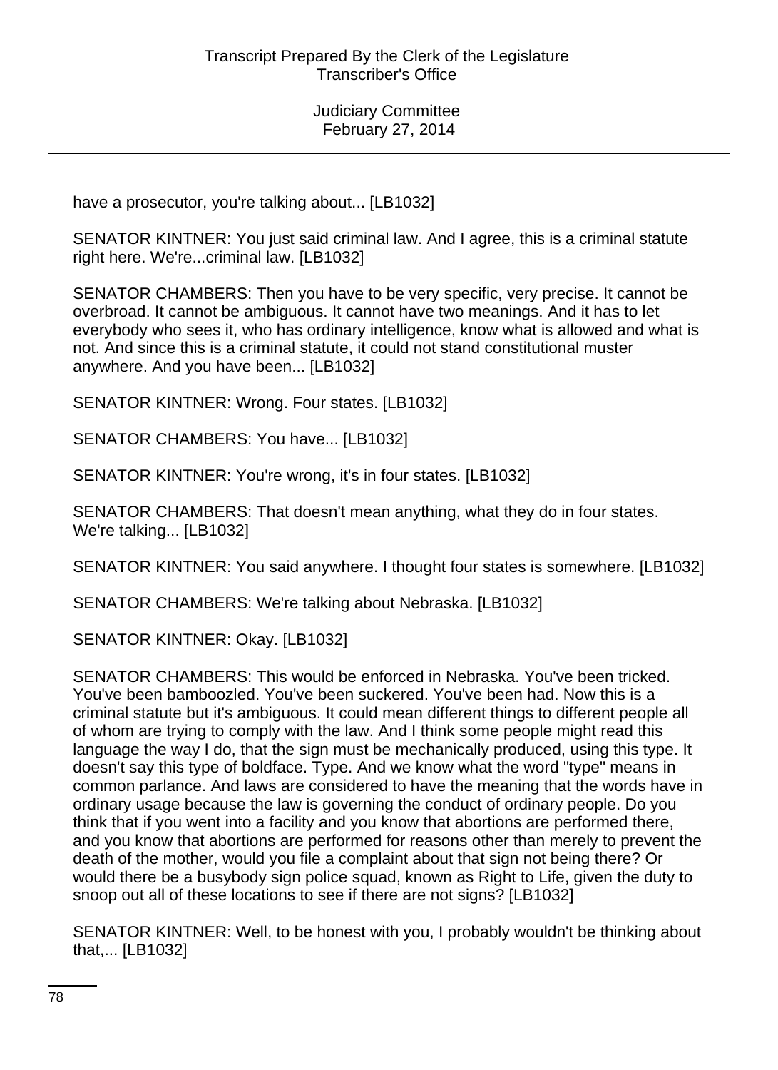have a prosecutor, you're talking about... [LB1032]

SENATOR KINTNER: You just said criminal law. And I agree, this is a criminal statute right here. We're...criminal law. [LB1032]

SENATOR CHAMBERS: Then you have to be very specific, very precise. It cannot be overbroad. It cannot be ambiguous. It cannot have two meanings. And it has to let everybody who sees it, who has ordinary intelligence, know what is allowed and what is not. And since this is a criminal statute, it could not stand constitutional muster anywhere. And you have been... [LB1032]

SENATOR KINTNER: Wrong. Four states. [LB1032]

SENATOR CHAMBERS: You have... [LB1032]

SENATOR KINTNER: You're wrong, it's in four states. [LB1032]

SENATOR CHAMBERS: That doesn't mean anything, what they do in four states. We're talking... [LB1032]

SENATOR KINTNER: You said anywhere. I thought four states is somewhere. [LB1032]

SENATOR CHAMBERS: We're talking about Nebraska. [LB1032]

SENATOR KINTNER: Okay. [LB1032]

SENATOR CHAMBERS: This would be enforced in Nebraska. You've been tricked. You've been bamboozled. You've been suckered. You've been had. Now this is a criminal statute but it's ambiguous. It could mean different things to different people all of whom are trying to comply with the law. And I think some people might read this language the way I do, that the sign must be mechanically produced, using this type. It doesn't say this type of boldface. Type. And we know what the word "type" means in common parlance. And laws are considered to have the meaning that the words have in ordinary usage because the law is governing the conduct of ordinary people. Do you think that if you went into a facility and you know that abortions are performed there, and you know that abortions are performed for reasons other than merely to prevent the death of the mother, would you file a complaint about that sign not being there? Or would there be a busybody sign police squad, known as Right to Life, given the duty to snoop out all of these locations to see if there are not signs? [LB1032]

SENATOR KINTNER: Well, to be honest with you, I probably wouldn't be thinking about that,... [LB1032]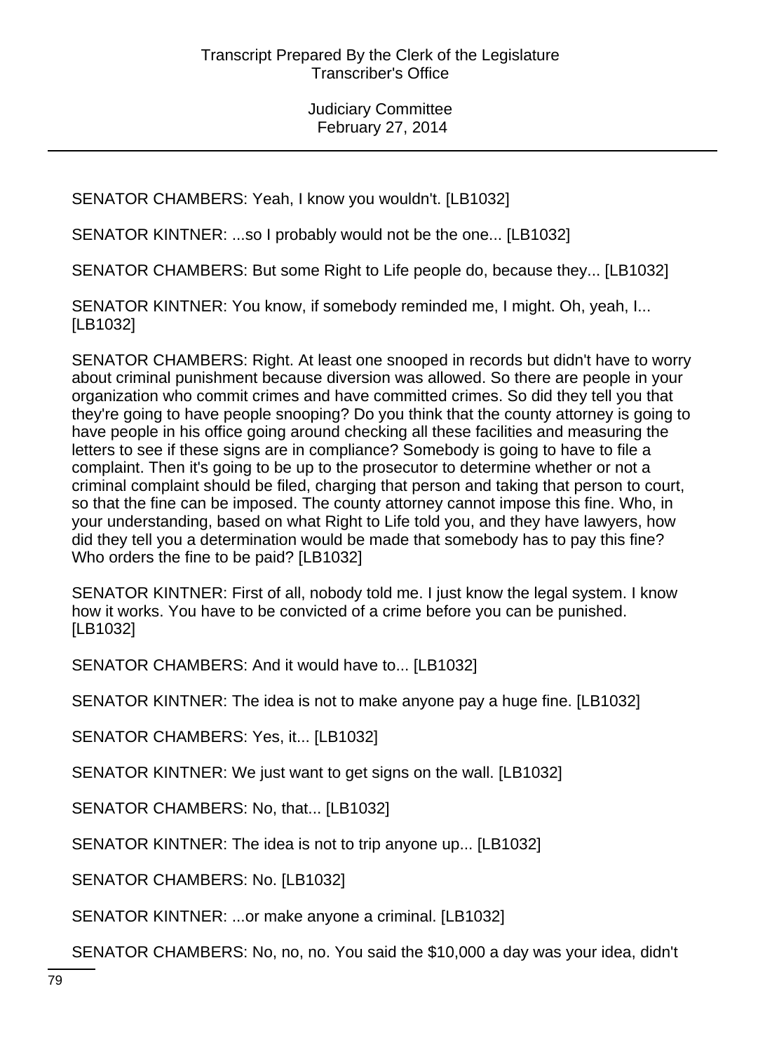SENATOR CHAMBERS: Yeah, I know you wouldn't. [LB1032]

SENATOR KINTNER: ...so I probably would not be the one... [LB1032]

SENATOR CHAMBERS: But some Right to Life people do, because they... [LB1032]

SENATOR KINTNER: You know, if somebody reminded me, I might. Oh, yeah, I... [LB1032]

SENATOR CHAMBERS: Right. At least one snooped in records but didn't have to worry about criminal punishment because diversion was allowed. So there are people in your organization who commit crimes and have committed crimes. So did they tell you that they're going to have people snooping? Do you think that the county attorney is going to have people in his office going around checking all these facilities and measuring the letters to see if these signs are in compliance? Somebody is going to have to file a complaint. Then it's going to be up to the prosecutor to determine whether or not a criminal complaint should be filed, charging that person and taking that person to court, so that the fine can be imposed. The county attorney cannot impose this fine. Who, in your understanding, based on what Right to Life told you, and they have lawyers, how did they tell you a determination would be made that somebody has to pay this fine? Who orders the fine to be paid? [LB1032]

SENATOR KINTNER: First of all, nobody told me. I just know the legal system. I know how it works. You have to be convicted of a crime before you can be punished. [LB1032]

SENATOR CHAMBERS: And it would have to... [LB1032]

SENATOR KINTNER: The idea is not to make anyone pay a huge fine. [LB1032]

SENATOR CHAMBERS: Yes, it... [LB1032]

SENATOR KINTNER: We just want to get signs on the wall. [LB1032]

SENATOR CHAMBERS: No, that... [LB1032]

SENATOR KINTNER: The idea is not to trip anyone up... [LB1032]

SENATOR CHAMBERS: No. [LB1032]

SENATOR KINTNER: ...or make anyone a criminal. [LB1032]

SENATOR CHAMBERS: No, no, no. You said the $10,000 a day was your idea, didn't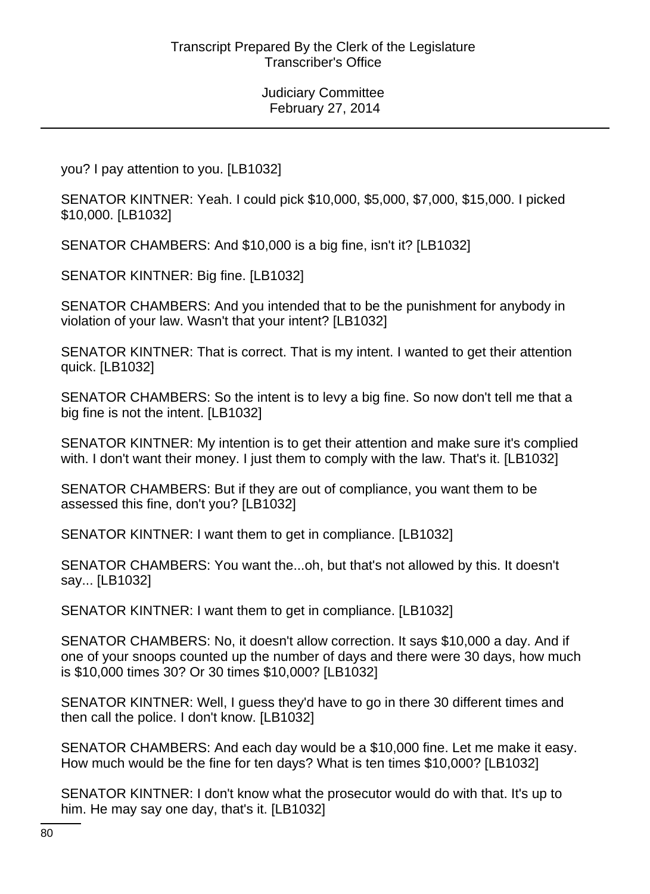you? I pay attention to you. [LB1032]

SENATOR KINTNER: Yeah. I could pick $10,000, $5,000, $7,000, $15,000. I picked $10,000. [LB1032]

SENATOR CHAMBERS: And $10,000 is a big fine, isn't it? [LB1032]

SENATOR KINTNER: Big fine. [LB1032]

SENATOR CHAMBERS: And you intended that to be the punishment for anybody in violation of your law. Wasn't that your intent? [LB1032]

SENATOR KINTNER: That is correct. That is my intent. I wanted to get their attention quick. [LB1032]

SENATOR CHAMBERS: So the intent is to levy a big fine. So now don't tell me that a big fine is not the intent. [LB1032]

SENATOR KINTNER: My intention is to get their attention and make sure it's complied with. I don't want their money. I just them to comply with the law. That's it. [LB1032]

SENATOR CHAMBERS: But if they are out of compliance, you want them to be assessed this fine, don't you? [LB1032]

SENATOR KINTNER: I want them to get in compliance. [LB1032]

SENATOR CHAMBERS: You want the...oh, but that's not allowed by this. It doesn't say... [LB1032]

SENATOR KINTNER: I want them to get in compliance. [LB1032]

SENATOR CHAMBERS: No, it doesn't allow correction. It says $10,000 a day. And if one of your snoops counted up the number of days and there were 30 days, how much is $10,000 times 30? Or 30 times $10,000? [LB1032]

SENATOR KINTNER: Well, I guess they'd have to go in there 30 different times and then call the police. I don't know. [LB1032]

SENATOR CHAMBERS: And each day would be a $10,000 fine. Let me make it easy. How much would be the fine for ten days? What is ten times $10,000? [LB1032]

SENATOR KINTNER: I don't know what the prosecutor would do with that. It's up to him. He may say one day, that's it. [LB1032]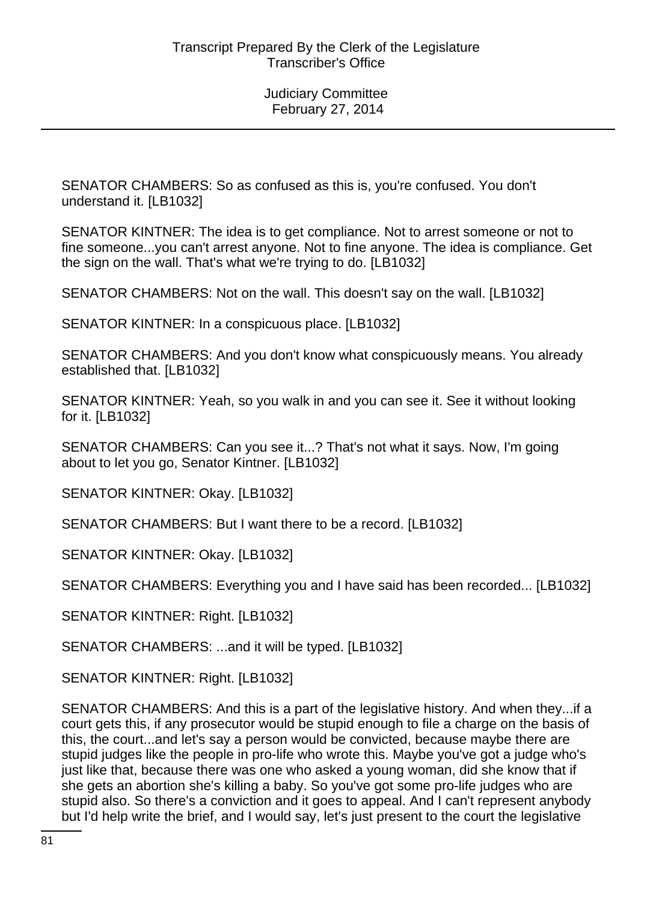SENATOR CHAMBERS: So as confused as this is, you're confused. You don't understand it. [LB1032]

SENATOR KINTNER: The idea is to get compliance. Not to arrest someone or not to fine someone...you can't arrest anyone. Not to fine anyone. The idea is compliance. Get the sign on the wall. That's what we're trying to do. [LB1032]

SENATOR CHAMBERS: Not on the wall. This doesn't say on the wall. [LB1032]

SENATOR KINTNER: In a conspicuous place. [LB1032]

SENATOR CHAMBERS: And you don't know what conspicuously means. You already established that. [LB1032]

SENATOR KINTNER: Yeah, so you walk in and you can see it. See it without looking for it. [LB1032]

SENATOR CHAMBERS: Can you see it...? That's not what it says. Now, I'm going about to let you go, Senator Kintner. [LB1032]

SENATOR KINTNER: Okay. [LB1032]

SENATOR CHAMBERS: But I want there to be a record. [LB1032]

SENATOR KINTNER: Okay. [LB1032]

SENATOR CHAMBERS: Everything you and I have said has been recorded... [LB1032]

SENATOR KINTNER: Right. [LB1032]

SENATOR CHAMBERS: ...and it will be typed. [LB1032]

SENATOR KINTNER: Right. [LB1032]

SENATOR CHAMBERS: And this is a part of the legislative history. And when they...if a court gets this, if any prosecutor would be stupid enough to file a charge on the basis of this, the court...and let's say a person would be convicted, because maybe there are stupid judges like the people in pro-life who wrote this. Maybe you've got a judge who's just like that, because there was one who asked a young woman, did she know that if she gets an abortion she's killing a baby. So you've got some pro-life judges who are stupid also. So there's a conviction and it goes to appeal. And I can't represent anybody but I'd help write the brief, and I would say, let's just present to the court the legislative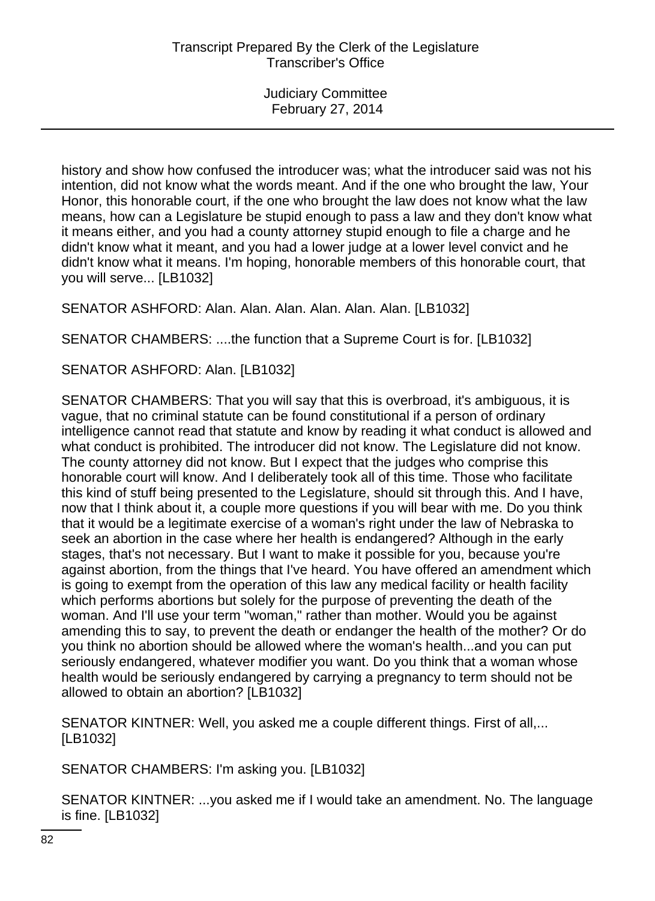history and show how confused the introducer was; what the introducer said was not his intention, did not know what the words meant. And if the one who brought the law, Your Honor, this honorable court, if the one who brought the law does not know what the law means, how can a Legislature be stupid enough to pass a law and they don't know what it means either, and you had a county attorney stupid enough to file a charge and he didn't know what it meant, and you had a lower judge at a lower level convict and he didn't know what it means. I'm hoping, honorable members of this honorable court, that you will serve... [LB1032]

SENATOR ASHFORD: Alan. Alan. Alan. Alan. Alan. Alan. [LB1032]

SENATOR CHAMBERS: ....the function that a Supreme Court is for. [LB1032]

SENATOR ASHFORD: Alan. [LB1032]

SENATOR CHAMBERS: That you will say that this is overbroad, it's ambiguous, it is vague, that no criminal statute can be found constitutional if a person of ordinary intelligence cannot read that statute and know by reading it what conduct is allowed and what conduct is prohibited. The introducer did not know. The Legislature did not know. The county attorney did not know. But I expect that the judges who comprise this honorable court will know. And I deliberately took all of this time. Those who facilitate this kind of stuff being presented to the Legislature, should sit through this. And I have, now that I think about it, a couple more questions if you will bear with me. Do you think that it would be a legitimate exercise of a woman's right under the law of Nebraska to seek an abortion in the case where her health is endangered? Although in the early stages, that's not necessary. But I want to make it possible for you, because you're against abortion, from the things that I've heard. You have offered an amendment which is going to exempt from the operation of this law any medical facility or health facility which performs abortions but solely for the purpose of preventing the death of the woman. And I'll use your term "woman," rather than mother. Would you be against amending this to say, to prevent the death or endanger the health of the mother? Or do you think no abortion should be allowed where the woman's health...and you can put seriously endangered, whatever modifier you want. Do you think that a woman whose health would be seriously endangered by carrying a pregnancy to term should not be allowed to obtain an abortion? [LB1032]

SENATOR KINTNER: Well, you asked me a couple different things. First of all,... [LB1032]

SENATOR CHAMBERS: I'm asking you. [LB1032]

SENATOR KINTNER: ...you asked me if I would take an amendment. No. The language is fine. [LB1032]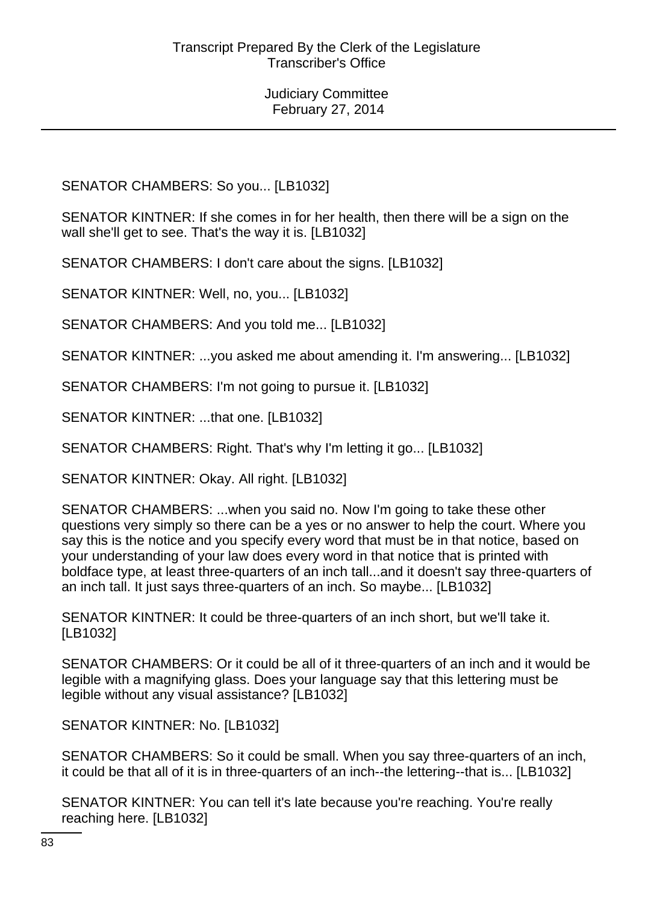SENATOR CHAMBERS: So you... [LB1032]

SENATOR KINTNER: If she comes in for her health, then there will be a sign on the wall she'll get to see. That's the way it is. [LB1032]

SENATOR CHAMBERS: I don't care about the signs. [LB1032]

SENATOR KINTNER: Well, no, you... [LB1032]

SENATOR CHAMBERS: And you told me... [LB1032]

SENATOR KINTNER: ...you asked me about amending it. I'm answering... [LB1032]

SENATOR CHAMBERS: I'm not going to pursue it. [LB1032]

SENATOR KINTNER: ...that one. [LB1032]

SENATOR CHAMBERS: Right. That's why I'm letting it go... [LB1032]

SENATOR KINTNER: Okay. All right. [LB1032]

SENATOR CHAMBERS: ...when you said no. Now I'm going to take these other questions very simply so there can be a yes or no answer to help the court. Where you say this is the notice and you specify every word that must be in that notice, based on your understanding of your law does every word in that notice that is printed with boldface type, at least three-quarters of an inch tall...and it doesn't say three-quarters of an inch tall. It just says three-quarters of an inch. So maybe... [LB1032]

SENATOR KINTNER: It could be three-quarters of an inch short, but we'll take it. [LB1032]

SENATOR CHAMBERS: Or it could be all of it three-quarters of an inch and it would be legible with a magnifying glass. Does your language say that this lettering must be legible without any visual assistance? [LB1032]

SENATOR KINTNER: No. [LB1032]

SENATOR CHAMBERS: So it could be small. When you say three-quarters of an inch, it could be that all of it is in three-quarters of an inch--the lettering--that is... [LB1032]

SENATOR KINTNER: You can tell it's late because you're reaching. You're really reaching here. [LB1032]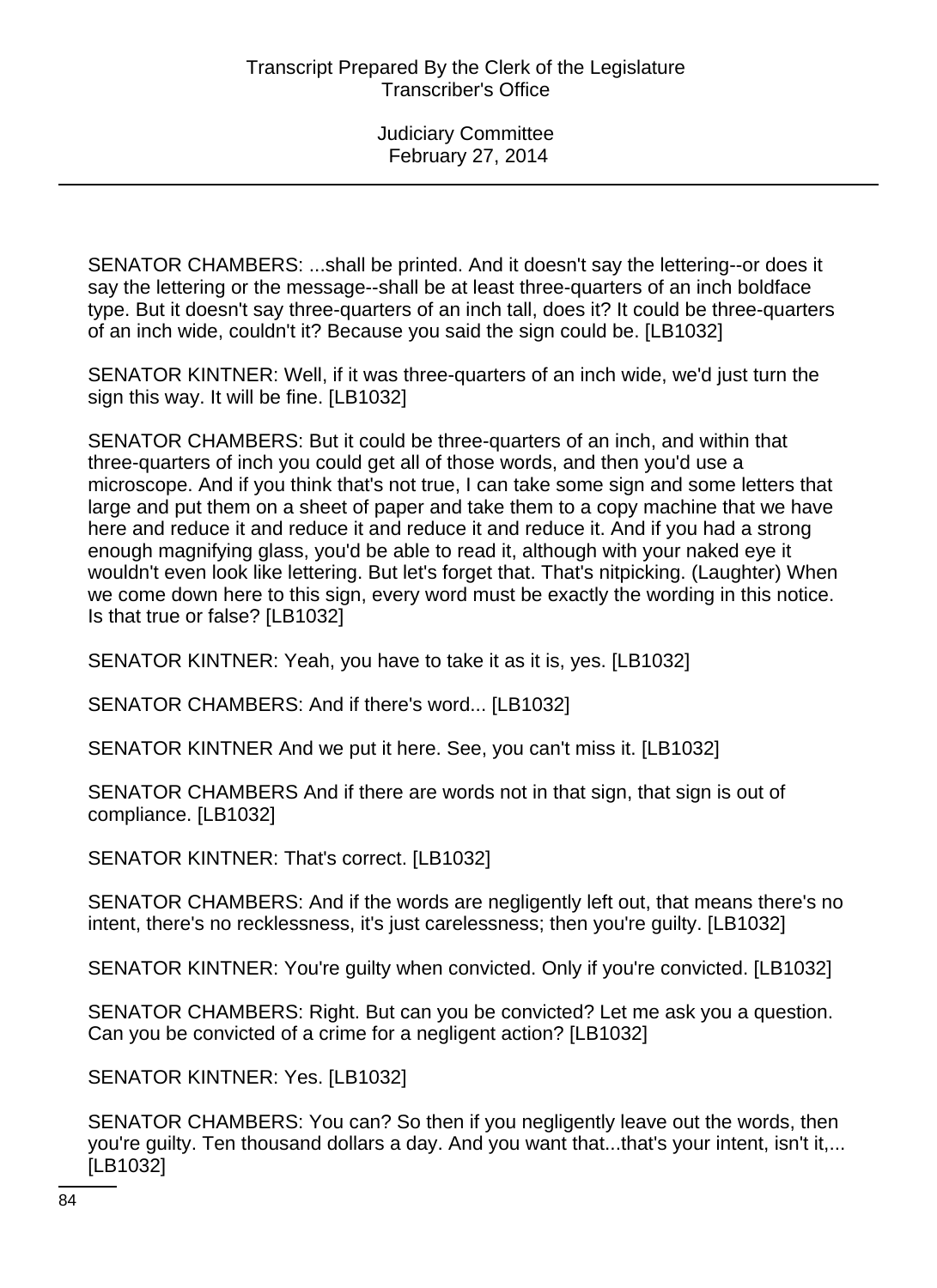SENATOR CHAMBERS: ...shall be printed. And it doesn't say the lettering--or does it say the lettering or the message--shall be at least three-quarters of an inch boldface type. But it doesn't say three-quarters of an inch tall, does it? It could be three-quarters of an inch wide, couldn't it? Because you said the sign could be. [LB1032]

SENATOR KINTNER: Well, if it was three-quarters of an inch wide, we'd just turn the sign this way. It will be fine. [LB1032]

SENATOR CHAMBERS: But it could be three-quarters of an inch, and within that three-quarters of inch you could get all of those words, and then you'd use a microscope. And if you think that's not true, I can take some sign and some letters that large and put them on a sheet of paper and take them to a copy machine that we have here and reduce it and reduce it and reduce it and reduce it. And if you had a strong enough magnifying glass, you'd be able to read it, although with your naked eye it wouldn't even look like lettering. But let's forget that. That's nitpicking. (Laughter) When we come down here to this sign, every word must be exactly the wording in this notice. Is that true or false? [LB1032]

SENATOR KINTNER: Yeah, you have to take it as it is, yes. [LB1032]

SENATOR CHAMBERS: And if there's word... [LB1032]

SENATOR KINTNER And we put it here. See, you can't miss it. [LB1032]

SENATOR CHAMBERS And if there are words not in that sign, that sign is out of compliance. [LB1032]

SENATOR KINTNER: That's correct. [LB1032]

SENATOR CHAMBERS: And if the words are negligently left out, that means there's no intent, there's no recklessness, it's just carelessness; then you're guilty. [LB1032]

SENATOR KINTNER: You're guilty when convicted. Only if you're convicted. [LB1032]

SENATOR CHAMBERS: Right. But can you be convicted? Let me ask you a question. Can you be convicted of a crime for a negligent action? [LB1032]

SENATOR KINTNER: Yes. [LB1032]

SENATOR CHAMBERS: You can? So then if you negligently leave out the words, then you're guilty. Ten thousand dollars a day. And you want that...that's your intent, isn't it,... [LB1032]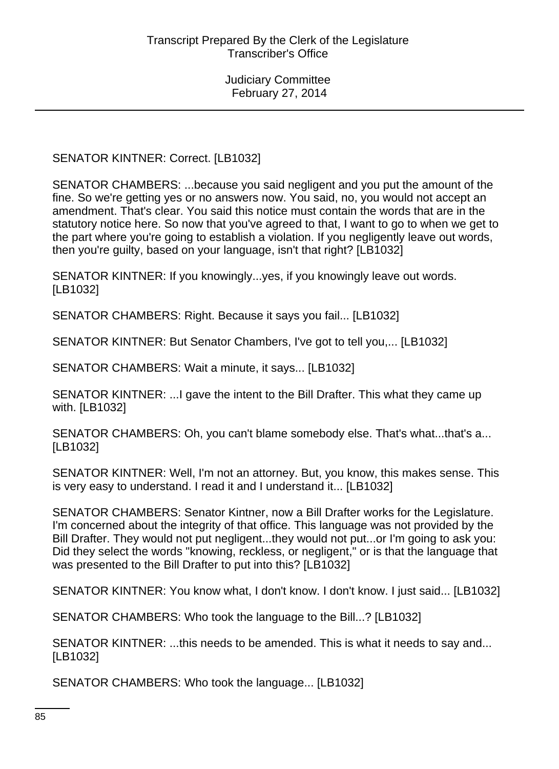SENATOR KINTNER: Correct. [LB1032]

SENATOR CHAMBERS: ...because you said negligent and you put the amount of the fine. So we're getting yes or no answers now. You said, no, you would not accept an amendment. That's clear. You said this notice must contain the words that are in the statutory notice here. So now that you've agreed to that, I want to go to when we get to the part where you're going to establish a violation. If you negligently leave out words, then you're guilty, based on your language, isn't that right? [LB1032]

SENATOR KINTNER: If you knowingly...yes, if you knowingly leave out words. [LB1032]

SENATOR CHAMBERS: Right. Because it says you fail... [LB1032]

SENATOR KINTNER: But Senator Chambers, I've got to tell you,... [LB1032]

SENATOR CHAMBERS: Wait a minute, it says... [LB1032]

SENATOR KINTNER: ...I gave the intent to the Bill Drafter. This what they came up with. [LB1032]

SENATOR CHAMBERS: Oh, you can't blame somebody else. That's what...that's a... [LB1032]

SENATOR KINTNER: Well, I'm not an attorney. But, you know, this makes sense. This is very easy to understand. I read it and I understand it... [LB1032]

SENATOR CHAMBERS: Senator Kintner, now a Bill Drafter works for the Legislature. I'm concerned about the integrity of that office. This language was not provided by the Bill Drafter. They would not put negligent...they would not put...or I'm going to ask you: Did they select the words "knowing, reckless, or negligent," or is that the language that was presented to the Bill Drafter to put into this? [LB1032]

SENATOR KINTNER: You know what, I don't know. I don't know. I just said... [LB1032]

SENATOR CHAMBERS: Who took the language to the Bill...? [LB1032]

SENATOR KINTNER: ...this needs to be amended. This is what it needs to say and... [LB1032]

SENATOR CHAMBERS: Who took the language... [LB1032]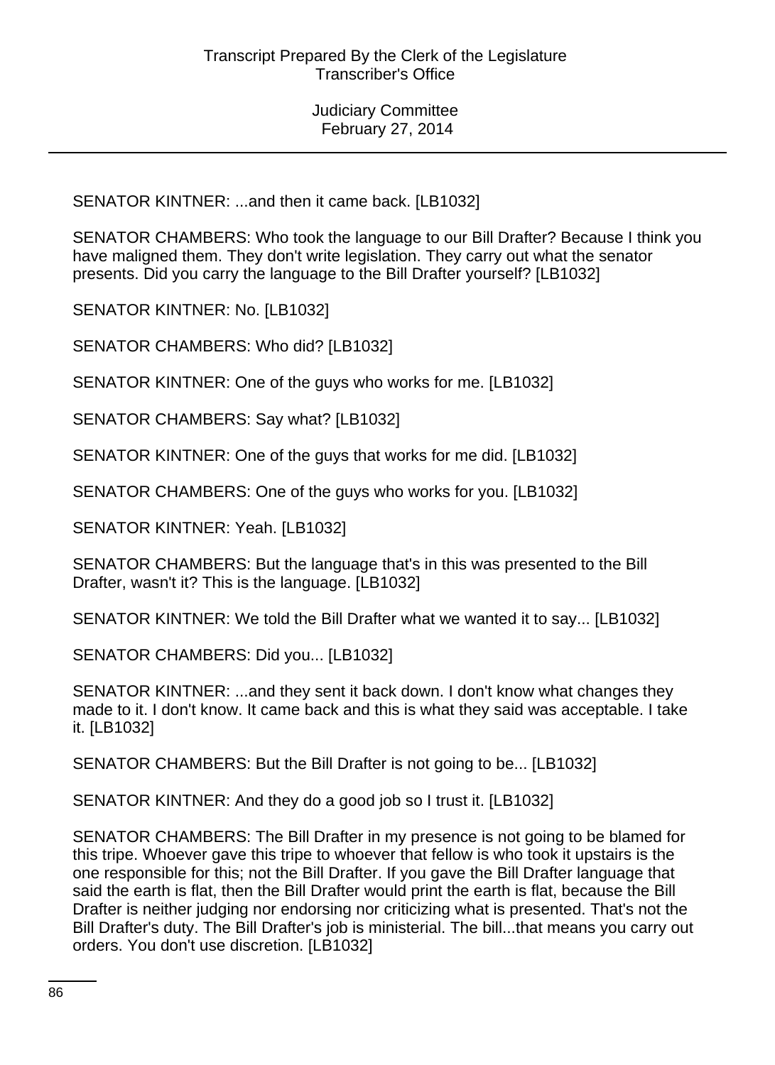SENATOR KINTNER: ...and then it came back. [LB1032]

SENATOR CHAMBERS: Who took the language to our Bill Drafter? Because I think you have maligned them. They don't write legislation. They carry out what the senator presents. Did you carry the language to the Bill Drafter yourself? [LB1032]

SENATOR KINTNER: No. [LB1032]

SENATOR CHAMBERS: Who did? [LB1032]

SENATOR KINTNER: One of the guys who works for me. [LB1032]

SENATOR CHAMBERS: Say what? [LB1032]

SENATOR KINTNER: One of the guys that works for me did. [LB1032]

SENATOR CHAMBERS: One of the guys who works for you. [LB1032]

SENATOR KINTNER: Yeah. [LB1032]

SENATOR CHAMBERS: But the language that's in this was presented to the Bill Drafter, wasn't it? This is the language. [LB1032]

SENATOR KINTNER: We told the Bill Drafter what we wanted it to say... [LB1032]

SENATOR CHAMBERS: Did you... [LB1032]

SENATOR KINTNER: ...and they sent it back down. I don't know what changes they made to it. I don't know. It came back and this is what they said was acceptable. I take it. [LB1032]

SENATOR CHAMBERS: But the Bill Drafter is not going to be... [LB1032]

SENATOR KINTNER: And they do a good job so I trust it. [LB1032]

SENATOR CHAMBERS: The Bill Drafter in my presence is not going to be blamed for this tripe. Whoever gave this tripe to whoever that fellow is who took it upstairs is the one responsible for this; not the Bill Drafter. If you gave the Bill Drafter language that said the earth is flat, then the Bill Drafter would print the earth is flat, because the Bill Drafter is neither judging nor endorsing nor criticizing what is presented. That's not the Bill Drafter's duty. The Bill Drafter's job is ministerial. The bill...that means you carry out orders. You don't use discretion. [LB1032]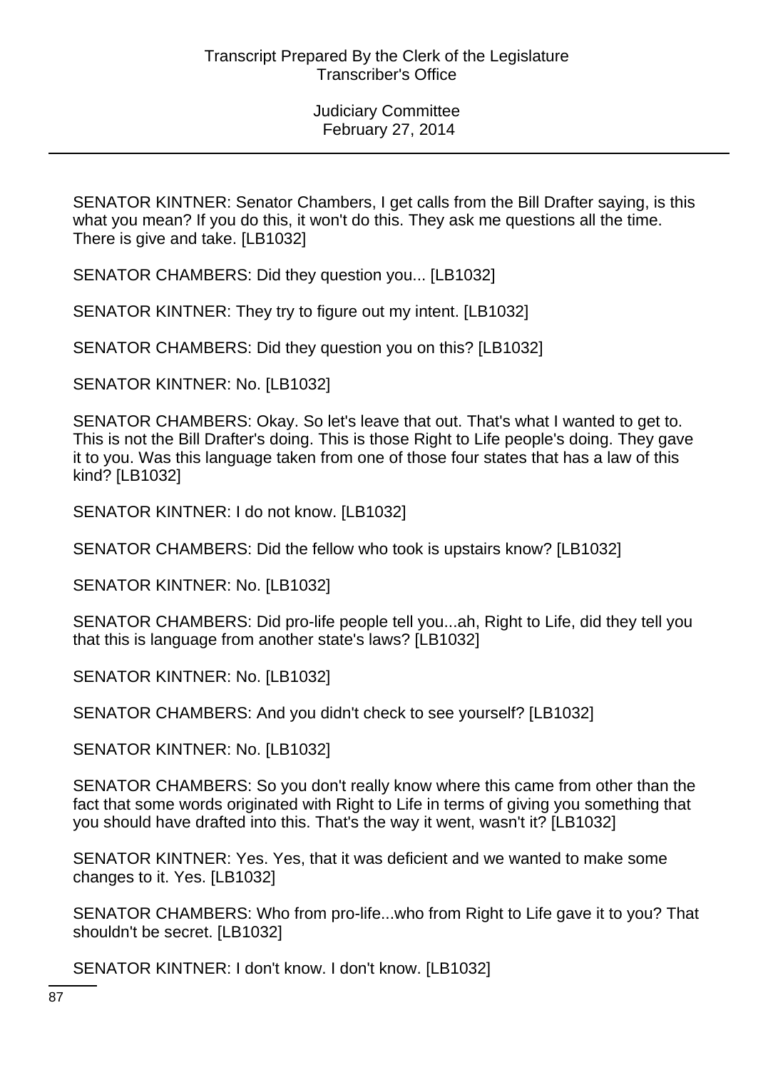SENATOR KINTNER: Senator Chambers, I get calls from the Bill Drafter saying, is this what you mean? If you do this, it won't do this. They ask me questions all the time. There is give and take. [LB1032]

SENATOR CHAMBERS: Did they question you... [LB1032]

SENATOR KINTNER: They try to figure out my intent. [LB1032]

SENATOR CHAMBERS: Did they question you on this? [LB1032]

SENATOR KINTNER: No. [LB1032]

SENATOR CHAMBERS: Okay. So let's leave that out. That's what I wanted to get to. This is not the Bill Drafter's doing. This is those Right to Life people's doing. They gave it to you. Was this language taken from one of those four states that has a law of this kind? [LB1032]

SENATOR KINTNER: I do not know. [LB1032]

SENATOR CHAMBERS: Did the fellow who took is upstairs know? [LB1032]

SENATOR KINTNER: No. [LB1032]

SENATOR CHAMBERS: Did pro-life people tell you...ah, Right to Life, did they tell you that this is language from another state's laws? [LB1032]

SENATOR KINTNER: No. [LB1032]

SENATOR CHAMBERS: And you didn't check to see yourself? [LB1032]

SENATOR KINTNER: No. [LB1032]

SENATOR CHAMBERS: So you don't really know where this came from other than the fact that some words originated with Right to Life in terms of giving you something that you should have drafted into this. That's the way it went, wasn't it? [LB1032]

SENATOR KINTNER: Yes. Yes, that it was deficient and we wanted to make some changes to it. Yes. [LB1032]

SENATOR CHAMBERS: Who from pro-life...who from Right to Life gave it to you? That shouldn't be secret. [LB1032]

SENATOR KINTNER: I don't know. I don't know. [LB1032]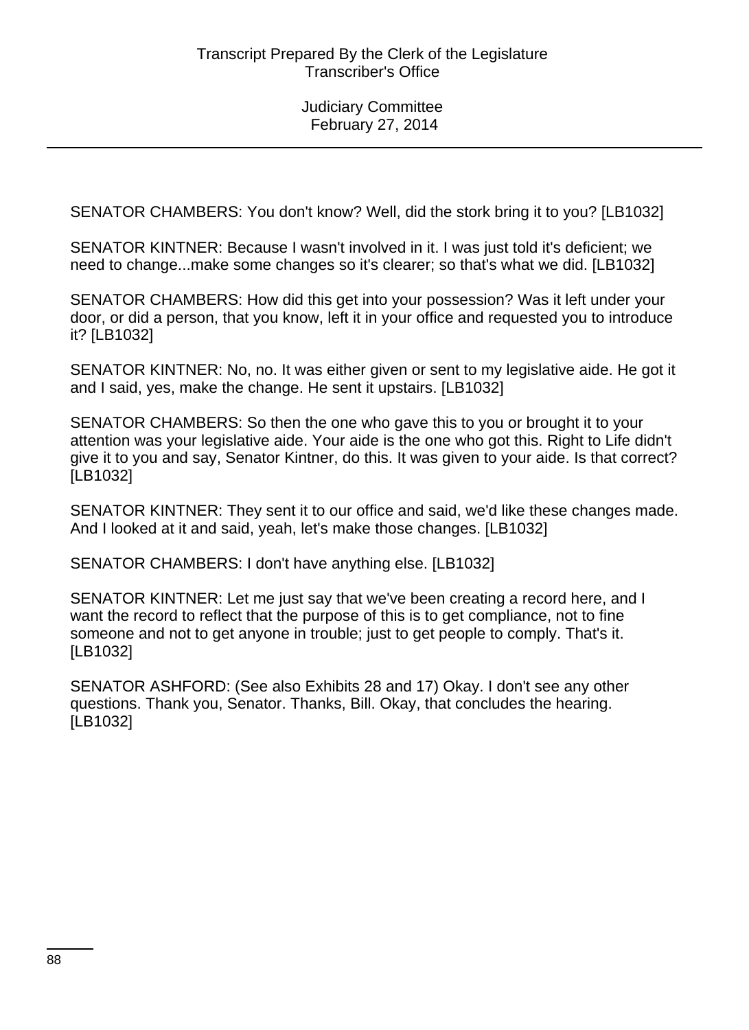SENATOR CHAMBERS: You don't know? Well, did the stork bring it to you? [LB1032]

SENATOR KINTNER: Because I wasn't involved in it. I was just told it's deficient; we need to change...make some changes so it's clearer; so that's what we did. [LB1032]

SENATOR CHAMBERS: How did this get into your possession? Was it left under your door, or did a person, that you know, left it in your office and requested you to introduce it? [LB1032]

SENATOR KINTNER: No, no. It was either given or sent to my legislative aide. He got it and I said, yes, make the change. He sent it upstairs. [LB1032]

SENATOR CHAMBERS: So then the one who gave this to you or brought it to your attention was your legislative aide. Your aide is the one who got this. Right to Life didn't give it to you and say, Senator Kintner, do this. It was given to your aide. Is that correct? [LB1032]

SENATOR KINTNER: They sent it to our office and said, we'd like these changes made. And I looked at it and said, yeah, let's make those changes. [LB1032]

SENATOR CHAMBERS: I don't have anything else. [LB1032]

SENATOR KINTNER: Let me just say that we've been creating a record here, and I want the record to reflect that the purpose of this is to get compliance, not to fine someone and not to get anyone in trouble; just to get people to comply. That's it. [LB1032]

SENATOR ASHFORD: (See also Exhibits 28 and 17) Okay. I don't see any other questions. Thank you, Senator. Thanks, Bill. Okay, that concludes the hearing. [LB1032]